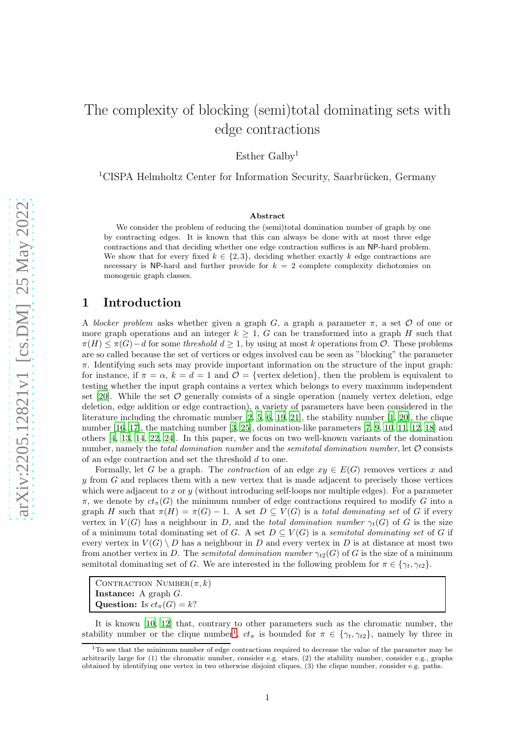# The complexity of blocking (semi)total dominating sets with edge contractions

Esther Galby[1]

[1]CISPA Helmholtz Center for Information Security, Saarbrücken, Germany

### Abstract

We consider the problem of reducing the (semi)total domination number of graph by one by contracting edges. It is known that this can always be done with at most three edge contractions and that deciding whether one edge contraction suffices is an NP-hard problem. We show that for every fixed $k \in \{2, 3\}$, deciding whether exactly $k$ edge contractions are necessary is NP-hard and further provide for $k = 2$ complete complexity dichotomies on monogenic graph classes.

## 1 Introduction

A *blocker problem* asks whether given a graph $G$, a graph a parameter $\pi$, a set $\mathcal{O}$ of one or more graph operations and an integer $k \geq 1$, $G$ can be transformed into a graph $H$ such that $\pi(H) \leq \pi(G) - d$ for some *threshold* $d \geq 1$, by using at most $k$ operations from $\mathcal{O}$. These problems are so called because the set of vertices or edges involved can be seen as "blocking" the parameter $\pi$. Identifying such sets may provide important information on the structure of the input graph: for instance, if $\pi = \alpha$, $k = d = 1$ and $\mathcal{O} = \{\text{vertex deletion}\}$, then the problem is equivalent to testing whether the input graph contains a vertex which belongs to every maximum independent set [20]. While the set $\mathcal{O}$ generally consists of a single operation (namely vertex deletion, edge deletion, edge addition or edge contraction), a variety of parameters have been considered in the literature including the chromatic number [2, 5, 6, 19, 21], the stability number [1, 20], the clique number [16, 17], the matching number [3, 25], domination-like parameters [7, 9, 10, 11, 12, 18] and others [4, 13, 14, 22, 24]. In this paper, we focus on two well-known variants of the domination number, namely the *total domination number* and the *semitotal domination number*, let $\mathcal{O}$ consists of an edge contraction and set the threshold $d$ to one.

Formally, let $G$ be a graph. The *contraction* of an edge $xy \in E(G)$ removes vertices $x$ and $y$ from $G$ and replaces them with a new vertex that is made adjacent to precisely those vertices which were adjacent to $x$ or $y$ (without introducing self-loops nor multiple edges). For a parameter $\pi$, we denote by $ct_\pi(G)$ the minimum number of edge contractions required to modify $G$ into a graph $H$ such that $\pi(H) = \pi(G) - 1$. A set $D \subseteq V(G)$ is a *total dominating set* of $G$ if every vertex in $V(G)$ has a neighbour in $D$, and the *total domination number* $\gamma_t(G)$ of $G$ is the size of a minimum total dominating set of $G$. A set $D \subseteq V(G)$ is a *semitotal dominating set* of $G$ if every vertex in $V(G) \setminus D$ has a neighbour in $D$ and every vertex in $D$ is at distance at most two from another vertex in $D$. The *semitotal domination number* $\gamma_{t2}(G)$ of $G$ is the size of a minimum semitotal dominating set of $G$. We are interested in the following problem for $\pi \in \{\gamma_t, \gamma_{t2}\}$.

> Contraction Number($\pi, k$)
> **Instance:** A graph $G$.
> **Question:** Is $ct_\pi(G) = k$?

It is known [10, 12] that, contrary to other parameters such as the chromatic number, the stability number or the clique number[1], $ct_\pi$ is bounded for $\pi \in \{\gamma_t, \gamma_{t2}\}$, namely by three in

[1]To see that the minimum number of edge contractions required to decrease the value of the parameter may be arbitrarily large for (1) the chromatic number, consider e.g. stars, (2) the stability number, consider e.g., graphs obtained by identifying one vertex in two otherwise disjoint cliques, (3) the clique number, consider e.g. paths.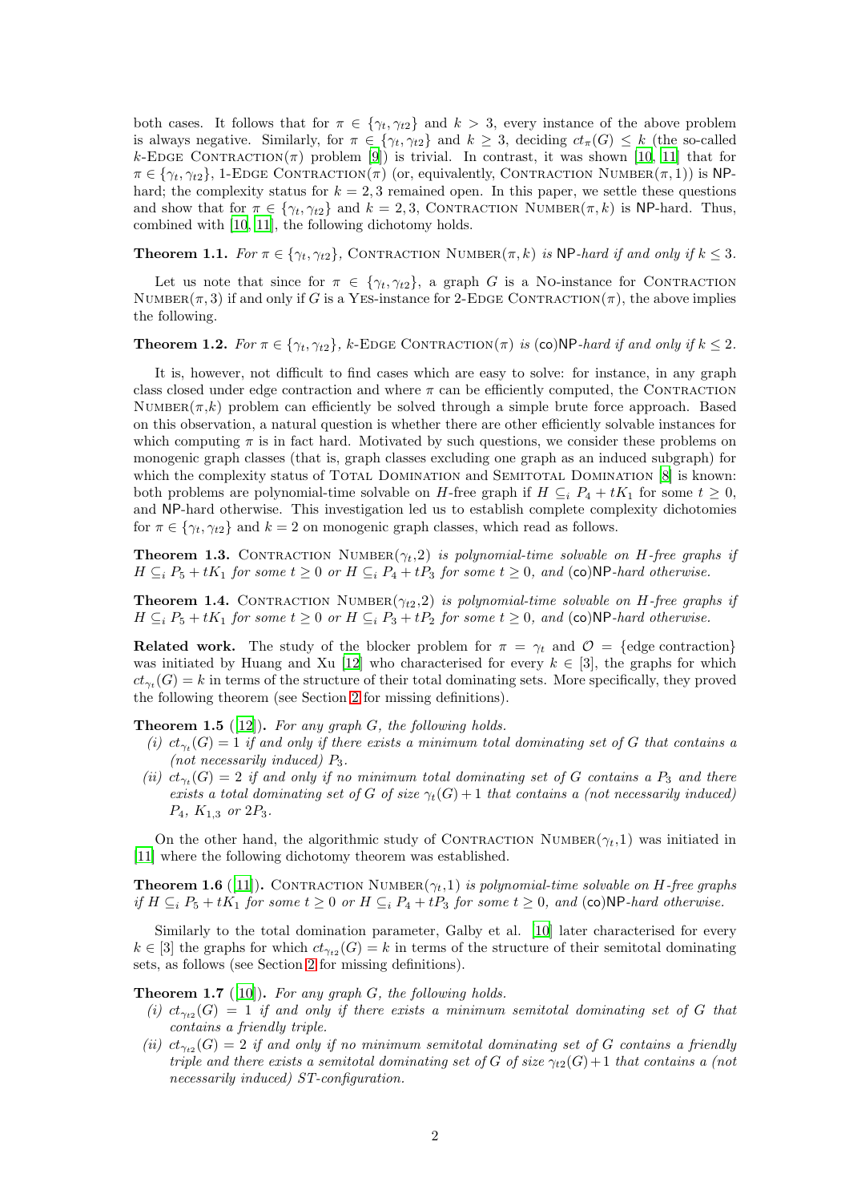both cases. It follows that for $\pi \in \{\gamma_t, \gamma_{t2}\}$ and $k > 3$, every instance of the above problem is always negative. Similarly, for $\pi \in \{\gamma_t, \gamma_{t2}\}$ and $k \geq 3$, deciding $ct_\pi(G) \leq k$ (the so-called $k$-Edge Contraction($\pi$) problem [9]) is trivial. In contrast, it was shown [10, 11] that for $\pi \in \{\gamma_t, \gamma_{t2}\}$, 1-Edge Contraction($\pi$) (or, equivalently, Contraction Number($\pi$, 1)) is NP-hard; the complexity status for $k = 2, 3$ remained open. In this paper, we settle these questions and show that for $\pi \in \{\gamma_t, \gamma_{t2}\}$ and $k = 2, 3$, Contraction Number($\pi, k$) is NP-hard. Thus, combined with [10, 11], the following dichotomy holds.

**Theorem 1.1.** *For $\pi \in \{\gamma_t, \gamma_{t2}\}$, Contraction Number($\pi, k$) is NP-hard if and only if $k \leq 3$.*

Let us note that since for $\pi \in \{\gamma_t, \gamma_{t2}\}$, a graph $G$ is a No-instance for Contraction Number($\pi$, 3) if and only if $G$ is a Yes-instance for 2-Edge Contraction($\pi$), the above implies the following.

**Theorem 1.2.** *For $\pi \in \{\gamma_t, \gamma_{t2}\}$, $k$-Edge Contraction($\pi$) is (co)NP-hard if and only if $k \leq 2$.*

It is, however, not difficult to find cases which are easy to solve: for instance, in any graph class closed under edge contraction and where $\pi$ can be efficiently computed, the Contraction Number($\pi$,$k$) problem can efficiently be solved through a simple brute force approach. Based on this observation, a natural question is whether there are other efficiently solvable instances for which computing $\pi$ is in fact hard. Motivated by such questions, we consider these problems on monogenic graph classes (that is, graph classes excluding one graph as an induced subgraph) for which the complexity status of Total Domination and Semitotal Domination [8] is known: both problems are polynomial-time solvable on $H$-free graph if $H \subseteq_i P_4 + tK_1$ for some $t \geq 0$, and NP-hard otherwise. This investigation led us to establish complete complexity dichotomies for $\pi \in \{\gamma_t, \gamma_{t2}\}$ and $k = 2$ on monogenic graph classes, which read as follows.

**Theorem 1.3.** *Contraction Number($\gamma_t$,2) is polynomial-time solvable on $H$-free graphs if $H \subseteq_i P_5 + tK_1$ for some $t \geq 0$ or $H \subseteq_i P_4 + tP_3$ for some $t \geq 0$, and (co)NP-hard otherwise.*

**Theorem 1.4.** *Contraction Number($\gamma_{t2}$,2) is polynomial-time solvable on $H$-free graphs if $H \subseteq_i P_5 + tK_1$ for some $t \geq 0$ or $H \subseteq_i P_3 + tP_2$ for some $t \geq 0$, and (co)NP-hard otherwise.*

**Related work.** The study of the blocker problem for $\pi = \gamma_t$ and $\mathcal{O} = \{$edge contraction$\}$ was initiated by Huang and Xu [12] who characterised for every $k \in [3]$, the graphs for which $ct_{\gamma_t}(G) = k$ in terms of the structure of their total dominating sets. More specifically, they proved the following theorem (see Section 2 for missing definitions).

**Theorem 1.5** ([12])**.** *For any graph $G$, the following holds.*

*(i) $ct_{\gamma_t}(G) = 1$ if and only if there exists a minimum total dominating set of $G$ that contains a (not necessarily induced) $P_3$.*

*(ii) $ct_{\gamma_t}(G) = 2$ if and only if no minimum total dominating set of $G$ contains a $P_3$ and there exists a total dominating set of $G$ of size $\gamma_t(G) + 1$ that contains a (not necessarily induced) $P_4$, $K_{1,3}$ or $2P_3$.*

On the other hand, the algorithmic study of Contraction Number($\gamma_t$,1) was initiated in [11] where the following dichotomy theorem was established.

**Theorem 1.6** ([11])**.** *Contraction Number($\gamma_t$,1) is polynomial-time solvable on $H$-free graphs if $H \subseteq_i P_5 + tK_1$ for some $t \geq 0$ or $H \subseteq_i P_4 + tP_3$ for some $t \geq 0$, and (co)NP-hard otherwise.*

Similarly to the total domination parameter, Galby et al. [10] later characterised for every $k \in [3]$ the graphs for which $ct_{\gamma_{t2}}(G) = k$ in terms of the structure of their semitotal dominating sets, as follows (see Section 2 for missing definitions).

**Theorem 1.7** ([10])**.** *For any graph $G$, the following holds.*

*(i) $ct_{\gamma_{t2}}(G) = 1$ if and only if there exists a minimum semitotal dominating set of $G$ that contains a friendly triple.*

*(ii) $ct_{\gamma_{t2}}(G) = 2$ if and only if no minimum semitotal dominating set of $G$ contains a friendly triple and there exists a semitotal dominating set of $G$ of size $\gamma_{t2}(G) + 1$ that contains a (not necessarily induced) ST-configuration.*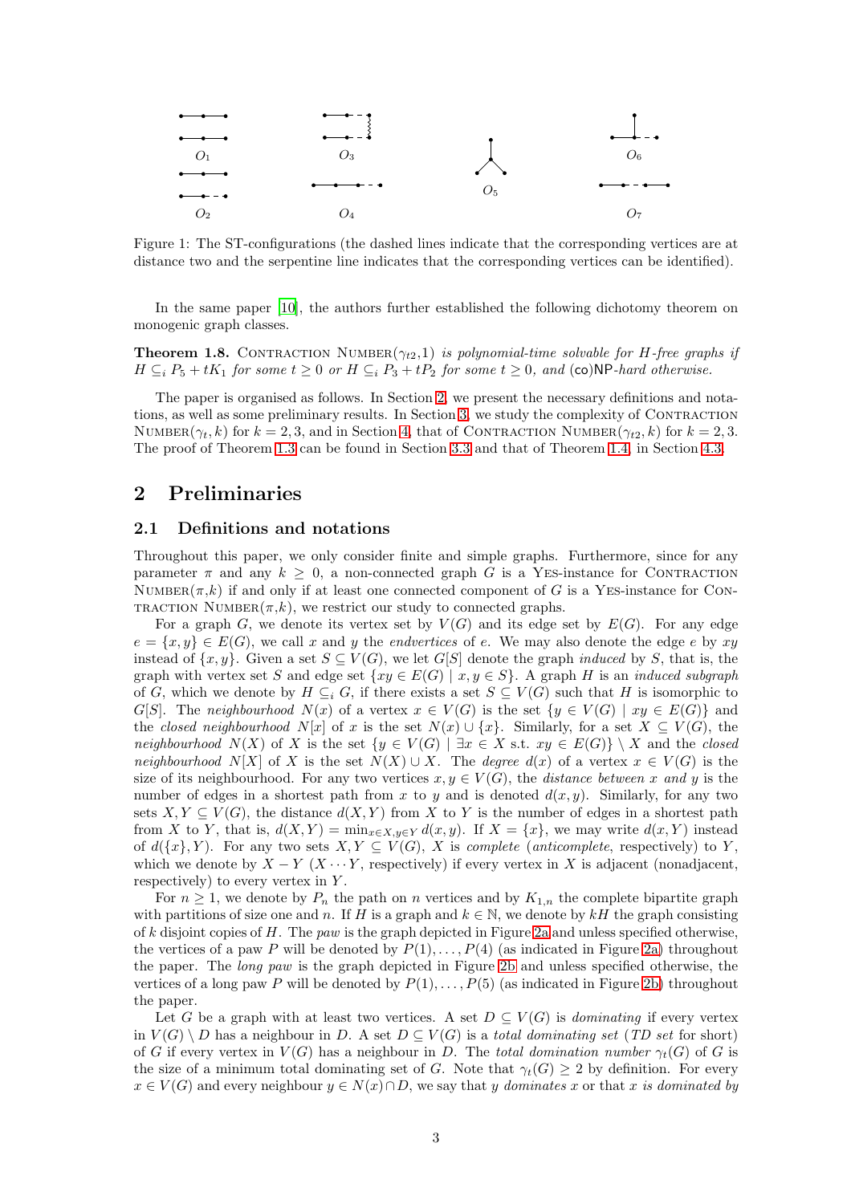$O_1$ $O_3$ $O_5$ $O_6$

$O_2$ $O_4$ $O_7$

Figure 1: The ST-configurations (the dashed lines indicate that the corresponding vertices are at distance two and the serpentine line indicates that the corresponding vertices can be identified).

In the same paper [10], the authors further established the following dichotomy theorem on monogenic graph classes.

**Theorem 1.8.** Contraction Number($\gamma_{t2}$,1) *is polynomial-time solvable for* $H$*-free graphs if* $H \subseteq_i P_5 + tK_1$ *for some* $t \geq 0$ *or* $H \subseteq_i P_3 + tP_2$ *for some* $t \geq 0$*, and* (co)NP*-hard otherwise.*

The paper is organised as follows. In Section 2, we present the necessary definitions and notations, as well as some preliminary results. In Section 3, we study the complexity of Contraction Number($\gamma_t, k$) for $k = 2, 3$, and in Section 4, that of Contraction Number($\gamma_{t2}, k$) for $k = 2, 3$. The proof of Theorem 1.3 can be found in Section 3.3 and that of Theorem 1.4 in Section 4.3.

## 2 Preliminaries

### 2.1 Definitions and notations

Throughout this paper, we only consider finite and simple graphs. Furthermore, since for any parameter $\pi$ and any $k \geq 0$, a non-connected graph $G$ is a Yes-instance for Contraction Number($\pi$,$k$) if and only if at least one connected component of $G$ is a Yes-instance for Contraction Number($\pi$,$k$), we restrict our study to connected graphs.

For a graph $G$, we denote its vertex set by $V(G)$ and its edge set by $E(G)$. For any edge $e = \{x, y\} \in E(G)$, we call $x$ and $y$ the *endvertices* of $e$. We may also denote the edge $e$ by $xy$ instead of $\{x, y\}$. Given a set $S \subseteq V(G)$, we let $G[S]$ denote the graph *induced* by $S$, that is, the graph with vertex set $S$ and edge set $\{xy \in E(G) \mid x, y \in S\}$. A graph $H$ is an *induced subgraph* of $G$, which we denote by $H \subseteq_i G$, if there exists a set $S \subseteq V(G)$ such that $H$ is isomorphic to $G[S]$. The *neighbourhood* $N(x)$ of a vertex $x \in V(G)$ is the set $\{y \in V(G) \mid xy \in E(G)\}$ and the *closed neighbourhood* $N[x]$ of $x$ is the set $N(x) \cup \{x\}$. Similarly, for a set $X \subseteq V(G)$, the *neighbourhood* $N(X)$ of $X$ is the set $\{y \in V(G) \mid \exists x \in X \text{ s.t. } xy \in E(G)\} \setminus X$ and the *closed neighbourhood* $N[X]$ of $X$ is the set $N(X) \cup X$. The *degree* $d(x)$ of a vertex $x \in V(G)$ is the size of its neighbourhood. For any two vertices $x, y \in V(G)$, the *distance between* $x$ *and* $y$ is the number of edges in a shortest path from $x$ to $y$ and is denoted $d(x, y)$. Similarly, for any two sets $X, Y \subseteq V(G)$, the distance $d(X, Y)$ from $X$ to $Y$ is the number of edges in a shortest path from $X$ to $Y$, that is, $d(X, Y) = \min_{x \in X, y \in Y} d(x, y)$. If $X = \{x\}$, we may write $d(x, Y)$ instead of $d(\{x\}, Y)$. For any two sets $X, Y \subseteq V(G)$, $X$ is *complete* (*anticomplete*, respectively) to $Y$, which we denote by $X - Y$ ($X \cdots Y$, respectively) if every vertex in $X$ is adjacent (nonadjacent, respectively) to every vertex in $Y$.

For $n \geq 1$, we denote by $P_n$ the path on $n$ vertices and by $K_{1,n}$ the complete bipartite graph with partitions of size one and $n$. If $H$ is a graph and $k \in \mathbb{N}$, we denote by $kH$ the graph consisting of $k$ disjoint copies of $H$. The *paw* is the graph depicted in Figure 2a and unless specified otherwise, the vertices of a paw $P$ will be denoted by $P(1), \ldots, P(4)$ (as indicated in Figure 2a) throughout the paper. The *long paw* is the graph depicted in Figure 2b and unless specified otherwise, the vertices of a long paw $P$ will be denoted by $P(1), \ldots, P(5)$ (as indicated in Figure 2b) throughout the paper.

Let $G$ be a graph with at least two vertices. A set $D \subseteq V(G)$ is *dominating* if every vertex in $V(G) \setminus D$ has a neighbour in $D$. A set $D \subseteq V(G)$ is a *total dominating set* (*TD set* for short) of $G$ if every vertex in $V(G)$ has a neighbour in $D$. The *total domination number* $\gamma_t(G)$ of $G$ is the size of a minimum total dominating set of $G$. Note that $\gamma_t(G) \geq 2$ by definition. For every $x \in V(G)$ and every neighbour $y \in N(x) \cap D$, we say that $y$ *dominates* $x$ or that $x$ *is dominated by*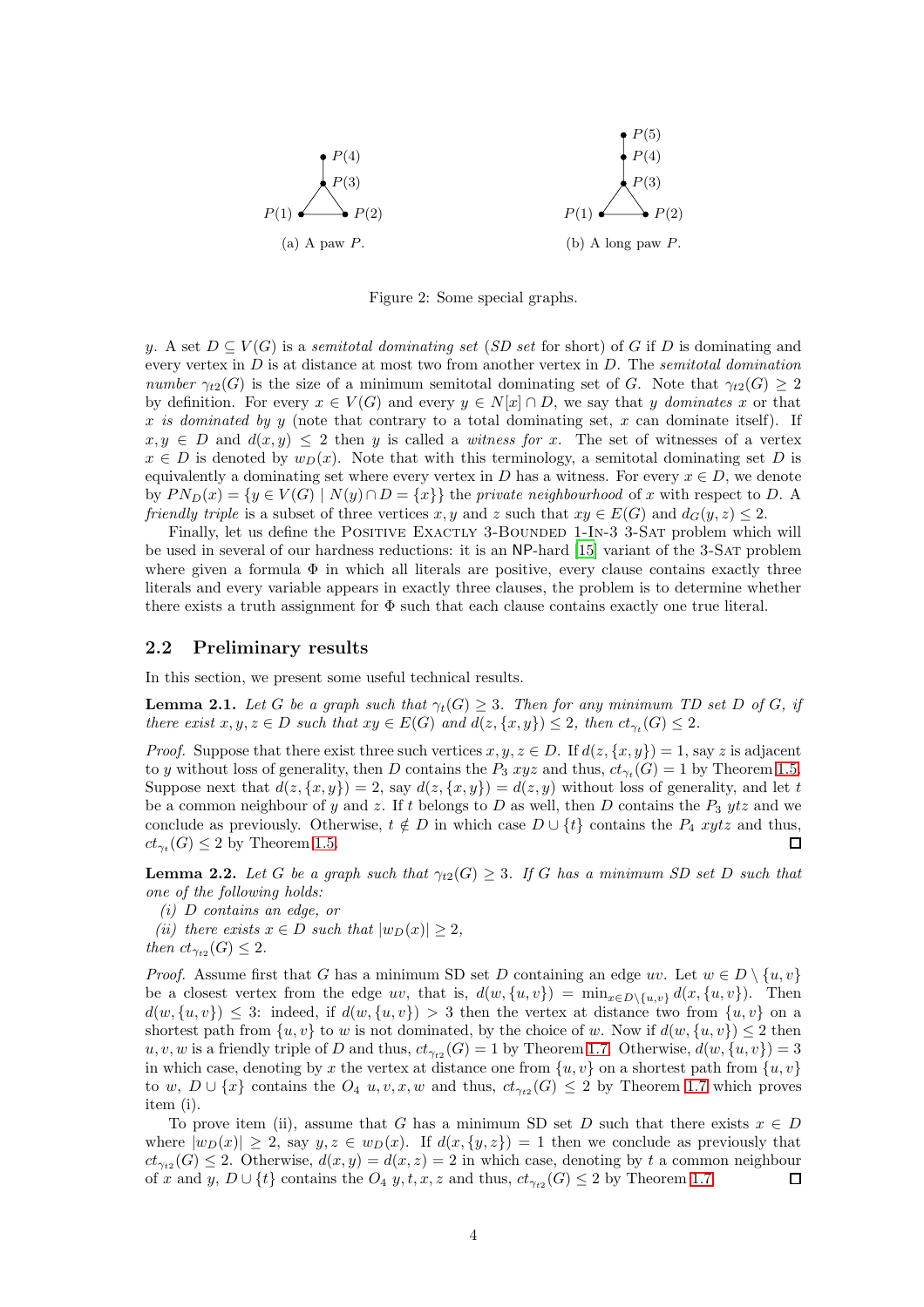(a) A paw $P$.

(b) A long paw $P$.

Figure 2: Some special graphs.

$y$. A set $D \subseteq V(G)$ is a *semitotal dominating set* (*SD set* for short) of $G$ if $D$ is dominating and every vertex in $D$ is at distance at most two from another vertex in $D$. The *semitotal domination number* $\gamma_{t2}(G)$ is the size of a minimum semitotal dominating set of $G$. Note that $\gamma_{t2}(G) \geq 2$ by definition. For every $x \in V(G)$ and every $y \in N[x] \cap D$, we say that $y$ *dominates* $x$ or that $x$ *is dominated by* $y$ (note that contrary to a total dominating set, $x$ can dominate itself). If $x, y \in D$ and $d(x, y) \leq 2$ then $y$ is called a *witness for* $x$. The set of witnesses of a vertex $x \in D$ is denoted by $w_D(x)$. Note that with this terminology, a semitotal dominating set $D$ is equivalently a dominating set where every vertex in $D$ has a witness. For every $x \in D$, we denote by $PN_D(x) = \{y \in V(G) \mid N(y) \cap D = \{x\}\}$ the *private neighbourhood* of $x$ with respect to $D$. A *friendly triple* is a subset of three vertices $x, y$ and $z$ such that $xy \in E(G)$ and $d_G(y, z) \leq 2$.

Finally, let us define the Positive Exactly 3-Bounded 1-In-3 3-Sat problem which will be used in several of our hardness reductions: it is an NP-hard [15] variant of the 3-Sat problem where given a formula $\Phi$ in which all literals are positive, every clause contains exactly three literals and every variable appears in exactly three clauses, the problem is to determine whether there exists a truth assignment for $\Phi$ such that each clause contains exactly one true literal.

## 2.2 Preliminary results

In this section, we present some useful technical results.

**Lemma 2.1.** *Let $G$ be a graph such that $\gamma_t(G) \geq 3$. Then for any minimum TD set $D$ of $G$, if there exist $x, y, z \in D$ such that $xy \in E(G)$ and $d(z, \{x, y\}) \leq 2$, then $ct_{\gamma_t}(G) \leq 2$.*

*Proof.* Suppose that there exist three such vertices $x, y, z \in D$. If $d(z, \{x, y\}) = 1$, say $z$ is adjacent to $y$ without loss of generality, then $D$ contains the $P_3$ $xyz$ and thus, $ct_{\gamma_t}(G) = 1$ by Theorem 1.5. Suppose next that $d(z, \{x, y\}) = 2$, say $d(z, \{x, y\}) = d(z, y)$ without loss of generality, and let $t$ be a common neighbour of $y$ and $z$. If $t$ belongs to $D$ as well, then $D$ contains the $P_3$ $ytz$ and we conclude as previously. Otherwise, $t \notin D$ in which case $D \cup \{t\}$ contains the $P_4$ $xytz$ and thus, $ct_{\gamma_t}(G) \leq 2$ by Theorem 1.5. ☐

**Lemma 2.2.** *Let $G$ be a graph such that $\gamma_{t2}(G) \geq 3$. If $G$ has a minimum SD set $D$ such that one of the following holds:*

*(i) $D$ contains an edge, or*

*(ii) there exists $x \in D$ such that $|w_D(x)| \geq 2$,*

*then $ct_{\gamma_{t2}}(G) \leq 2$.*

*Proof.* Assume first that $G$ has a minimum SD set $D$ containing an edge $uv$. Let $w \in D \setminus \{u, v\}$ be a closest vertex from the edge $uv$, that is, $d(w, \{u, v\}) = \min_{x \in D \setminus \{u,v\}} d(x, \{u, v\})$. Then $d(w, \{u, v\}) \leq 3$: indeed, if $d(w, \{u, v\}) > 3$ then the vertex at distance two from $\{u, v\}$ on a shortest path from $\{u, v\}$ to $w$ is not dominated, by the choice of $w$. Now if $d(w, \{u, v\}) \leq 2$ then $u, v, w$ is a friendly triple of $D$ and thus, $ct_{\gamma_{t2}}(G) = 1$ by Theorem 1.7. Otherwise, $d(w, \{u, v\}) = 3$ in which case, denoting by $x$ the vertex at distance one from $\{u, v\}$ on a shortest path from $\{u, v\}$ to $w$, $D \cup \{x\}$ contains the $O_4$ $u, v, x, w$ and thus, $ct_{\gamma_{t2}}(G) \leq 2$ by Theorem 1.7 which proves item (i).

To prove item (ii), assume that $G$ has a minimum SD set $D$ such that there exists $x \in D$ where $|w_D(x)| \geq 2$, say $y, z \in w_D(x)$. If $d(x, \{y, z\}) = 1$ then we conclude as previously that $ct_{\gamma_{t2}}(G) \leq 2$. Otherwise, $d(x, y) = d(x, z) = 2$ in which case, denoting by $t$ a common neighbour of $x$ and $y$, $D \cup \{t\}$ contains the $O_4$ $y, t, x, z$ and thus, $ct_{\gamma_{t2}}(G) \leq 2$ by Theorem 1.7. ☐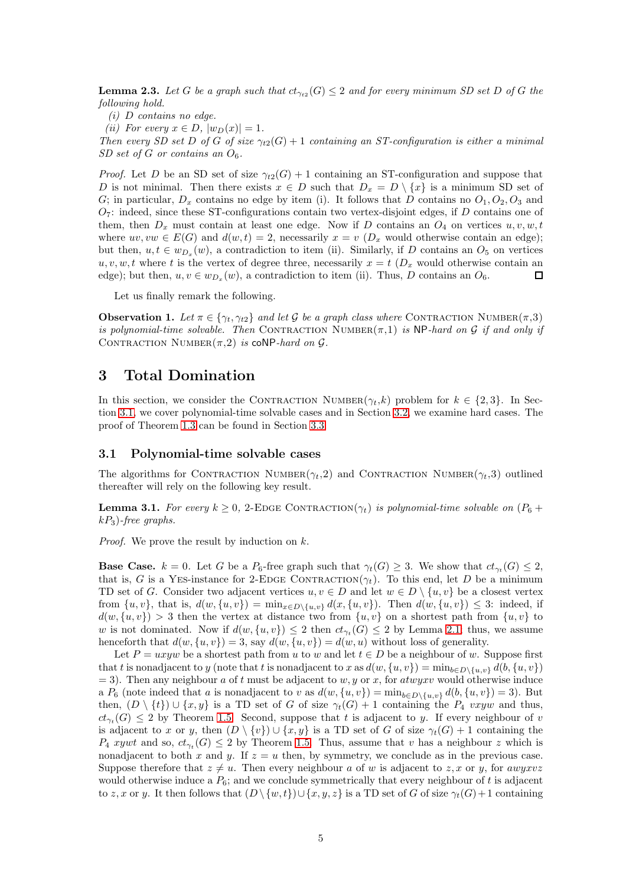**Lemma 2.3.** *Let $G$ be a graph such that $ct_{\gamma_{t2}}(G) \leq 2$ and for every minimum SD set $D$ of $G$ the following hold.*

*(i) $D$ contains no edge.*

*(ii) For every $x \in D$, $|w_D(x)| = 1$.*

*Then every SD set $D$ of $G$ of size $\gamma_{t2}(G)+1$ containing an ST-configuration is either a minimal SD set of $G$ or contains an $O_6$.*

*Proof.* Let $D$ be an SD set of size $\gamma_{t2}(G)+1$ containing an ST-configuration and suppose that $D$ is not minimal. Then there exists $x \in D$ such that $D_x = D \setminus \{x\}$ is a minimum SD set of $G$; in particular, $D_x$ contains no edge by item (i). It follows that $D$ contains no $O_1, O_2, O_3$ and $O_7$: indeed, since these ST-configurations contain two vertex-disjoint edges, if $D$ contains one of them, then $D_x$ must contain at least one edge. Now if $D$ contains an $O_4$ on vertices $u, v, w, t$ where $uv, vw \in E(G)$ and $d(w,t) = 2$, necessarily $x = v$ ($D_x$ would otherwise contain an edge); but then, $u, t \in w_{D_x}(w)$, a contradiction to item (ii). Similarly, if $D$ contains an $O_5$ on vertices $u, v, w, t$ where $t$ is the vertex of degree three, necessarily $x = t$ ($D_x$ would otherwise contain an edge); but then, $u, v \in w_{D_x}(w)$, a contradiction to item (ii). Thus, $D$ contains an $O_6$. $\square$

Let us finally remark the following.

**Observation 1.** *Let $\pi \in \{\gamma_t, \gamma_{t2}\}$ and let $\mathcal{G}$ be a graph class where* Contraction Number$(\pi,3)$ *is polynomial-time solvable. Then* Contraction Number$(\pi,1)$ *is* NP*-hard on $\mathcal{G}$ if and only if* Contraction Number$(\pi,2)$ *is* coNP*-hard on $\mathcal{G}$.*

# 3 Total Domination

In this section, we consider the Contraction Number$(\gamma_t,k)$ problem for $k \in \{2,3\}$. In Section 3.1, we cover polynomial-time solvable cases and in Section 3.2, we examine hard cases. The proof of Theorem 1.3 can be found in Section 3.3.

## 3.1 Polynomial-time solvable cases

The algorithms for Contraction Number$(\gamma_t,2)$ and Contraction Number$(\gamma_t,3)$ outlined thereafter will rely on the following key result.

**Lemma 3.1.** *For every $k \geq 0$, 2-*Edge Contraction$(\gamma_t)$ *is polynomial-time solvable on $(P_6 + kP_3)$-free graphs.*

*Proof.* We prove the result by induction on $k$.

**Base Case.** $k = 0$. Let $G$ be a $P_6$-free graph such that $\gamma_t(G) \geq 3$. We show that $ct_{\gamma_t}(G) \leq 2$, that is, $G$ is a Yes-instance for 2-Edge Contraction$(\gamma_t)$. To this end, let $D$ be a minimum TD set of $G$. Consider two adjacent vertices $u, v \in D$ and let $w \in D \setminus \{u,v\}$ be a closest vertex from $\{u,v\}$, that is, $d(w,\{u,v\}) = \min_{x \in D\setminus\{u,v\}} d(x,\{u,v\})$. Then $d(w,\{u,v\}) \leq 3$: indeed, if $d(w,\{u,v\}) > 3$ then the vertex at distance two from $\{u,v\}$ on a shortest path from $\{u,v\}$ to $w$ is not dominated. Now if $d(w,\{u,v\}) \leq 2$ then $ct_{\gamma_t}(G) \leq 2$ by Lemma 2.1; thus, we assume henceforth that $d(w,\{u,v\}) = 3$, say $d(w,\{u,v\}) = d(w,u)$ without loss of generality.

Let $P = uxyw$ be a shortest path from $u$ to $w$ and let $t \in D$ be a neighbour of $w$. Suppose first that $t$ is nonadjacent to $y$ (note that $t$ is nonadjacent to $x$ as $d(w,\{u,v\}) = \min_{b \in D\setminus\{u,v\}} d(b,\{u,v\}) = 3$). Then any neighbour $a$ of $t$ must be adjacent to $w, y$ or $x$, for $atwyxv$ would otherwise induce a $P_6$ (note indeed that $a$ is nonadjacent to $v$ as $d(w,\{u,v\}) = \min_{b \in D\setminus\{u,v\}} d(b,\{u,v\}) = 3$). But then, $(D \setminus \{t\}) \cup \{x,y\}$ is a TD set of $G$ of size $\gamma_t(G)+1$ containing the $P_4$ $vxyw$ and thus, $ct_{\gamma_t}(G) \leq 2$ by Theorem 1.5. Second, suppose that $t$ is adjacent to $y$. If every neighbour of $v$ is adjacent to $x$ or $y$, then $(D \setminus \{v\}) \cup \{x,y\}$ is a TD set of $G$ of size $\gamma_t(G)+1$ containing the $P_4$ $xywt$ and so, $ct_{\gamma_t}(G) \leq 2$ by Theorem 1.5. Thus, assume that $v$ has a neighbour $z$ which is nonadjacent to both $x$ and $y$. If $z = u$ then, by symmetry, we conclude as in the previous case. Suppose therefore that $z \neq u$. Then every neighbour $a$ of $w$ is adjacent to $z, x$ or $y$, for $awyxvz$ would otherwise induce a $P_6$; and we conclude symmetrically that every neighbour of $t$ is adjacent to $z, x$ or $y$. It then follows that $(D \setminus \{w,t\}) \cup \{x,y,z\}$ is a TD set of $G$ of size $\gamma_t(G)+1$ containing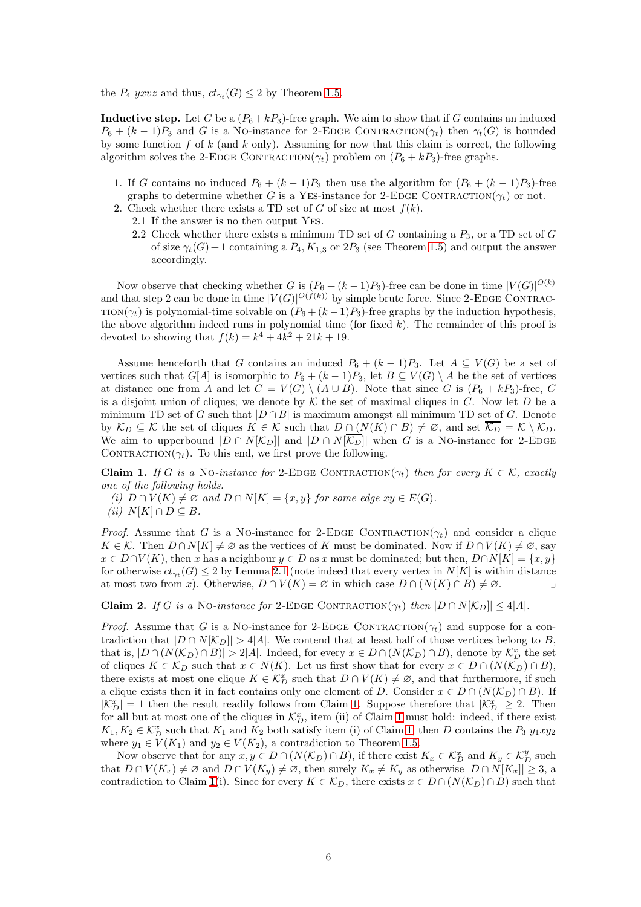the $P_4$ $yxvz$ and thus, $ct_{\gamma_t}(G) \leq 2$ by Theorem 1.5.

**Inductive step.** Let $G$ be a $(P_6 + kP_3)$-free graph. We aim to show that if $G$ contains an induced $P_6 + (k-1)P_3$ and $G$ is a NO-instance for 2-EDGE CONTRACTION($\gamma_t$) then $\gamma_t(G)$ is bounded by some function $f$ of $k$ (and $k$ only). Assuming for now that this claim is correct, the following algorithm solves the 2-EDGE CONTRACTION($\gamma_t$) problem on $(P_6 + kP_3)$-free graphs.

1. If $G$ contains no induced $P_6 + (k-1)P_3$ then use the algorithm for $(P_6 + (k-1)P_3)$-free graphs to determine whether $G$ is a YES-instance for 2-EDGE CONTRACTION($\gamma_t$) or not.
2. Check whether there exists a TD set of $G$ of size at most $f(k)$.
   2.1 If the answer is no then output YES.
   2.2 Check whether there exists a minimum TD set of $G$ containing a $P_3$, or a TD set of $G$ of size $\gamma_t(G)+1$ containing a $P_4, K_{1,3}$ or $2P_3$ (see Theorem 1.5) and output the answer accordingly.

Now observe that checking whether $G$ is $(P_6 + (k-1)P_3)$-free can be done in time $|V(G)|^{O(k)}$ and that step 2 can be done in time $|V(G)|^{O(f(k))}$ by simple brute force. Since 2-EDGE CONTRACTION($\gamma_t$) is polynomial-time solvable on $(P_6 + (k-1)P_3)$-free graphs by the induction hypothesis, the above algorithm indeed runs in polynomial time (for fixed $k$). The remainder of this proof is devoted to showing that $f(k) = k^4 + 4k^2 + 21k + 19$.

Assume henceforth that $G$ contains an induced $P_6 + (k-1)P_3$. Let $A \subseteq V(G)$ be a set of vertices such that $G[A]$ is isomorphic to $P_6 + (k-1)P_3$, let $B \subseteq V(G) \setminus A$ be the set of vertices at distance one from $A$ and let $C = V(G) \setminus (A \cup B)$. Note that since $G$ is $(P_6 + kP_3)$-free, $C$ is a disjoint union of cliques; we denote by $\mathcal{K}$ the set of maximal cliques in $C$. Now let $D$ be a minimum TD set of $G$ such that $|D \cap B|$ is maximum amongst all minimum TD set of $G$. Denote by $\mathcal{K}_D \subseteq \mathcal{K}$ the set of cliques $K \in \mathcal{K}$ such that $D \cap (N(K) \cap B) \neq \varnothing$, and set $\overline{\mathcal{K}_D} = \mathcal{K} \setminus \mathcal{K}_D$. We aim to upperbound $|D \cap N[\mathcal{K}_D]|$ and $|D \cap N[\overline{\mathcal{K}_D}]|$ when $G$ is a NO-instance for 2-EDGE CONTRACTION($\gamma_t$). To this end, we first prove the following.

**Claim 1.** *If $G$ is a* NO*-instance for* 2-EDGE CONTRACTION($\gamma_t$) *then for every $K \in \mathcal{K}$, exactly one of the following holds.*
*(i) $D \cap V(K) \neq \varnothing$ and $D \cap N[K] = \{x, y\}$ for some edge $xy \in E(G)$.*
*(ii) $N[K] \cap D \subseteq B$.*

*Proof.* Assume that $G$ is a NO-instance for 2-EDGE CONTRACTION($\gamma_t$) and consider a clique $K \in \mathcal{K}$. Then $D \cap N[K] \neq \varnothing$ as the vertices of $K$ must be dominated. Now if $D \cap V(K) \neq \varnothing$, say $x \in D \cap V(K)$, then $x$ has a neighbour $y \in D$ as $x$ must be dominated; but then, $D \cap N[K] = \{x, y\}$ for otherwise $ct_{\gamma_t}(G) \leq 2$ by Lemma 2.1 (note indeed that every vertex in $N[K]$ is within distance at most two from $x$). Otherwise, $D \cap V(K) = \varnothing$ in which case $D \cap (N(K) \cap B) \neq \varnothing$. ⌟

**Claim 2.** *If $G$ is a* NO*-instance for* 2-EDGE CONTRACTION($\gamma_t$) *then $|D \cap N[\mathcal{K}_D]| \leq 4|A|$.*

*Proof.* Assume that $G$ is a NO-instance for 2-EDGE CONTRACTION($\gamma_t$) and suppose for a contradiction that $|D \cap N[\mathcal{K}_D]| > 4|A|$. We contend that at least half of those vertices belong to $B$, that is, $|D \cap (N(\mathcal{K}_D) \cap B)| > 2|A|$. Indeed, for every $x \in D \cap (N(\mathcal{K}_D) \cap B)$, denote by $\mathcal{K}_D^x$ the set of cliques $K \in \mathcal{K}_D$ such that $x \in N(K)$. Let us first show that for every $x \in D \cap (N(\mathcal{K}_D) \cap B)$, there exists at most one clique $K \in \mathcal{K}_D^x$ such that $D \cap V(K) \neq \varnothing$, and that furthermore, if such a clique exists then it in fact contains only one element of $D$. Consider $x \in D \cap (N(\mathcal{K}_D) \cap B)$. If $|\mathcal{K}_D^x| = 1$ then the result readily follows from Claim 1. Suppose therefore that $|\mathcal{K}_D^x| \geq 2$. Then for all but at most one of the cliques in $\mathcal{K}_D^x$, item (ii) of Claim 1 must hold: indeed, if there exist $K_1, K_2 \in \mathcal{K}_D^x$ such that $K_1$ and $K_2$ both satisfy item (i) of Claim 1, then $D$ contains the $P_3$ $y_1xy_2$ where $y_1 \in V(K_1)$ and $y_2 \in V(K_2)$, a contradiction to Theorem 1.5.

Now observe that for any $x, y \in D \cap (N(\mathcal{K}_D) \cap B)$, if there exist $K_x \in \mathcal{K}_D^x$ and $K_y \in \mathcal{K}_D^y$ such that $D \cap V(K_x) \neq \varnothing$ and $D \cap V(K_y) \neq \varnothing$, then surely $K_x \neq K_y$ as otherwise $|D \cap N[K_x]| \geq 3$, a contradiction to Claim 1(i). Since for every $K \in \mathcal{K}_D$, there exists $x \in D \cap (N(\mathcal{K}_D) \cap B)$ such that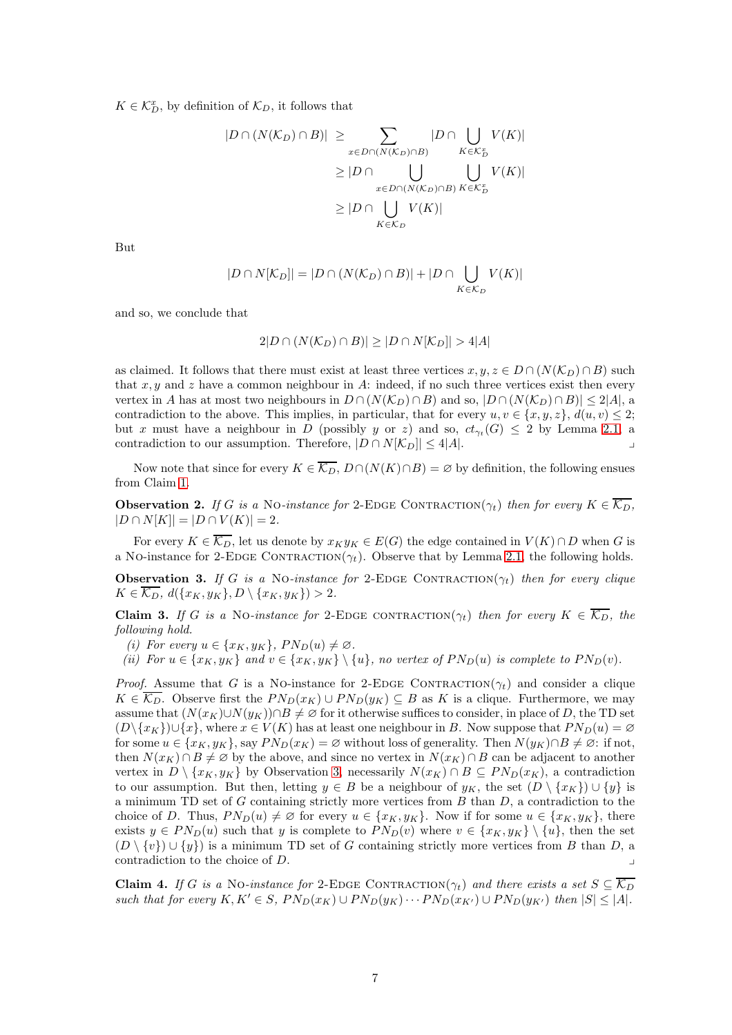$K \in \mathcal{K}_D^x$, by definition of $\mathcal{K}_D$, it follows that

$$
\begin{aligned}
|D \cap (N(\mathcal{K}_D) \cap B)| &\geq \sum_{x \in D \cap (N(\mathcal{K}_D) \cap B)} |D \cap \bigcup_{K \in \mathcal{K}_D^x} V(K)| \\
&\geq |D \cap \bigcup_{x \in D \cap (N(\mathcal{K}_D) \cap B)} \bigcup_{K \in \mathcal{K}_D^x} V(K)| \\
&\geq |D \cap \bigcup_{K \in \mathcal{K}_D} V(K)|
\end{aligned}
$$

But

$$
|D \cap N[\mathcal{K}_D]| = |D \cap (N(\mathcal{K}_D) \cap B)| + |D \cap \bigcup_{K \in \mathcal{K}_D} V(K)|
$$

and so, we conclude that

$$
2|D \cap (N(\mathcal{K}_D) \cap B)| \geq |D \cap N[\mathcal{K}_D]| > 4|A|
$$

as claimed. It follows that there must exist at least three vertices $x, y, z \in D \cap (N(\mathcal{K}_D) \cap B)$ such that $x, y$ and $z$ have a common neighbour in $A$: indeed, if no such three vertices exist then every vertex in $A$ has at most two neighbours in $D \cap (N(\mathcal{K}_D) \cap B)$ and so, $|D \cap (N(\mathcal{K}_D) \cap B)| \leq 2|A|$, a contradiction to the above. This implies, in particular, that for every $u, v \in \{x, y, z\}$, $d(u, v) \leq 2$; but $x$ must have a neighbour in $D$ (possibly $y$ or $z$) and so, $ct_{\gamma_t}(G) \leq 2$ by Lemma 2.1, a contradiction to our assumption. Therefore, $|D \cap N[\mathcal{K}_D]| \leq 4|A|$. ⌟

Now note that since for every $K \in \overline{\mathcal{K}_D}$, $D \cap (N(K) \cap B) = \varnothing$ by definition, the following ensues from Claim 1.

**Observation 2.** *If $G$ is a* No*-instance for* 2-Edge Contraction*$(\gamma_t)$ then for every $K \in \overline{\mathcal{K}_D}$, $|D \cap N[K]| = |D \cap V(K)| = 2$.*

For every $K \in \overline{\mathcal{K}_D}$, let us denote by $x_K y_K \in E(G)$ the edge contained in $V(K) \cap D$ when $G$ is a No-instance for 2-Edge Contraction$(\gamma_t)$. Observe that by Lemma 2.1, the following holds.

**Observation 3.** *If $G$ is a* No*-instance for* 2-Edge Contraction*$(\gamma_t)$ then for every clique $K \in \overline{\mathcal{K}_D}$, $d(\{x_K, y_K\}, D \setminus \{x_K, y_K\}) > 2$.*

**Claim 3.** *If $G$ is a* No*-instance for* 2-Edge contraction*$(\gamma_t)$ then for every $K \in \overline{\mathcal{K}_D}$, the following hold.*

*(i) For every $u \in \{x_K, y_K\}$, $PN_D(u) \neq \varnothing$.*

*(ii) For $u \in \{x_K, y_K\}$ and $v \in \{x_K, y_K\} \setminus \{u\}$, no vertex of $PN_D(u)$ is complete to $PN_D(v)$.*

*Proof.* Assume that $G$ is a No-instance for 2-Edge Contraction$(\gamma_t)$ and consider a clique $K \in \overline{\mathcal{K}_D}$. Observe first the $PN_D(x_K) \cup PN_D(y_K) \subseteq B$ as $K$ is a clique. Furthermore, we may assume that $(N(x_K) \cup N(y_K)) \cap B \neq \varnothing$ for it otherwise suffices to consider, in place of $D$, the TD set $(D \setminus \{x_K\}) \cup \{x\}$, where $x \in V(K)$ has at least one neighbour in $B$. Now suppose that $PN_D(u) = \varnothing$ for some $u \in \{x_K, y_K\}$, say $PN_D(x_K) = \varnothing$ without loss of generality. Then $N(y_K) \cap B \neq \varnothing$: if not, then $N(x_K) \cap B \neq \varnothing$ by the above, and since no vertex in $N(x_K) \cap B$ can be adjacent to another vertex in $D \setminus \{x_K, y_K\}$ by Observation 3, necessarily $N(x_K) \cap B \subseteq PN_D(x_K)$, a contradiction to our assumption. But then, letting $y \in B$ be a neighbour of $y_K$, the set $(D \setminus \{x_K\}) \cup \{y\}$ is a minimum TD set of $G$ containing strictly more vertices from $B$ than $D$, a contradiction to the choice of $D$. Thus, $PN_D(u) \neq \varnothing$ for every $u \in \{x_K, y_K\}$. Now if for some $u \in \{x_K, y_K\}$, there exists $y \in PN_D(u)$ such that $y$ is complete to $PN_D(v)$ where $v \in \{x_K, y_K\} \setminus \{u\}$, then the set $(D \setminus \{v\}) \cup \{y\})$ is a minimum TD set of $G$ containing strictly more vertices from $B$ than $D$, a contradiction to the choice of $D$. ⌟

**Claim 4.** *If $G$ is a* No*-instance for* 2-Edge Contraction*$(\gamma_t)$ and there exists a set $S \subseteq \overline{\mathcal{K}_D}$ such that for every $K, K' \in S$, $PN_D(x_K) \cup PN_D(y_K) \cdots PN_D(x_{K'}) \cup PN_D(y_{K'})$ then $|S| \leq |A|$.*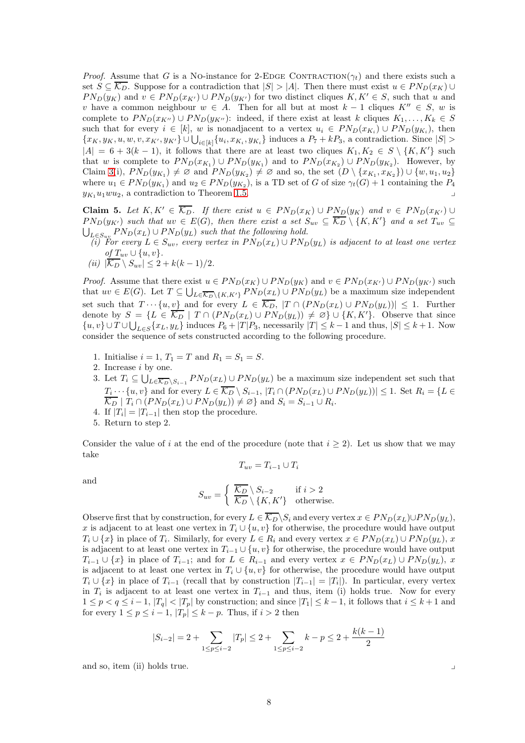*Proof.* Assume that $G$ is a No-instance for 2-Edge Contraction($\gamma_t$) and there exists such a set $S \subseteq \overline{\mathcal{K}_D}$. Suppose for a contradiction that $|S| > |A|$. Then there must exist $u \in PN_D(x_K) \cup PN_D(y_K)$ and $v \in PN_D(x_{K'}) \cup PN_D(y_{K'})$ for two distinct cliques $K, K' \in S$, such that $u$ and $v$ have a common neighbour $w \in A$. Then for all but at most $k-1$ cliques $K'' \in S$, $w$ is complete to $PN_D(x_{K''}) \cup PN_D(y_{K''})$: indeed, if there exist at least $k$ cliques $K_1, \ldots, K_k \in S$ such that for every $i \in [k]$, $w$ is nonadjacent to a vertex $u_i \in PN_D(x_{K_i}) \cup PN_D(y_{K_i})$, then $\{x_K, y_K, u, w, v, x_{K'}, y_{K'}\} \cup \bigcup_{i \in [k]} \{u_i, x_{K_i}, y_{K_i}\}$ induces a $P_7 + kP_3$, a contradiction. Since $|S| > |A| = 6 + 3(k-1)$, it follows that there are at least two cliques $K_1, K_2 \in S \setminus \{K, K'\}$ such that $w$ is complete to $PN_D(x_{K_1}) \cup PN_D(y_{K_1})$ and to $PN_D(x_{K_2}) \cup PN_D(y_{K_2})$. However, by Claim 3(i), $PN_D(y_{K_1}) \neq \varnothing$ and $PN_D(y_{K_2}) \neq \varnothing$ and so, the set $(D \setminus \{x_{K_1}, x_{K_2}\}) \cup \{w, u_1, u_2\}$ where $u_1 \in PN_D(y_{K_1})$ and $u_2 \in PN_D(y_{K_2})$, is a TD set of $G$ of size $\gamma_t(G)+1$ containing the $P_4$ $y_{K_1}u_1wu_2$, a contradiction to Theorem 1.5. ⌟

**Claim 5.** *Let $K, K' \in \overline{\mathcal{K}_D}$. If there exist $u \in PN_D(x_K) \cup PN_D(y_K)$ and $v \in PN_D(x_{K'}) \cup PN_D(y_{K'})$ such that $uv \in E(G)$, then there exist a set $S_{uv} \subseteq \overline{\mathcal{K}_D} \setminus \{K, K'\}$ and a set $T_{uv} \subseteq \bigcup_{L \in S_{uv}} PN_D(x_L) \cup PN_D(y_L)$ such that the following hold.*

*(i) For every $L \in S_{uv}$, every vertex in $PN_D(x_L) \cup PN_D(y_L)$ is adjacent to at least one vertex of $T_{uv} \cup \{u, v\}$.*

*(ii) $|\overline{\mathcal{K}_D} \setminus S_{uv}| \leq 2 + k(k-1)/2$.*

*Proof.* Assume that there exist $u \in PN_D(x_K) \cup PN_D(y_K)$ and $v \in PN_D(x_{K'}) \cup PN_D(y_{K'})$ such that $uv \in E(G)$. Let $T \subseteq \bigcup_{L \in \overline{\mathcal{K}_D} \setminus \{K, K'\}} PN_D(x_L) \cup PN_D(y_L)$ be a maximum size independent set such that $T \cdots \{u, v\}$ and for every $L \in \overline{\mathcal{K}_D}$, $|T \cap (PN_D(x_L) \cup PN_D(y_L))| \leq 1$. Further denote by $S = \{L \in \overline{\mathcal{K}_D} \mid T \cap (PN_D(x_L) \cup PN_D(y_L)) \neq \varnothing\} \cup \{K, K'\}$. Observe that since $\{u, v\} \cup T \cup \bigcup_{L \in S} \{x_L, y_L\}$ induces $P_6 + |T|P_3$, necessarily $|T| \leq k-1$ and thus, $|S| \leq k+1$. Now consider the sequence of sets constructed according to the following procedure.

1. Initialise $i = 1$, $T_1 = T$ and $R_1 = S_1 = S$.
2. Increase $i$ by one.
3. Let $T_i \subseteq \bigcup_{L \in \overline{\mathcal{K}_D} \setminus S_{i-1}} PN_D(x_L) \cup PN_D(y_L)$ be a maximum size independent set such that $T_i \cdots \{u, v\}$ and for every $L \in \overline{\mathcal{K}_D} \setminus S_{i-1}$, $|T_i \cap (PN_D(x_L) \cup PN_D(y_L))| \leq 1$. Set $R_i = \{L \in \overline{\mathcal{K}_D} \mid T_i \cap (PN_D(x_L) \cup PN_D(y_L)) \neq \varnothing\}$ and $S_i = S_{i-1} \cup R_i$.
4. If $|T_i| = |T_{i-1}|$ then stop the procedure.
5. Return to step 2.

Consider the value of $i$ at the end of the procedure (note that $i \geq 2$). Let us show that we may take

$$T_{uv} = T_{i-1} \cup T_i$$

and

$$S_{uv} = \begin{cases} \overline{\mathcal{K}_D} \setminus S_{i-2} & \text{if } i > 2 \\ \overline{\mathcal{K}_D} \setminus \{K, K'\} & \text{otherwise.} \end{cases}$$

Observe first that by construction, for every $L \in \overline{\mathcal{K}_D} \setminus S_i$ and every vertex $x \in PN_D(x_L) \cup PN_D(y_L)$, $x$ is adjacent to at least one vertex in $T_i \cup \{u, v\}$ for otherwise, the procedure would have output $T_i \cup \{x\}$ in place of $T_i$. Similarly, for every $L \in R_i$ and every vertex $x \in PN_D(x_L) \cup PN_D(y_L)$, $x$ is adjacent to at least one vertex in $T_{i-1} \cup \{u, v\}$ for otherwise, the procedure would have output $T_{i-1} \cup \{x\}$ in place of $T_{i-1}$; and for $L \in R_{i-1}$ and every vertex $x \in PN_D(x_L) \cup PN_D(y_L)$, $x$ is adjacent to at least one vertex in $T_i \cup \{u, v\}$ for otherwise, the procedure would have output $T_i \cup \{x\}$ in place of $T_{i-1}$ (recall that by construction $|T_{i-1}| = |T_i|$). In particular, every vertex in $T_i$ is adjacent to at least one vertex in $T_{i-1}$ and thus, item (i) holds true. Now for every $1 \leq p < q \leq i-1$, $|T_q| < |T_p|$ by construction; and since $|T_1| \leq k-1$, it follows that $i \leq k+1$ and for every $1 \leq p \leq i-1$, $|T_p| \leq k-p$. Thus, if $i > 2$ then

$$|S_{i-2}| = 2 + \sum_{1 \leq p \leq i-2} |T_p| \leq 2 + \sum_{1 \leq p \leq i-2} k - p \leq 2 + \frac{k(k-1)}{2}$$

and so, item (ii) holds true. ⌟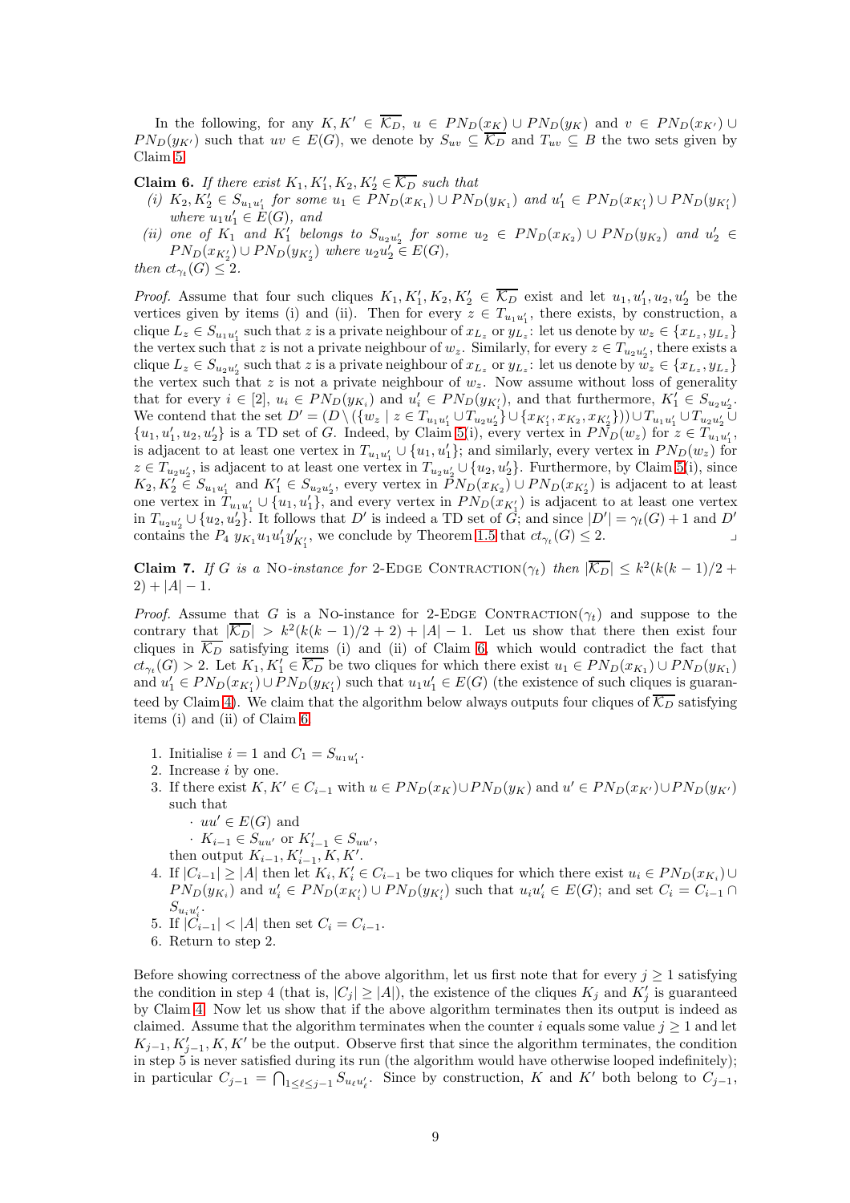In the following, for any $K, K' \in \overline{\mathcal{K}_D}$, $u \in PN_D(x_K) \cup PN_D(y_K)$ and $v \in PN_D(x_{K'}) \cup PN_D(y_{K'})$ such that $uv \in E(G)$, we denote by $S_{uv} \subseteq \overline{\mathcal{K}_D}$ and $T_{uv} \subseteq B$ the two sets given by Claim 5.

**Claim 6.** *If there exist $K_1, K'_1, K_2, K'_2 \in \overline{\mathcal{K}_D}$ such that*

*(i) $K_2, K'_2 \in S_{u_1u'_1}$ for some $u_1 \in PN_D(x_{K_1}) \cup PN_D(y_{K_1})$ and $u'_1 \in PN_D(x_{K'_1}) \cup PN_D(y_{K'_1})$ where $u_1u'_1 \in E(G)$, and*

*(ii) one of $K_1$ and $K'_1$ belongs to $S_{u_2u'_2}$ for some $u_2 \in PN_D(x_{K_2}) \cup PN_D(y_{K_2})$ and $u'_2 \in PN_D(x_{K'_2}) \cup PN_D(y_{K'_2})$ where $u_2u'_2 \in E(G)$,*

*then $ct_{\gamma_t}(G) \leq 2$.*

*Proof.* Assume that four such cliques $K_1, K'_1, K_2, K'_2 \in \overline{\mathcal{K}_D}$ exist and let $u_1, u'_1, u_2, u'_2$ be the vertices given by items (i) and (ii). Then for every $z \in T_{u_1u'_1}$, there exists, by construction, a clique $L_z \in S_{u_1u'_1}$ such that $z$ is a private neighbour of $x_{L_z}$ or $y_{L_z}$: let us denote by $w_z \in \{x_{L_z}, y_{L_z}\}$ the vertex such that $z$ is not a private neighbour of $w_z$. Similarly, for every $z \in T_{u_2u'_2}$, there exists a clique $L_z \in S_{u_2u'_2}$ such that $z$ is a private neighbour of $x_{L_z}$ or $y_{L_z}$: let us denote by $w_z \in \{x_{L_z}, y_{L_z}\}$ the vertex such that $z$ is not a private neighbour of $w_z$. Now assume without loss of generality that for every $i \in [2]$, $u_i \in PN_D(y_{K_i})$ and $u'_i \in PN_D(y_{K'_i})$, and that furthermore, $K'_1 \in S_{u_2u'_2}$. We contend that the set $D' = (D \setminus (\{w_z \mid z \in T_{u_1u'_1} \cup T_{u_2u'_2}\} \cup \{x_{K'_1}, x_{K_2}, x_{K'_2}\})) \cup T_{u_1u'_1} \cup T_{u_2u'_2} \cup \{u_1, u'_1, u_2, u'_2\}$ is a TD set of $G$. Indeed, by Claim 5(i), every vertex in $PN_D(w_z)$ for $z \in T_{u_1u'_1}$, is adjacent to at least one vertex in $T_{u_1u'_1} \cup \{u_1, u'_1\}$; and similarly, every vertex in $PN_D(w_z)$ for $z \in T_{u_2u'_2}$, is adjacent to at least one vertex in $T_{u_2u'_2} \cup \{u_2, u'_2\}$. Furthermore, by Claim 5(i), since $K_2, K'_2 \in S_{u_1u'_1}$ and $K'_1 \in S_{u_2u'_2}$, every vertex in $PN_D(x_{K_2}) \cup PN_D(x_{K'_2})$ is adjacent to at least one vertex in $T_{u_1u'_1} \cup \{u_1, u'_1\}$, and every vertex in $PN_D(x_{K'_1})$ is adjacent to at least one vertex in $T_{u_2u'_2} \cup \{u_2, u'_2\}$. It follows that $D'$ is indeed a TD set of $G$; and since $|D'| = \gamma_t(G) + 1$ and $D'$ contains the $P_4$ $y_{K_1}u_1u'_1y'_{K'_1}$, we conclude by Theorem 1.5 that $ct_{\gamma_t}(G) \leq 2$. ⌟

**Claim 7.** *If $G$ is a* No*-instance for* 2-Edge Contraction$(\gamma_t)$ *then $|\overline{\mathcal{K}_D}| \leq k^2(k(k-1)/2 + 2) + |A| - 1$.*

*Proof.* Assume that $G$ is a No-instance for 2-Edge Contraction$(\gamma_t)$ and suppose to the contrary that $|\overline{\mathcal{K}_D}| > k^2(k(k-1)/2+2) + |A| - 1$. Let us show that there then exist four cliques in $\overline{\mathcal{K}_D}$ satisfying items (i) and (ii) of Claim 6, which would contradict the fact that $ct_{\gamma_t}(G) > 2$. Let $K_1, K'_1 \in \overline{\mathcal{K}_D}$ be two cliques for which there exist $u_1 \in PN_D(x_{K_1}) \cup PN_D(y_{K_1})$ and $u'_1 \in PN_D(x_{K'_1}) \cup PN_D(y_{K'_1})$ such that $u_1u'_1 \in E(G)$ (the existence of such cliques is guaranteed by Claim 4). We claim that the algorithm below always outputs four cliques of $\overline{\mathcal{K}_D}$ satisfying items (i) and (ii) of Claim 6.

1. Initialise $i = 1$ and $C_1 = S_{u_1u'_1}$.
2. Increase $i$ by one.
3. If there exist $K, K' \in C_{i-1}$ with $u \in PN_D(x_K) \cup PN_D(y_K)$ and $u' \in PN_D(x_{K'}) \cup PN_D(y_{K'})$ such that
   - $uu' \in E(G)$ and
   - $K_{i-1} \in S_{uu'}$ or $K'_{i-1} \in S_{uu'}$,

   then output $K_{i-1}, K'_{i-1}, K, K'$.
4. If $|C_{i-1}| \geq |A|$ then let $K_i, K'_i \in C_{i-1}$ be two cliques for which there exist $u_i \in PN_D(x_{K_i}) \cup PN_D(y_{K_i})$ and $u'_i \in PN_D(x_{K'_i}) \cup PN_D(y_{K'_i})$ such that $u_iu'_i \in E(G)$; and set $C_i = C_{i-1} \cap S_{u_iu'_i}$.
5. If $|C_{i-1}| < |A|$ then set $C_i = C_{i-1}$.
6. Return to step 2.

Before showing correctness of the above algorithm, let us first note that for every $j \geq 1$ satisfying the condition in step 4 (that is, $|C_j| \geq |A|$), the existence of the cliques $K_j$ and $K'_j$ is guaranteed by Claim 4. Now let us show that if the above algorithm terminates then its output is indeed as claimed. Assume that the algorithm terminates when the counter $i$ equals some value $j \geq 1$ and let $K_{j-1}, K'_{j-1}, K, K'$ be the output. Observe first that since the algorithm terminates, the condition in step 5 is never satisfied during its run (the algorithm would have otherwise looped indefinitely); in particular $C_{j-1} = \bigcap_{1 \leq \ell \leq j-1} S_{u_\ell u'_\ell}$. Since by construction, $K$ and $K'$ both belong to $C_{j-1}$,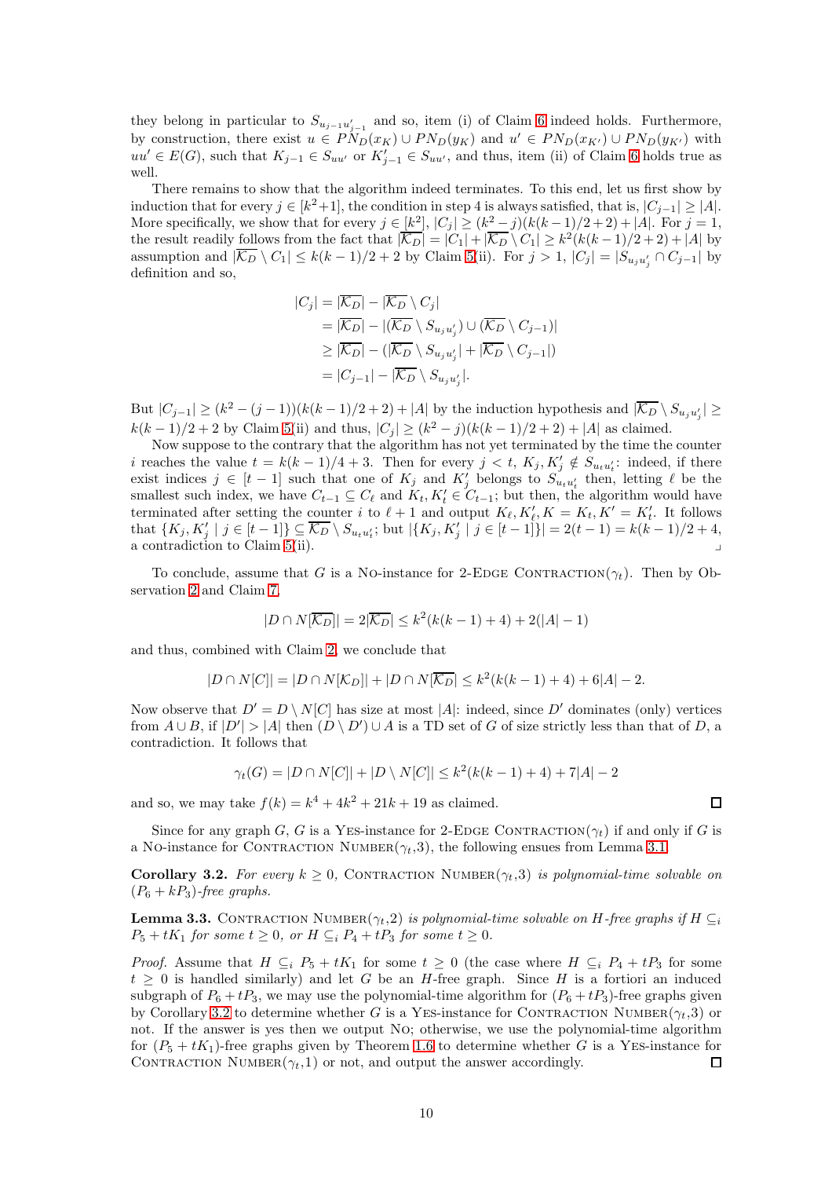they belong in particular to $S_{u_{j-1}u'_{j-1}}$ and so, item (i) of Claim 6 indeed holds. Furthermore, by construction, there exist $u \in PN_D(x_K) \cup PN_D(y_K)$ and $u' \in PN_D(x_{K'}) \cup PN_D(y_{K'})$ with $uu' \in E(G)$, such that $K_{j-1} \in S_{uu'}$ or $K'_{j-1} \in S_{uu'}$, and thus, item (ii) of Claim 6 holds true as well.

There remains to show that the algorithm indeed terminates. To this end, let us first show by induction that for every $j \in [k^2{+}1]$, the condition in step 4 is always satisfied, that is, $|C_{j-1}| \geq |A|$. More specifically, we show that for every $j \in [k^2]$, $|C_j| \geq (k^2 - j)(k(k-1)/2+2) + |A|$. For $j = 1$, the result readily follows from the fact that $|\overline{\mathcal{K}_D}| = |C_1| + |\overline{\mathcal{K}_D} \setminus C_1| \geq k^2(k(k-1)/2+2) + |A|$ by assumption and $|\overline{\mathcal{K}_D} \setminus C_1| \leq k(k-1)/2+2$ by Claim 5(ii). For $j > 1$, $|C_j| = |S_{u_j u'_j} \cap C_{j-1}|$ by definition and so,

$$
\begin{aligned}
|C_j| &= |\overline{\mathcal{K}_D}| - |\overline{\mathcal{K}_D} \setminus C_j| \\
&= |\overline{\mathcal{K}_D}| - |(\overline{\mathcal{K}_D} \setminus S_{u_j u'_j}) \cup (\overline{\mathcal{K}_D} \setminus C_{j-1})| \\
&\geq |\overline{\mathcal{K}_D}| - (|\overline{\mathcal{K}_D} \setminus S_{u_j u'_j}| + |\overline{\mathcal{K}_D} \setminus C_{j-1}|) \\
&= |C_{j-1}| - |\overline{\mathcal{K}_D} \setminus S_{u_j u'_j}|.
\end{aligned}
$$

But $|C_{j-1}| \geq (k^2 - (j-1))(k(k-1)/2+2) + |A|$ by the induction hypothesis and $|\overline{\mathcal{K}_D} \setminus S_{u_j u'_j}| \geq k(k-1)/2+2$ by Claim 5(ii) and thus, $|C_j| \geq (k^2 - j)(k(k-1)/2+2) + |A|$ as claimed.

Now suppose to the contrary that the algorithm has not yet terminated by the time the counter $i$ reaches the value $t = k(k-1)/4+3$. Then for every $j < t$, $K_j, K'_j \notin S_{u_t u'_t}$: indeed, if there exist indices $j \in [t-1]$ such that one of $K_j$ and $K'_j$ belongs to $S_{u_t u'_t}$ then, letting $\ell$ be the smallest such index, we have $C_{t-1} \subseteq C_\ell$ and $K_t, K'_t \in C_{t-1}$; but then, the algorithm would have terminated after setting the counter $i$ to $\ell+1$ and output $K_\ell, K'_\ell, K = K_t, K' = K'_t$. It follows that $\{K_j, K'_j \mid j \in [t-1]\} \subseteq \overline{\mathcal{K}_D} \setminus S_{u_t u'_t}$; but $|\{K_j, K'_j \mid j \in [t-1]\}| = 2(t-1) = k(k-1)/2+4$, a contradiction to Claim 5(ii). ⌟

To conclude, assume that $G$ is a No-instance for 2-Edge Contraction($\gamma_t$). Then by Observation 2 and Claim 7,

$$|D \cap N[\overline{\mathcal{K}_D}]| = 2|\overline{\mathcal{K}_D}| \leq k^2(k(k-1)+4) + 2(|A|-1)$$

and thus, combined with Claim 2, we conclude that

$$|D \cap N[C]| = |D \cap N[\mathcal{K}_D]| + |D \cap N[\overline{\mathcal{K}_D}]| \leq k^2(k(k-1)+4) + 6|A| - 2.$$

Now observe that $D' = D \setminus N[C]$ has size at most $|A|$: indeed, since $D'$ dominates (only) vertices from $A \cup B$, if $|D'| > |A|$ then $(D \setminus D') \cup A$ is a TD set of $G$ of size strictly less than that of $D$, a contradiction. It follows that

$$\gamma_t(G) = |D \cap N[C]| + |D \setminus N[C]| \leq k^2(k(k-1)+4) + 7|A| - 2$$

and so, we may take $f(k) = k^4 + 4k^2 + 21k + 19$ as claimed. □

Since for any graph $G$, $G$ is a Yes-instance for 2-Edge Contraction($\gamma_t$) if and only if $G$ is a No-instance for Contraction Number($\gamma_t$,3), the following ensues from Lemma 3.1.

**Corollary 3.2.** *For every $k \geq 0$, Contraction Number($\gamma_t$,3) is polynomial-time solvable on $(P_6 + kP_3)$-free graphs.*

**Lemma 3.3.** *Contraction Number($\gamma_t$,2) is polynomial-time solvable on $H$-free graphs if $H \subseteq_i P_5 + tK_1$ for some $t \geq 0$, or $H \subseteq_i P_4 + tP_3$ for some $t \geq 0$.*

*Proof.* Assume that $H \subseteq_i P_5 + tK_1$ for some $t \geq 0$ (the case where $H \subseteq_i P_4 + tP_3$ for some $t \geq 0$ is handled similarly) and let $G$ be an $H$-free graph. Since $H$ is a fortiori an induced subgraph of $P_6 + tP_3$, we may use the polynomial-time algorithm for $(P_6 + tP_3)$-free graphs given by Corollary 3.2 to determine whether $G$ is a Yes-instance for Contraction Number($\gamma_t$,3) or not. If the answer is yes then we output No; otherwise, we use the polynomial-time algorithm for $(P_5 + tK_1)$-free graphs given by Theorem 1.6 to determine whether $G$ is a Yes-instance for Contraction Number($\gamma_t$,1) or not, and output the answer accordingly. □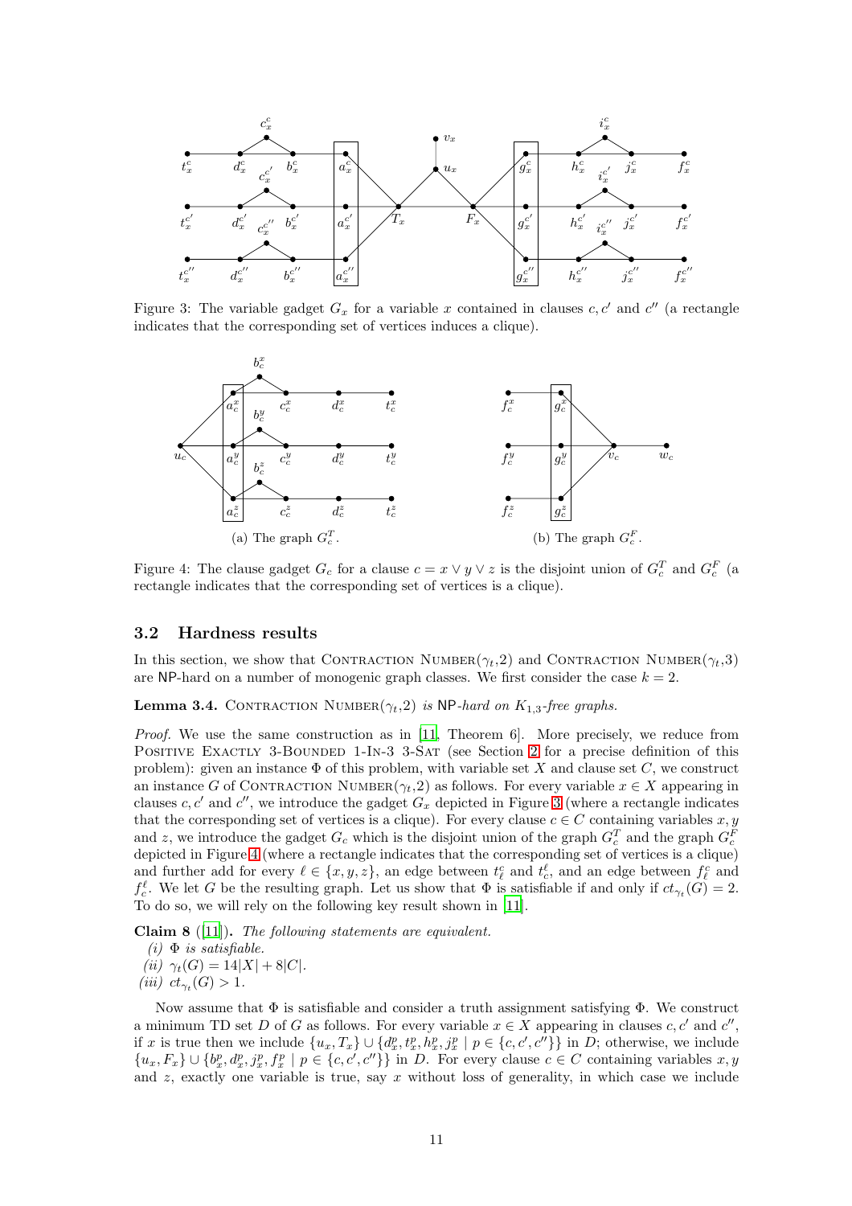Figure 3: The variable gadget $G_x$ for a variable $x$ contained in clauses $c, c'$ and $c''$ (a rectangle indicates that the corresponding set of vertices induces a clique).

Figure 4: The clause gadget $G_c$ for a clause $c = x \vee y \vee z$ is the disjoint union of $G_c^T$ and $G_c^F$ (a rectangle indicates that the corresponding set of vertices is a clique).

(a) The graph $G_c^T$.

(b) The graph $G_c^F$.

## 3.2 Hardness results

In this section, we show that Contraction Number($\gamma_t$,2) and Contraction Number($\gamma_t$,3) are NP-hard on a number of monogenic graph classes. We first consider the case $k = 2$.

**Lemma 3.4.** *Contraction Number($\gamma_t$,2) is* NP*-hard on $K_{1,3}$-free graphs.*

*Proof.* We use the same construction as in [11, Theorem 6]. More precisely, we reduce from Positive Exactly 3-Bounded 1-In-3 3-Sat (see Section 2 for a precise definition of this problem): given an instance $\Phi$ of this problem, with variable set $X$ and clause set $C$, we construct an instance $G$ of Contraction Number($\gamma_t$,2) as follows. For every variable $x \in X$ appearing in clauses $c, c'$ and $c''$, we introduce the gadget $G_x$ depicted in Figure 3 (where a rectangle indicates that the corresponding set of vertices is a clique). For every clause $c \in C$ containing variables $x, y$ and $z$, we introduce the gadget $G_c$ which is the disjoint union of the graph $G_c^T$ and the graph $G_c^F$ depicted in Figure 4 (where a rectangle indicates that the corresponding set of vertices is a clique) and further add for every $\ell \in \{x, y, z\}$, an edge between $t_\ell^c$ and $t_c^\ell$, and an edge between $f_\ell^c$ and $f_c^\ell$. We let $G$ be the resulting graph. Let us show that $\Phi$ is satisfiable if and only if $ct_{\gamma_t}(G) = 2$. To do so, we will rely on the following key result shown in [11].

**Claim 8** ([11])**.** *The following statements are equivalent.*

*(i) $\Phi$ is satisfiable.*

*(ii) $\gamma_t(G) = 14|X| + 8|C|$.*

*(iii) $ct_{\gamma_t}(G) > 1$.*

Now assume that $\Phi$ is satisfiable and consider a truth assignment satisfying $\Phi$. We construct a minimum TD set $D$ of $G$ as follows. For every variable $x \in X$ appearing in clauses $c, c'$ and $c''$, if $x$ is true then we include $\{u_x, T_x\} \cup \{d_x^p, t_x^p, h_x^p, j_x^p \mid p \in \{c, c', c''\}\}$ in $D$; otherwise, we include $\{u_x, F_x\} \cup \{b_x^p, d_x^p, j_x^p, f_x^p \mid p \in \{c, c', c''\}\}$ in $D$. For every clause $c \in C$ containing variables $x, y$ and $z$, exactly one variable is true, say $x$ without loss of generality, in which case we include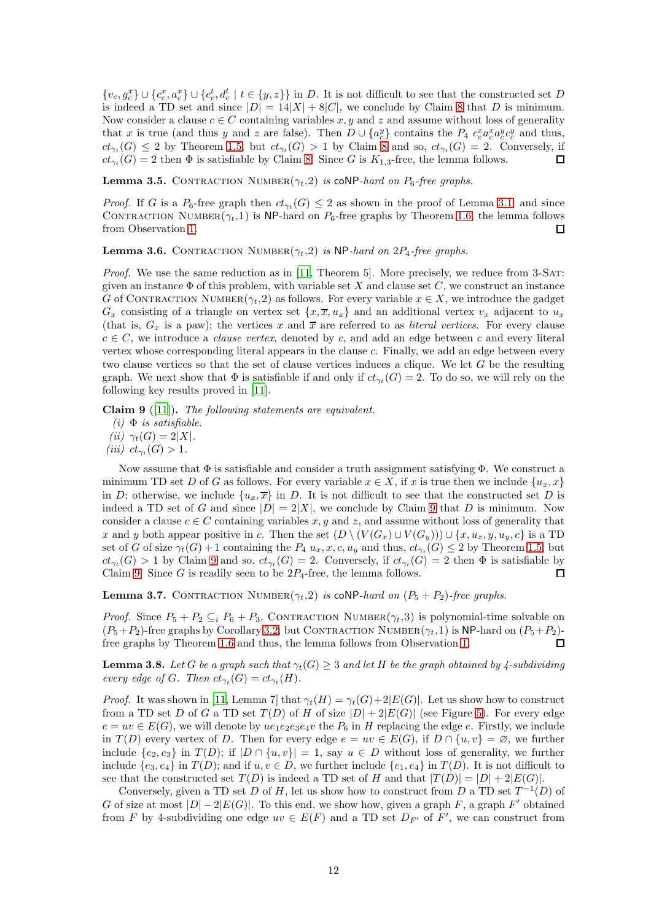$\{v_c, g_c^x\} \cup \{c_c^x, a_c^x\} \cup \{c_c^t, d_c^t \mid t \in \{y, z\}\}$ in $D$. It is not difficult to see that the constructed set $D$ is indeed a TD set and since $|D| = 14|X| + 8|C|$, we conclude by Claim 8 that $D$ is minimum. Now consider a clause $c \in C$ containing variables $x, y$ and $z$ and assume without loss of generality that $x$ is true (and thus $y$ and $z$ are false). Then $D \cup \{a_c^y\}$ contains the $P_4$ $c_c^x a_c^x a_c^y c_c^y$ and thus, $ct_{\gamma_t}(G) \leq 2$ by Theorem 1.5; but $ct_{\gamma_t}(G) > 1$ by Claim 8 and so, $ct_{\gamma_t}(G) = 2$. Conversely, if $ct_{\gamma_t}(G) = 2$ then $\Phi$ is satisfiable by Claim 8. Since $G$ is $K_{1,3}$-free, the lemma follows. ◻

**Lemma 3.5.** Contraction Number($\gamma_t$,2) *is* coNP*-hard on* $P_6$*-free graphs.*

*Proof.* If $G$ is a $P_6$-free graph then $ct_{\gamma_t}(G) \leq 2$ as shown in the proof of Lemma 3.1, and since Contraction Number($\gamma_t$,1) is NP-hard on $P_6$-free graphs by Theorem 1.6, the lemma follows from Observation 1. ◻

**Lemma 3.6.** Contraction Number($\gamma_t$,2) *is* NP*-hard on* $2P_4$*-free graphs.*

*Proof.* We use the same reduction as in [11, Theorem 5]. More precisely, we reduce from 3-Sat: given an instance $\Phi$ of this problem, with variable set $X$ and clause set $C$, we construct an instance $G$ of Contraction Number($\gamma_t$,2) as follows. For every variable $x \in X$, we introduce the gadget $G_x$ consisting of a triangle on vertex set $\{x, \overline{x}, u_x\}$ and an additional vertex $v_x$ adjacent to $u_x$ (that is, $G_x$ is a paw); the vertices $x$ and $\overline{x}$ are referred to as *literal vertices*. For every clause $c \in C$, we introduce a *clause vertex*, denoted by $c$, and add an edge between $c$ and every literal vertex whose corresponding literal appears in the clause $c$. Finally, we add an edge between every two clause vertices so that the set of clause vertices induces a clique. We let $G$ be the resulting graph. We next show that $\Phi$ is satisfiable if and only if $ct_{\gamma_t}(G) = 2$. To do so, we will rely on the following key results proved in [11].

**Claim 9** ([11])**.** *The following statements are equivalent.*

*(i)* $\Phi$ *is satisfiable.*

*(ii)* $\gamma_t(G) = 2|X|$.

*(iii)* $ct_{\gamma_t}(G) > 1$.

Now assume that $\Phi$ is satisfiable and consider a truth assignment satisfying $\Phi$. We construct a minimum TD set $D$ of $G$ as follows. For every variable $x \in X$, if $x$ is true then we include $\{u_x, x\}$ in $D$; otherwise, we include $\{u_x, \overline{x}\}$ in $D$. It is not difficult to see that the constructed set $D$ is indeed a TD set of $G$ and since $|D| = 2|X|$, we conclude by Claim 9 that $D$ is minimum. Now consider a clause $c \in C$ containing variables $x, y$ and $z$, and assume without loss of generality that $x$ and $y$ both appear positive in $c$. Then the set $(D \setminus (V(G_x) \cup V(G_y))) \cup \{x, u_x, y, u_y, c\}$ is a TD set of $G$ of size $\gamma_t(G) + 1$ containing the $P_4$ $u_x, x, c, u_y$ and thus, $ct_{\gamma_t}(G) \leq 2$ by Theorem 1.5; but $ct_{\gamma_t}(G) > 1$ by Claim 9 and so, $ct_{\gamma_t}(G) = 2$. Conversely, if $ct_{\gamma_t}(G) = 2$ then $\Phi$ is satisfiable by Claim 9. Since $G$ is readily seen to be $2P_4$-free, the lemma follows. ◻

**Lemma 3.7.** Contraction Number($\gamma_t$,2) *is* coNP*-hard on* $(P_5 + P_2)$*-free graphs.*

*Proof.* Since $P_5 + P_2 \subseteq_i P_6 + P_3$, Contraction Number($\gamma_t$,3) is polynomial-time solvable on $(P_5 + P_2)$-free graphs by Corollary 3.2; but Contraction Number($\gamma_t$,1) is NP-hard on $(P_5 + P_2)$-free graphs by Theorem 1.6 and thus, the lemma follows from Observation 1. ◻

**Lemma 3.8.** *Let $G$ be a graph such that $\gamma_t(G) \geq 3$ and let $H$ be the graph obtained by 4-subdividing every edge of $G$. Then $ct_{\gamma_t}(G) = ct_{\gamma_t}(H)$.*

*Proof.* It was shown in [11, Lemma 7] that $\gamma_t(H) = \gamma_t(G) + 2|E(G)|$. Let us show how to construct from a TD set $D$ of $G$ a TD set $T(D)$ of $H$ of size $|D| + 2|E(G)|$ (see Figure 5). For every edge $e = uv \in E(G)$, we will denote by $ue_1e_2e_3e_4v$ the $P_6$ in $H$ replacing the edge $e$. Firstly, we include in $T(D)$ every vertex of $D$. Then for every edge $e = uv \in E(G)$, if $D \cap \{u, v\} = \varnothing$, we further include $\{e_2, e_3\}$ in $T(D)$; if $|D \cap \{u, v\}| = 1$, say $u \in D$ without loss of generality, we further include $\{e_3, e_4\}$ in $T(D)$; and if $u, v \in D$, we further include $\{e_1, e_4\}$ in $T(D)$. It is not difficult to see that the constructed set $T(D)$ is indeed a TD set of $H$ and that $|T(D)| = |D| + 2|E(G)|$.

Conversely, given a TD set $D$ of $H$, let us show how to construct from $D$ a TD set $T^{-1}(D)$ of $G$ of size at most $|D| - 2|E(G)|$. To this end, we show how, given a graph $F$, a graph $F'$ obtained from $F$ by 4-subdividing one edge $uv \in E(F)$ and a TD set $D_{F'}$ of $F'$, we can construct from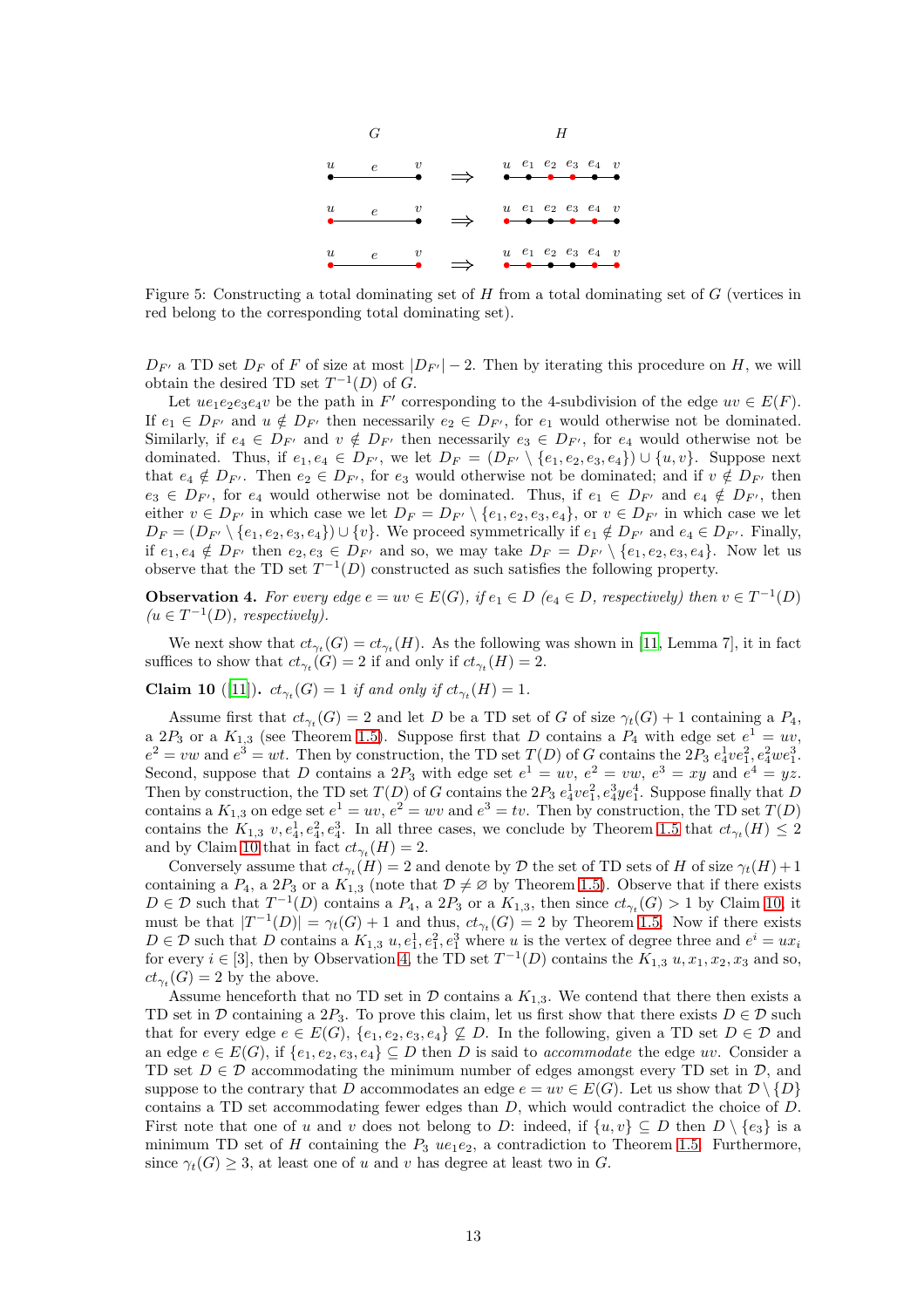Figure 5: Constructing a total dominating set of $H$ from a total dominating set of $G$ (vertices in red belong to the corresponding total dominating set).

$D_{F'}$ a TD set $D_F$ of $F$ of size at most $|D_{F'}| - 2$. Then by iterating this procedure on $H$, we will obtain the desired TD set $T^{-1}(D)$ of $G$.

Let $ue_1e_2e_3e_4v$ be the path in $F'$ corresponding to the 4-subdivision of the edge $uv \in E(F)$. If $e_1 \in D_{F'}$ and $u \notin D_{F'}$ then necessarily $e_2 \in D_{F'}$, for $e_1$ would otherwise not be dominated. Similarly, if $e_4 \in D_{F'}$ and $v \notin D_{F'}$ then necessarily $e_3 \in D_{F'}$, for $e_4$ would otherwise not be dominated. Thus, if $e_1, e_4 \in D_{F'}$, we let $D_F = (D_{F'} \setminus \{e_1, e_2, e_3, e_4\}) \cup \{u, v\}$. Suppose next that $e_4 \notin D_{F'}$. Then $e_2 \in D_{F'}$, for $e_3$ would otherwise not be dominated; and if $v \notin D_{F'}$ then $e_3 \in D_{F'}$, for $e_4$ would otherwise not be dominated. Thus, if $e_1 \in D_{F'}$ and $e_4 \notin D_{F'}$, then either $v \in D_{F'}$ in which case we let $D_F = D_{F'} \setminus \{e_1, e_2, e_3, e_4\}$, or $v \in D_{F'}$ in which case we let $D_F = (D_{F'} \setminus \{e_1, e_2, e_3, e_4\}) \cup \{v\}$. We proceed symmetrically if $e_1 \notin D_{F'}$ and $e_4 \in D_{F'}$. Finally, if $e_1, e_4 \notin D_{F'}$ then $e_2, e_3 \in D_{F'}$ and so, we may take $D_F = D_{F'} \setminus \{e_1, e_2, e_3, e_4\}$. Now let us observe that the TD set $T^{-1}(D)$ constructed as such satisfies the following property.

**Observation 4.** *For every edge $e = uv \in E(G)$, if $e_1 \in D$ ($e_4 \in D$, respectively) then $v \in T^{-1}(D)$ ($u \in T^{-1}(D)$, respectively).*

We next show that $ct_{\gamma_t}(G) = ct_{\gamma_t}(H)$. As the following was shown in [11, Lemma 7], it in fact suffices to show that $ct_{\gamma_t}(G) = 2$ if and only if $ct_{\gamma_t}(H) = 2$.

**Claim 10** ([11])**.** *$ct_{\gamma_t}(G) = 1$ if and only if $ct_{\gamma_t}(H) = 1$.*

Assume first that $ct_{\gamma_t}(G) = 2$ and let $D$ be a TD set of $G$ of size $\gamma_t(G) + 1$ containing a $P_4$, a $2P_3$ or a $K_{1,3}$ (see Theorem 1.5). Suppose first that $D$ contains a $P_4$ with edge set $e^1 = uv$, $e^2 = vw$ and $e^3 = wt$. Then by construction, the TD set $T(D)$ of $G$ contains the $2P_3$ $e^1_4ve^2_1, e^2_4we^3_1$. Second, suppose that $D$ contains a $2P_3$ with edge set $e^1 = uv$, $e^2 = vw$, $e^3 = xy$ and $e^4 = yz$. Then by construction, the TD set $T(D)$ of $G$ contains the $2P_3$ $e^1_4ve^2_1, e^3_4ye^4_1$. Suppose finally that $D$ contains a $K_{1,3}$ on edge set $e^1 = uv$, $e^2 = wv$ and $e^3 = tv$. Then by construction, the TD set $T(D)$ contains the $K_{1,3}$ $v, e^1_4, e^2_4, e^3_4$. In all three cases, we conclude by Theorem 1.5 that $ct_{\gamma_t}(H) \leq 2$ and by Claim 10 that in fact $ct_{\gamma_t}(H) = 2$.

Conversely assume that $ct_{\gamma_t}(H) = 2$ and denote by $\mathcal{D}$ the set of TD sets of $H$ of size $\gamma_t(H)+1$ containing a $P_4$, a $2P_3$ or a $K_{1,3}$ (note that $\mathcal{D} \neq \varnothing$ by Theorem 1.5). Observe that if there exists $D \in \mathcal{D}$ such that $T^{-1}(D)$ contains a $P_4$, a $2P_3$ or a $K_{1,3}$, then since $ct_{\gamma_t}(G) > 1$ by Claim 10, it must be that $|T^{-1}(D)| = \gamma_t(G) + 1$ and thus, $ct_{\gamma_t}(G) = 2$ by Theorem 1.5. Now if there exists $D \in \mathcal{D}$ such that $D$ contains a $K_{1,3}$ $u, e^1_1, e^2_1, e^3_1$ where $u$ is the vertex of degree three and $e^i = ux_i$ for every $i \in [3]$, then by Observation 4, the TD set $T^{-1}(D)$ contains the $K_{1,3}$ $u, x_1, x_2, x_3$ and so, $ct_{\gamma_t}(G) = 2$ by the above.

Assume henceforth that no TD set in $\mathcal{D}$ contains a $K_{1,3}$. We contend that there then exists a TD set in $\mathcal{D}$ containing a $2P_3$. To prove this claim, let us first show that there exists $D \in \mathcal{D}$ such that for every edge $e \in E(G)$, $\{e_1, e_2, e_3, e_4\} \not\subseteq D$. In the following, given a TD set $D \in \mathcal{D}$ and an edge $e \in E(G)$, if $\{e_1, e_2, e_3, e_4\} \subseteq D$ then $D$ is said to *accommodate* the edge $uv$. Consider a TD set $D \in \mathcal{D}$ accommodating the minimum number of edges amongst every TD set in $\mathcal{D}$, and suppose to the contrary that $D$ accommodates an edge $e = uv \in E(G)$. Let us show that $\mathcal{D} \setminus \{D\}$ contains a TD set accommodating fewer edges than $D$, which would contradict the choice of $D$. First note that one of $u$ and $v$ does not belong to $D$: indeed, if $\{u, v\} \subseteq D$ then $D \setminus \{e_3\}$ is a minimum TD set of $H$ containing the $P_3$ $ue_1e_2$, a contradiction to Theorem 1.5. Furthermore, since $\gamma_t(G) \geq 3$, at least one of $u$ and $v$ has degree at least two in $G$.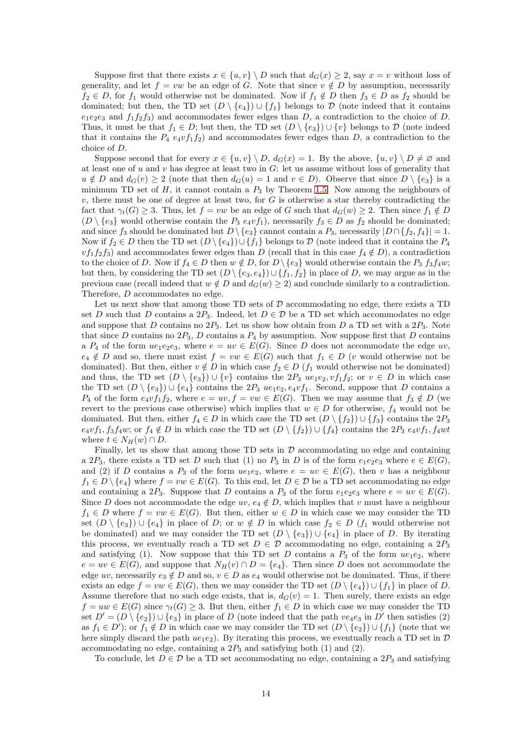Suppose first that there exists $x \in \{u,v\} \setminus D$ such that $d_G(x) \geq 2$, say $x = v$ without loss of generality, and let $f = vw$ be an edge of $G$. Note that since $v \notin D$ by assumption, necessarily $f_2 \in D$, for $f_1$ would otherwise not be dominated. Now if $f_1 \notin D$ then $f_3 \in D$ as $f_2$ should be dominated; but then, the TD set $(D \setminus \{e_4\}) \cup \{f_1\}$ belongs to $\mathcal{D}$ (note indeed that it contains $e_1e_2e_3$ and $f_1f_2f_3$) and accommodates fewer edges than $D$, a contradiction to the choice of $D$. Thus, it must be that $f_1 \in D$; but then, the TD set $(D \setminus \{e_3\}) \cup \{v\}$ belongs to $\mathcal{D}$ (note indeed that it contains the $P_4$ $e_4vf_1f_2$) and accommodates fewer edges than $D$, a contradiction to the choice of $D$.

Suppose second that for every $x \in \{u,v\} \setminus D$, $d_G(x) = 1$. By the above, $\{u,v\} \setminus D \neq \varnothing$ and at least one of $u$ and $v$ has degree at least two in $G$: let us assume without loss of generality that $u \notin D$ and $d_G(v) \geq 2$ (note that then $d_G(u) = 1$ and $v \in D$). Observe that since $D \setminus \{e_3\}$ is a minimum TD set of $H$, it cannot contain a $P_3$ by Theorem 1.5. Now among the neighbours of $v$, there must be one of degree at least two, for $G$ is otherwise a star thereby contradicting the fact that $\gamma_t(G) \geq 3$. Thus, let $f = vw$ be an edge of $G$ such that $d_G(w) \geq 2$. Then since $f_1 \notin D$ ($D \setminus \{e_3\}$ would otherwise contain the $P_3$ $e_4vf_1$), necessarily $f_3 \in D$ as $f_2$ should be dominated; and since $f_3$ should be dominated but $D \setminus \{e_3\}$ cannot contain a $P_3$, necessarily $|D \cap \{f_2, f_4\}| = 1$. Now if $f_2 \in D$ then the TD set $(D \setminus \{e_4\}) \cup \{f_1\}$ belongs to $\mathcal{D}$ (note indeed that it contains the $P_4$ $vf_1f_2f_3$) and accommodates fewer edges than $D$ (recall that in this case $f_4 \notin D$), a contradiction to the choice of $D$. Now if $f_4 \in D$ then $w \notin D$, for $D \setminus \{e_3\}$ would otherwise contain the $P_3$ $f_3f_4w$; but then, by considering the TD set $(D \setminus \{e_3, e_4\}) \cup \{f_1, f_2\}$ in place of $D$, we may argue as in the previous case (recall indeed that $w \notin D$ and $d_G(w) \geq 2$) and conclude similarly to a contradiction. Therefore, $D$ accommodates no edge.

Let us next show that among those TD sets of $\mathcal{D}$ accommodating no edge, there exists a TD set $D$ such that $D$ contains a $2P_3$. Indeed, let $D \in \mathcal{D}$ be a TD set which accommodates no edge and suppose that $D$ contains no $2P_3$. Let us show how obtain from $D$ a TD set with a $2P_3$. Note that since $D$ contains no $2P_3$, $D$ contains a $P_4$ by assumption. Now suppose first that $D$ contains a $P_4$ of the form $ue_1e_2e_3$, where $e = uv \in E(G)$. Since $D$ does not accommodate the edge $uv$, $e_4 \notin D$ and so, there must exist $f = vw \in E(G)$ such that $f_1 \in D$ ($v$ would otherwise not be dominated). But then, either $v \notin D$ in which case $f_2 \in D$ ($f_1$ would otherwise not be dominated) and thus, the TD set $(D \setminus \{e_3\}) \cup \{v\}$ contains the $2P_3$ $ue_1e_2, vf_1f_2$; or $v \in D$ in which case the TD set $(D \setminus \{e_3\}) \cup \{e_4\}$ contains the $2P_3$ $ue_1e_2, e_4vf_1$. Second, suppose that $D$ contains a $P_4$ of the form $e_4vf_1f_2$, where $e = uv, f = vw \in E(G)$. Then we may assume that $f_3 \notin D$ (we revert to the previous case otherwise) which implies that $w \in D$ for otherwise, $f_4$ would not be dominated. But then, either $f_4 \in D$ in which case the TD set $(D \setminus \{f_2\}) \cup \{f_3\}$ contains the $2P_3$ $e_4vf_1, f_3f_4w$; or $f_4 \notin D$ in which case the TD set $(D \setminus \{f_2\}) \cup \{f_4\}$ contains the $2P_3$ $e_4vf_1, f_4wt$ where $t \in N_H(w) \cap D$.

Finally, let us show that among those TD sets in $\mathcal{D}$ accommodating no edge and containing a $2P_3$, there exists a TD set $D$ such that (1) no $P_3$ in $D$ is of the form $e_1e_2e_3$ where $e \in E(G)$, and (2) if $D$ contains a $P_3$ of the form $ue_1e_2$, where $e = uv \in E(G)$, then $v$ has a neighbour $f_1 \in D \setminus \{e_4\}$ where $f = vw \in E(G)$. To this end, let $D \in \mathcal{D}$ be a TD set accommodating no edge and containing a $2P_3$. Suppose that $D$ contains a $P_3$ of the form $e_1e_2e_3$ where $e = uv \in E(G)$. Since $D$ does not accommodate the edge $uv$, $e_4 \notin D$, which implies that $v$ must have a neighbour $f_1 \in D$ where $f = vw \in E(G)$. But then, either $w \in D$ in which case we may consider the TD set $(D \setminus \{e_3\}) \cup \{e_4\}$ in place of $D$; or $w \notin D$ in which case $f_2 \in D$ ($f_1$ would otherwise not be dominated) and we may consider the TD set $(D \setminus \{e_3\}) \cup \{e_4\}$ in place of $D$. By iterating this process, we eventually reach a TD set $D \in \mathcal{D}$ accommodating no edge, containing a $2P_3$ and satisfying (1). Now suppose that this TD set $D$ contains a $P_3$ of the form $ue_1e_2$, where $e = uv \in E(G)$, and suppose that $N_H(v) \cap D = \{e_4\}$. Then since $D$ does not accommodate the edge $uv$, necessarily $e_3 \notin D$ and so, $v \in D$ as $e_4$ would otherwise not be dominated. Thus, if there exists an edge $f = vw \in E(G)$, then we may consider the TD set $(D \setminus \{e_4\}) \cup \{f_1\}$ in place of $D$. Assume therefore that no such edge exists, that is, $d_G(v) = 1$. Then surely, there exists an edge $f = uw \in E(G)$ since $\gamma_t(G) \geq 3$. But then, either $f_1 \in D$ in which case we may consider the TD set $D' = (D \setminus \{e_2\}) \cup \{e_3\}$ in place of $D$ (note indeed that the path $ve_4e_3$ in $D'$ then satisfies (2) as $f_1 \in D'$); or $f_1 \notin D$ in which case we may consider the TD set $(D \setminus \{e_2\}) \cup \{f_1\}$ (note that we here simply discard the path $ue_1e_2$). By iterating this process, we eventually reach a TD set in $\mathcal{D}$ accommodating no edge, containing a $2P_3$ and satisfying both (1) and (2).

To conclude, let $D \in \mathcal{D}$ be a TD set accommodating no edge, containing a $2P_3$ and satisfying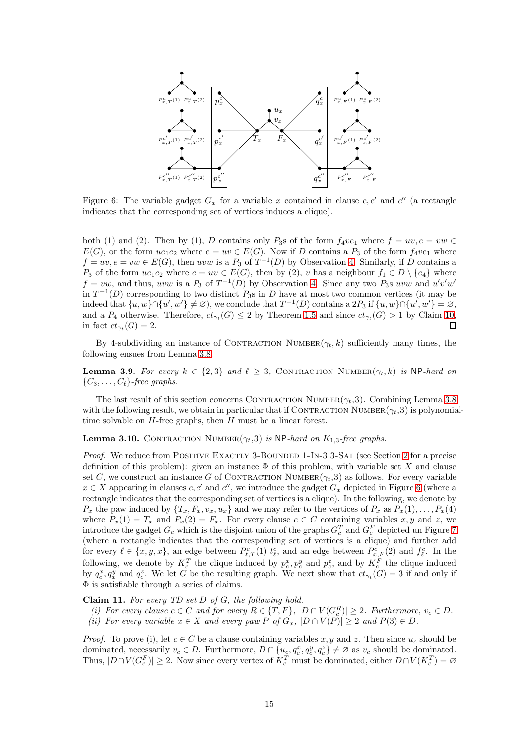Figure 6: The variable gadget $G_x$ for a variable $x$ contained in clause $c, c'$ and $c''$ (a rectangle indicates that the corresponding set of vertices induces a clique).

both (1) and (2). Then by (1), $D$ contains only $P_3$s of the form $f_4ve_1$ where $f = uv, e = vw \in E(G)$, or the form $ue_1e_2$ where $e = uv \in E(G)$. Now if $D$ contains a $P_3$ of the form $f_4ve_1$ where $f = uv, e = vw \in E(G)$, then $uvw$ is a $P_3$ of $T^{-1}(D)$ by Observation 4. Similarly, if $D$ contains a $P_3$ of the form $ue_1e_2$ where $e = uv \in E(G)$, then by (2), $v$ has a neighbour $f_1 \in D \setminus \{e_4\}$ where $f = vw$, and thus, $uvw$ is a $P_3$ of $T^{-1}(D)$ by Observation 4. Since any two $P_3$s $uvw$ and $u'v'w'$ in $T^{-1}(D)$ corresponding to two distinct $P_3$s in $D$ have at most two common vertices (it may be indeed that $\{u,w\} \cap \{u',w'\} \neq \varnothing$), we conclude that $T^{-1}(D)$ contains a $2P_3$ if $\{u,w\} \cap \{u',w'\} = \varnothing$, and a $P_4$ otherwise. Therefore, $ct_{\gamma_t}(G) \leq 2$ by Theorem 1.5 and since $ct_{\gamma_t}(G) > 1$ by Claim 10, in fact $ct_{\gamma_t}(G) = 2$. $\square$

By 4-subdividing an instance of Contraction Number($\gamma_t, k$) sufficiently many times, the following ensues from Lemma 3.8.

**Lemma 3.9.** *For every $k \in \{2, 3\}$ and $\ell \geq 3$,* Contraction Number($\gamma_t, k$) *is* NP*-hard on $\{C_3, \ldots, C_\ell\}$-free graphs.*

The last result of this section concerns Contraction Number($\gamma_t$,3). Combining Lemma 3.8 with the following result, we obtain in particular that if Contraction Number($\gamma_t$,3) is polynomial-time solvable on $H$-free graphs, then $H$ must be a linear forest.

**Lemma 3.10.** Contraction Number($\gamma_t$,3) *is* NP*-hard on $K_{1,3}$-free graphs.*

*Proof.* We reduce from Positive Exactly 3-Bounded 1-In-3 3-Sat (see Section 2 for a precise definition of this problem): given an instance $\Phi$ of this problem, with variable set $X$ and clause set $C$, we construct an instance $G$ of Contraction Number($\gamma_t$,3) as follows. For every variable $x \in X$ appearing in clauses $c, c'$ and $c''$, we introduce the gadget $G_x$ depicted in Figure 6 (where a rectangle indicates that the corresponding set of vertices is a clique). In the following, we denote by $P_x$ the paw induced by $\{T_x, F_x, v_x, u_x\}$ and we may refer to the vertices of $P_x$ as $P_x(1), \ldots, P_x(4)$ where $P_x(1) = T_x$ and $P_x(2) = F_x$. For every clause $c \in C$ containing variables $x, y$ and $z$, we introduce the gadget $G_c$ which is the disjoint union of the graphs $G_c^T$ and $G_c^F$ depicted un Figure 7 (where a rectangle indicates that the corresponding set of vertices is a clique) and further add for every $\ell \in \{x, y, x\}$, an edge between $P^c_{\ell,T}(1)$ $t^c_\ell$, and an edge between $P^c_{x,F}(2)$ and $f^c_\ell$. In the following, we denote by $K_c^T$ the clique induced by $p_c^x, p_c^y$ and $p_c^z$, and by $K_c^F$ the clique induced by $q_c^x, q_x^y$ and $q_c^z$. We let $G$ be the resulting graph. We next show that $ct_{\gamma_t}(G) = 3$ if and only if $\Phi$ is satisfiable through a series of claims.

**Claim 11.** *For every TD set $D$ of $G$, the following hold.*

*(i) For every clause $c \in C$ and for every $R \in \{T, F\}$, $|D \cap V(G_c^R)| \geq 2$. Furthermore, $v_c \in D$.*
*(ii) For every variable $x \in X$ and every paw $P$ of $G_x$, $|D \cap V(P)| \geq 2$ and $P(3) \in D$.*

*Proof.* To prove (i), let $c \in C$ be a clause containing variables $x, y$ and $z$. Then since $u_c$ should be dominated, necessarily $v_c \in D$. Furthermore, $D \cap \{u_c, q_c^x, q_c^y, q_c^z\} \neq \varnothing$ as $v_c$ should be dominated. Thus, $|D \cap V(G_c^F)| \geq 2$. Now since every vertex of $K_c^T$ must be dominated, either $D \cap V(K_c^T) = \varnothing$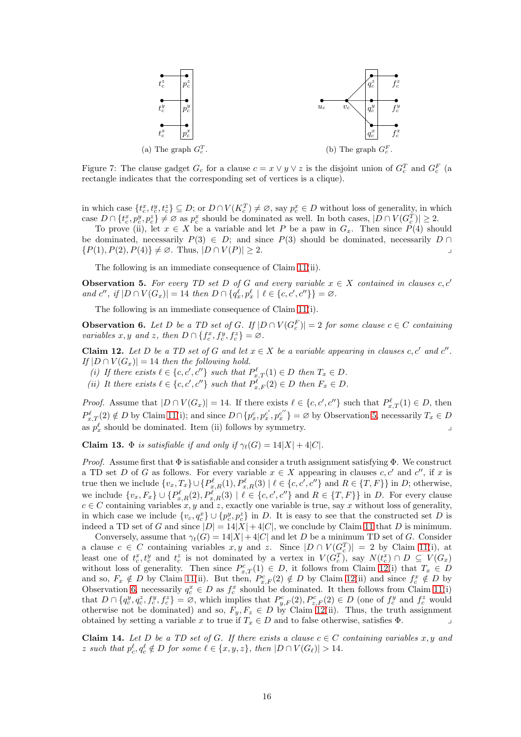(a) The graph $G_c^T$.

(b) The graph $G_c^F$.

Figure 7: The clause gadget $G_c$ for a clause $c = x \vee y \vee z$ is the disjoint union of $G_c^T$ and $G_c^F$ (a rectangle indicates that the corresponding set of vertices is a clique).

in which case $\{t_c^x, t_c^y, t_c^z\} \subseteq D$; or $D \cap V(K_c^T) \neq \varnothing$, say $p_c^x \in D$ without loss of generality, in which case $D \cap \{t_c^x, p_c^y, p_c^z\} \neq \varnothing$ as $p_c^x$ should be dominated as well. In both cases, $|D \cap V(G_c^T)| \geq 2$.

To prove (ii), let $x \in X$ be a variable and let $P$ be a paw in $G_x$. Then since $P(4)$ should be dominated, necessarily $P(3) \in D$; and since $P(3)$ should be dominated, necessarily $D \cap \{P(1), P(2), P(4)\} \neq \varnothing$. Thus, $|D \cap V(P)| \geq 2$. ⌟

The following is an immediate consequence of Claim 11(ii).

**Observation 5.** *For every TD set $D$ of $G$ and every variable $x \in X$ contained in clauses $c, c'$ and $c''$, if $|D \cap V(G_x)| = 14$ then $D \cap \{q_x^\ell, p_x^\ell \mid \ell \in \{c, c', c''\}\} = \varnothing$.*

The following is an immediate consequence of Claim 11(i).

**Observation 6.** *Let $D$ be a TD set of $G$. If $|D \cap V(G_c^F)| = 2$ for some clause $c \in C$ containing variables $x, y$ and $z$, then $D \cap \{f_c^x, f_c^y, f_c^z\} = \varnothing$.*

**Claim 12.** *Let $D$ be a TD set of $G$ and let $x \in X$ be a variable appearing in clauses $c, c'$ and $c''$. If $|D \cap V(G_x)| = 14$ then the following hold.*

*(i) If there exists $\ell \in \{c, c', c''\}$ such that $P_{x,T}^\ell(1) \in D$ then $T_x \in D$.*

*(ii) It there exists $\ell \in \{c, c', c''\}$ such that $P_{x,F}^\ell(2) \in D$ then $F_x \in D$.*

*Proof.* Assume that $|D \cap V(G_x)| = 14$. If there exists $\ell \in \{c, c', c''\}$ such that $P_{x,T}^\ell(1) \in D$, then $P_{x,T}^\ell(2) \notin D$ by Claim 11(i); and since $D \cap \{p_x^c, p_x^{c'}, p_x^{c''}\} = \varnothing$ by Observation 5, necessarily $T_x \in D$ as $p_x^\ell$ should be dominated. Item (ii) follows by symmetry. ⌟

**Claim 13.** *$\Phi$ is satisfiable if and only if $\gamma_t(G) = 14|X| + 4|C|$.*

*Proof.* Assume first that $\Phi$ is satisfiable and consider a truth assignment satisfying $\Phi$. We construct a TD set $D$ of $G$ as follows. For every variable $x \in X$ appearing in clauses $c, c'$ and $c''$, if $x$ is true then we include $\{v_x, T_x\} \cup \{P_{x,R}^\ell(1), P_{x,R}^\ell(3) \mid \ell \in \{c, c', c''\}$ and $R \in \{T, F\}\}$ in $D$; otherwise, we include $\{v_x, F_x\} \cup \{P_{x,R}^\ell(2), P_{x,R}^\ell(3) \mid \ell \in \{c, c', c''\}$ and $R \in \{T, F\}\}$ in $D$. For every clause $c \in C$ containing variables $x, y$ and $z$, exactly one variable is true, say $x$ without loss of generality, in which case we include $\{v_c, q_c^x\} \cup \{p_c^y, p_c^z\}$ in $D$. It is easy to see that the constructed set $D$ is indeed a TD set of $G$ and since $|D| = 14|X| + 4|C|$, we conclude by Claim 11 that $D$ is minimum.

Conversely, assume that $\gamma_t(G) = 14|X| + 4|C|$ and let $D$ be a minimum TD set of $G$. Consider a clause $c \in C$ containing variables $x, y$ and $z$. Since $|D \cap V(G_c^T)| = 2$ by Claim 11(i), at least one of $t_c^x, t_c^y$ and $t_c^z$ is not dominated by a vertex in $V(G_c^T)$, say $N(t_c^x) \cap D \subseteq V(G_x)$ without loss of generality. Then since $P_{x,T}^c(1) \in D$, it follows from Claim 12(i) that $T_x \in D$ and so, $F_x \notin D$ by Claim 11(ii). But then, $P_{x,F}^c(2) \notin D$ by Claim 12(ii) and since $f_c^x \notin D$ by Observation 6, necessarily $q_c^x \in D$ as $f_c^x$ should be dominated. It then follows from Claim 11(i) that $D \cap \{q_c^y, q_c^z, f_c^y, f_c^z\} = \varnothing$, which implies that $P_{y,F}^c(2), P_{z,F}^c(2) \in D$ (one of $f_c^y$ and $f_c^z$ would otherwise not be dominated) and so, $F_y, F_z \in D$ by Claim 12(ii). Thus, the truth assignment obtained by setting a variable $x$ to true if $T_x \in D$ and to false otherwise, satisfies $\Phi$. ⌟

**Claim 14.** *Let $D$ be a TD set of $G$. If there exists a clause $c \in C$ containing variables $x, y$ and $z$ such that $p_c^\ell, q_c^\ell \notin D$ for some $\ell \in \{x, y, z\}$, then $|D \cap V(G_\ell)| > 14$.*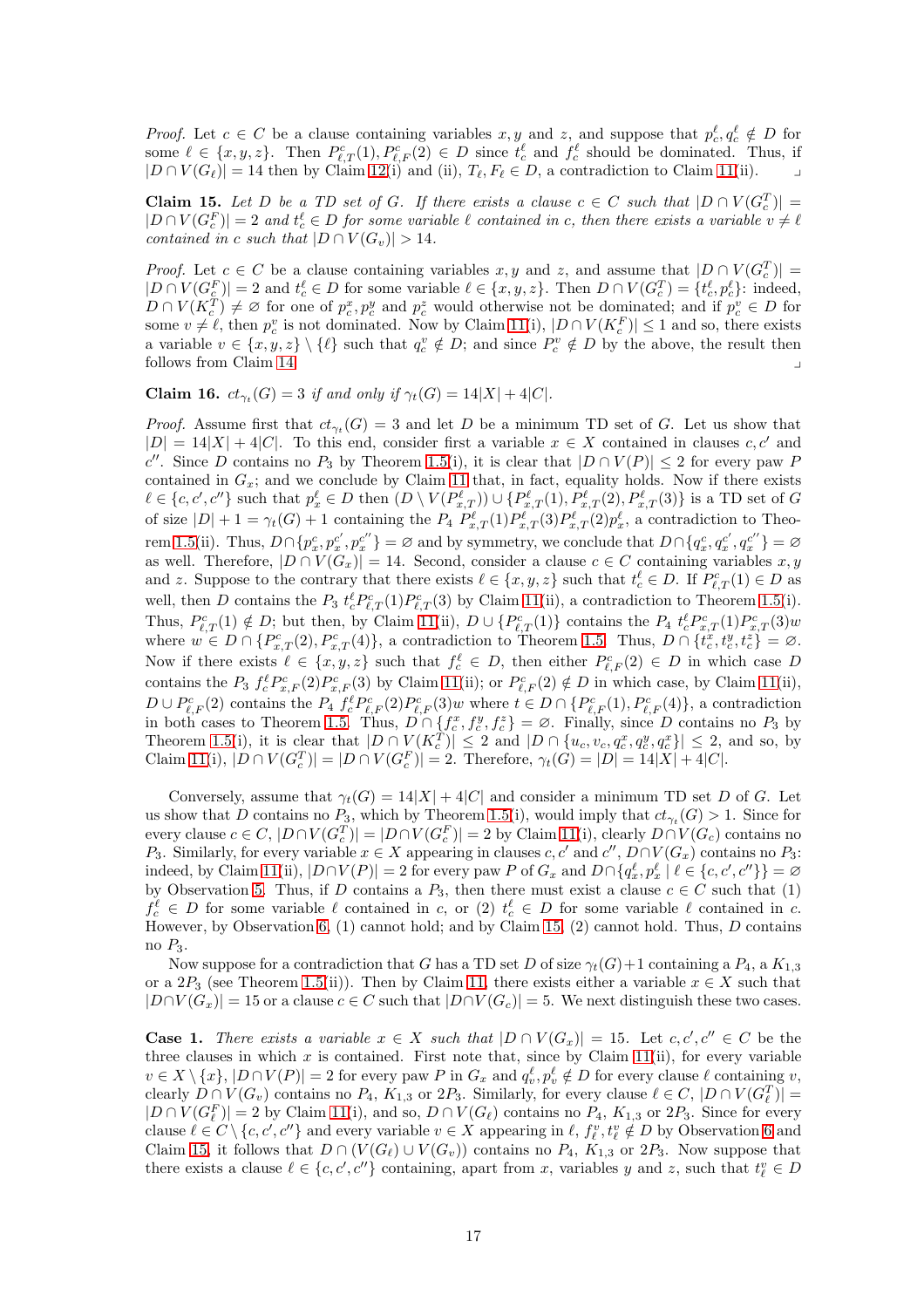*Proof.* Let $c \in C$ be a clause containing variables $x, y$ and $z$, and suppose that $p^\ell_c, q^\ell_c \notin D$ for some $\ell \in \{x, y, z\}$. Then $P^c_{\ell,T}(1), P^c_{\ell,F}(2) \in D$ since $t^\ell_c$ and $f^\ell_c$ should be dominated. Thus, if $|D \cap V(G_\ell)| = 14$ then by Claim 12(i) and (ii), $T_\ell, F_\ell \in D$, a contradiction to Claim 11(ii). ⌟

**Claim 15.** *Let $D$ be a TD set of $G$. If there exists a clause $c \in C$ such that $|D \cap V(G^T_c)| = |D \cap V(G^F_c)| = 2$ and $t^\ell_c \in D$ for some variable $\ell$ contained in $c$, then there exists a variable $v \neq \ell$ contained in $c$ such that $|D \cap V(G_v)| > 14$.*

*Proof.* Let $c \in C$ be a clause containing variables $x, y$ and $z$, and assume that $|D \cap V(G^T_c)| = |D \cap V(G^F_c)| = 2$ and $t^\ell_c \in D$ for some variable $\ell \in \{x, y, z\}$. Then $D \cap V(G^T_c) = \{t^\ell_c, p^\ell_c\}$: indeed, $D \cap V(K^T_c) \neq \varnothing$ for one of $p^x_c, p^y_c$ and $p^z_c$ would otherwise not be dominated; and if $p^v_c \in D$ for some $v \neq \ell$, then $p^v_c$ is not dominated. Now by Claim 11(i), $|D \cap V(K^F_c)| \leq 1$ and so, there exists a variable $v \in \{x, y, z\} \setminus \{\ell\}$ such that $q^v_c \notin D$; and since $P^v_c \notin D$ by the above, the result then follows from Claim 14. ⌟

**Claim 16.** *$ct_{\gamma_t}(G) = 3$ if and only if $\gamma_t(G) = 14|X| + 4|C|$.*

*Proof.* Assume first that $ct_{\gamma_t}(G) = 3$ and let $D$ be a minimum TD set of $G$. Let us show that $|D| = 14|X| + 4|C|$. To this end, consider first a variable $x \in X$ contained in clauses $c, c'$ and $c''$. Since $D$ contains no $P_3$ by Theorem 1.5(i), it is clear that $|D \cap V(P)| \leq 2$ for every paw $P$ contained in $G_x$; and we conclude by Claim 11 that, in fact, equality holds. Now if there exists $\ell \in \{c, c', c''\}$ such that $p^\ell_x \in D$ then $(D \setminus V(P^\ell_{x,T})) \cup \{P^\ell_{x,T}(1), P^\ell_{x,T}(2), P^\ell_{x,T}(3)\}$ is a TD set of $G$ of size $|D| + 1 = \gamma_t(G) + 1$ containing the $P_4$ $P^\ell_{x,T}(1)P^\ell_{x,T}(3)P^\ell_{x,T}(2)p^\ell_x$, a contradiction to Theorem 1.5(ii). Thus, $D \cap \{p^c_x, p^{c'}_x, p^{c''}_x\} = \varnothing$ and by symmetry, we conclude that $D \cap \{q^c_x, q^{c'}_x, q^{c''}_x\} = \varnothing$ as well. Therefore, $|D \cap V(G_x)| = 14$. Second, consider a clause $c \in C$ containing variables $x, y$ and $z$. Suppose to the contrary that there exists $\ell \in \{x, y, z\}$ such that $t^\ell_c \in D$. If $P^c_{\ell,T}(1) \in D$ as well, then $D$ contains the $P_3$ $t^\ell_c P^c_{\ell,T}(1)P^c_{\ell,T}(3)$ by Claim 11(ii), a contradiction to Theorem 1.5(i). Thus, $P^c_{\ell,T}(1) \notin D$; but then, by Claim 11(ii), $D \cup \{P^c_{\ell,T}(1)\}$ contains the $P_4$ $t^\ell_c P^c_{x,T}(1)P^c_{x,T}(3)w$ where $w \in D \cap \{P^c_{x,T}(2), P^c_{x,T}(4)\}$, a contradiction to Theorem 1.5. Thus, $D \cap \{t^x_c, t^y_c, t^z_c\} = \varnothing$. Now if there exists $\ell \in \{x, y, z\}$ such that $f^\ell_c \in D$, then either $P^c_{\ell,F}(2) \in D$ in which case $D$ contains the $P_3$ $f^\ell_c P^c_{x,F}(2)P^c_{x,F}(3)$ by Claim 11(ii); or $P^c_{\ell,F}(2) \notin D$ in which case, by Claim 11(ii), $D \cup P^c_{\ell,F}(2)$ contains the $P_4$ $f^\ell_c P^c_{\ell,F}(2)P^c_{\ell,F}(3)w$ where $t \in D \cap \{P^c_{\ell,F}(1), P^c_{\ell,F}(4)\}$, a contradiction in both cases to Theorem 1.5. Thus, $D \cap \{f^x_c, f^y_c, f^z_c\} = \varnothing$. Finally, since $D$ contains no $P_3$ by Theorem 1.5(i), it is clear that $|D \cap V(K^T_c)| \leq 2$ and $|D \cap \{u_c, v_c, q^x_c, q^y_c, q^z_c\}| \leq 2$, and so, by Claim 11(i), $|D \cap V(G^T_c)| = |D \cap V(G^F_c)| = 2$. Therefore, $\gamma_t(G) = |D| = 14|X| + 4|C|$.

Conversely, assume that $\gamma_t(G) = 14|X| + 4|C|$ and consider a minimum TD set $D$ of $G$. Let us show that $D$ contains no $P_3$, which by Theorem 1.5(i), would imply that $ct_{\gamma_t}(G) > 1$. Since for every clause $c \in C$, $|D \cap V(G^T_c)| = |D \cap V(G^F_c)| = 2$ by Claim 11(i), clearly $D \cap V(G_c)$ contains no $P_3$. Similarly, for every variable $x \in X$ appearing in clauses $c, c'$ and $c''$, $D \cap V(G_x)$ contains no $P_3$: indeed, by Claim 11(ii), $|D \cap V(P)| = 2$ for every paw $P$ of $G_x$ and $D \cap \{q^\ell_x, p^\ell_x \mid \ell \in \{c, c', c''\}\} = \varnothing$ by Observation 5. Thus, if $D$ contains a $P_3$, then there must exist a clause $c \in C$ such that (1) $f^\ell_c \in D$ for some variable $\ell$ contained in $c$, or (2) $t^\ell_c \in D$ for some variable $\ell$ contained in $c$. However, by Observation 6, (1) cannot hold; and by Claim 15, (2) cannot hold. Thus, $D$ contains no $P_3$.

Now suppose for a contradiction that $G$ has a TD set $D$ of size $\gamma_t(G)+1$ containing a $P_4$, a $K_{1,3}$ or a $2P_3$ (see Theorem 1.5(ii)). Then by Claim 11, there exists either a variable $x \in X$ such that $|D \cap V(G_x)| = 15$ or a clause $c \in C$ such that $|D \cap V(G_c)| = 5$. We next distinguish these two cases.

**Case 1.** *There exists a variable $x \in X$ such that $|D \cap V(G_x)| = 15$.* Let $c, c', c'' \in C$ be the three clauses in which $x$ is contained. First note that, since by Claim 11(ii), for every variable $v \in X \setminus \{x\}$, $|D \cap V(P)| = 2$ for every paw $P$ in $G_v$ and $q^\ell_v, p^\ell_v \notin D$ for every clause $\ell$ containing $v$, clearly $D \cap V(G_v)$ contains no $P_4$, $K_{1,3}$ or $2P_3$. Similarly, for every clause $\ell \in C$, $|D \cap V(G^T_\ell)| = |D \cap V(G^F_\ell)| = 2$ by Claim 11(i), and so, $D \cap V(G_\ell)$ contains no $P_4$, $K_{1,3}$ or $2P_3$. Since for every clause $\ell \in C \setminus \{c, c', c''\}$ and every variable $v \in X$ appearing in $\ell$, $f^v_\ell, t^v_\ell \notin D$ by Observation 6 and Claim 15, it follows that $D \cap (V(G_\ell) \cup V(G_v))$ contains no $P_4$, $K_{1,3}$ or $2P_3$. Now suppose that there exists a clause $\ell \in \{c, c', c''\}$ containing, apart from $x$, variables $y$ and $z$, such that $t^v_\ell \in D$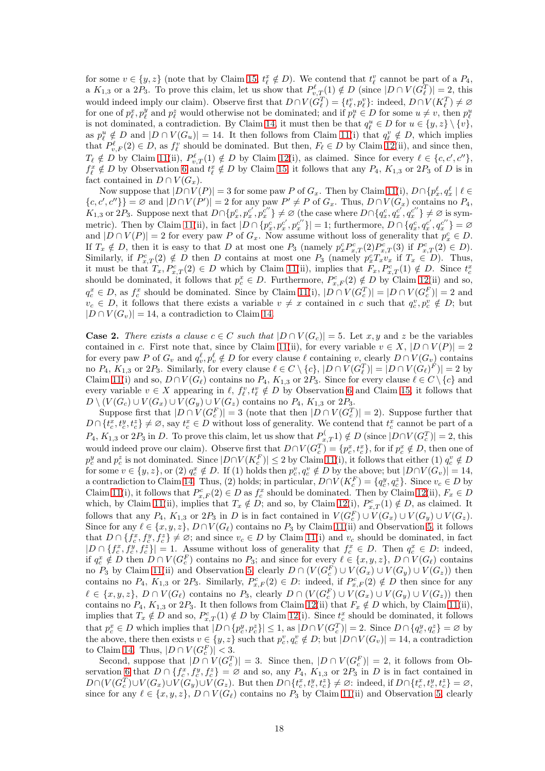for some $v \in \{y, z\}$ (note that by Claim 15, $t^x_\ell \notin D$). We contend that $t^v_\ell$ cannot be part of a $P_4$, a $K_{1,3}$ or a $2P_3$. To prove this claim, let us show that $P^\ell_{v,T}(1) \notin D$ (since $|D \cap V(G^T_\ell)| = 2$, this would indeed imply our claim). Observe first that $D \cap V(G^T_\ell) = \{t^v_\ell, p^v_\ell\}$: indeed, $D \cap V(K^T_\ell) \neq \varnothing$ for one of $p^x_\ell, p^y_\ell$ and $p^z_\ell$ would otherwise not be dominated; and if $p^u_\ell \in D$ for some $u \neq v$, then $p^u_\ell$ is not dominated, a contradiction. By Claim 14, it must then be that $q^u_\ell \in D$ for $u \in \{y, z\} \setminus \{v\}$, as $p^u_\ell \notin D$ and $|D \cap V(G_u)| = 14$. It then follows from Claim 11(i) that $q^v_\ell \notin D$, which implies that $P^\ell_{v,F}(2) \in D$, as $f^v_\ell$ should be dominated. But then, $F_\ell \in D$ by Claim 12(ii), and since then, $T_\ell \notin D$ by Claim 11(ii), $P^\ell_{v,T}(1) \notin D$ by Claim 12(i), as claimed. Since for every $\ell \in \{c, c', c''\}$, $f^x_\ell \notin D$ by Observation 6 and $t^x_\ell \notin D$ by Claim 15, it follows that any $P_4$, $K_{1,3}$ or $2P_3$ of $D$ is in fact contained in $D \cap V(G_x)$.

Now suppose that $|D \cap V(P)| = 3$ for some paw $P$ of $G_x$. Then by Claim 11(i), $D \cap \{p^\ell_x, q^\ell_x \mid \ell \in \{c, c', c''\}\} = \varnothing$ and $|D \cap V(P')| = 2$ for any paw $P' \neq P$ of $G_x$. Thus, $D \cap V(G_x)$ contains no $P_4$, $K_{1,3}$ or $2P_3$. Suppose next that $D \cap \{p^c_x, p^{c'}_x, p^{c''}_x\} \neq \varnothing$ (the case where $D \cap \{q^c_x, q^{c'}_x, q^{c''}_x\} \neq \varnothing$ is symmetric). Then by Claim 11(ii), in fact $|D \cap \{p^c_x, p^{c'}_x, p^{c''}_x\}| = 1$; furthermore, $D \cap \{q^c_x, q^{c'}_x, q^{c''}_x\} = \varnothing$ and $|D \cap V(P)| = 2$ for every paw $P$ of $G_x$. Now assume without loss of generality that $p^c_x \in D$. If $T_x \notin D$, then it is easy to that $D$ at most one $P_3$ (namely $p^c_x P^c_{x,T}(2) P^c_{x,T}(3)$ if $P^c_{x,T}(2) \in D$). Similarly, if $P^c_{x,T}(2) \notin D$ then $D$ contains at most one $P_3$ (namely $p^c_x T_x v_x$ if $T_x \in D$). Thus, it must be that $T_x, P^c_{x,T}(2) \in D$ which by Claim 11(ii), implies that $F_x, P^c_{x,T}(1) \notin D$. Since $t^x_c$ should be dominated, it follows that $p^c_x \in D$. Furthermore, $P^c_{x,F}(2) \notin D$ by Claim 12(ii) and so, $q^x_c \in D$, as $f^x_c$ should be dominated. Since by Claim 11(i), $|D \cap V(G^T_c)| = |D \cap V(G^F_c)| = 2$ and $v_c \in D$, it follows that there exists a variable $v \neq x$ contained in $c$ such that $q^v_c, p^v_c \notin D$; but $|D \cap V(G_v)| = 14$, a contradiction to Claim 14.

**Case 2.** *There exists a clause $c \in C$ such that $|D \cap V(G_c)| = 5$.* Let $x, y$ and $z$ be the variables contained in $c$. First note that, since by Claim 11(ii), for every variable $v \in X$, $|D \cap V(P)| = 2$ for every paw $P$ of $G_v$ and $q^\ell_v, p^\ell_v \notin D$ for every clause $\ell$ containing $v$, clearly $D \cap V(G_v)$ contains no $P_4$, $K_{1,3}$ or $2P_3$. Similarly, for every clause $\ell \in C \setminus \{c\}$, $|D \cap V(G^T_\ell)| = |D \cap V(G_\ell)^F)| = 2$ by Claim 11(i) and so, $D \cap V(G_\ell)$ contains no $P_4$, $K_{1,3}$ or $2P_3$. Since for every clause $\ell \in C \setminus \{c\}$ and every variable $v \in X$ appearing in $\ell$, $f^v_\ell, t^v_\ell \notin D$ by Observation 6 and Claim 15, it follows that $D \setminus (V(G_c) \cup V(G_x) \cup V(G_y) \cup V(G_z))$ contains no $P_4$, $K_{1,3}$ or $2P_3$.

Suppose first that $|D \cap V(G^F_c)| = 3$ (note that then $|D \cap V(G^T_c)| = 2$). Suppose further that $D \cap \{t^x_c, t^y_c, t^z_c\} \neq \varnothing$, say $t^x_c \in D$ without loss of generality. We contend that $t^x_c$ cannot be part of a $P_4$, $K_{1,3}$ or $2P_3$ in $D$. To prove this claim, let us show that $P^($$_{x,T}1) \notin D$ (since $|D \cap V(G^T_c)| = 2$, this would indeed prove our claim). Observe first that $D \cap V(G^T_c) = \{p^x_c, t^x_c\}$, for if $p^x_c \notin D$, then one of $p^y_c$ and $p^z_c$ is not dominated. Since $|D \cap V(K^F_c)| \leq 2$ by Claim 11(i), it follows that either (1) $q^v_c \notin D$ for some $v \in \{y, z\}$, or (2) $q^x_c \notin D$. If (1) holds then $p^v_c, q^v_c \notin D$ by the above; but $|D \cap V(G_v)| = 14$, a contradiction to Claim 14. Thus, (2) holds; in particular, $D \cap V(K^F_c) = \{q^y_c, q^z_c\}$. Since $v_c \in D$ by Claim 11(i), it follows that $P^c_{x,F}(2) \in D$ as $f^x_c$ should be dominated. Then by Claim 12(ii), $F_x \in D$ which, by Claim 11(ii), implies that $T_x \notin D$; and so, by Claim 12(i), $P^c_{x,T}(1) \notin D$, as claimed. It follows that any $P_4$, $K_{1,3}$ or $2P_3$ in $D$ is in fact contained in $V(G^F_c) \cup V(G_x) \cup V(G_y) \cup V(G_z)$. Since for any $\ell \in \{x, y, z\}$, $D \cap V(G_\ell)$ contains no $P_3$ by Claim 11(ii) and Observation 5, it follows that $D \cap \{f^x_c, f^y_c, f^z_c\} \neq \varnothing$; and since $v_c \in D$ by Claim 11(i) and $v_c$ should be dominated, in fact $|D \cap \{f^x_c, f^y_c, f^z_c\}| = 1$. Assume without loss of generality that $f^x_c \in D$. Then $q^x_c \in D$: indeed, if $q^x_c \notin D$ then $D \cap V(G^F_c)$ contains no $P_3$; and since for every $\ell \in \{x, y, z\}$, $D \cap V(G_\ell)$ contains no $P_3$ by Claim 11(ii) and Observation 5, clearly $D \cap (V(G^F_c) \cup V(G_x) \cup V(G_y) \cup V(G_z))$ then contains no $P_4$, $K_{1,3}$ or $2P_3$. Similarly, $P^c_{x,F}(2) \in D$: indeed, if $P^c_{x,F}(2) \notin D$ then since for any $\ell \in \{x, y, z\}$, $D \cap V(G_\ell)$ contains no $P_3$, clearly $D \cap (V(G^F_c) \cup V(G_x) \cup V(G_y) \cup V(G_z))$ then contains no $P_4$, $K_{1,3}$ or $2P_3$. It then follows from Claim 12(ii) that $F_x \notin D$ which, by Claim 11(ii), implies that $T_x \notin D$ and so, $P^c_{x,T}(1) \notin D$ by Claim 12(i). Since $t^x_c$ should be dominated, it follows that $p^x_c \in D$ which implies that $|D \cap \{p^y_c, p^z_c\}| \leq 1$, as $|D \cap V(G^T_c)| = 2$. Since $D \cap \{q^y_c, q^z_c\} = \varnothing$ by the above, there then exists $v \in \{y, z\}$ such that $p^v_c, q^v_c \notin D$; but $|D \cap V(G_v)| = 14$, a contradiction to Claim 14. Thus, $|D \cap V(G^F_c)| < 3$.

Second, suppose that $|D \cap V(G^T_c)| = 3$. Since then, $|D \cap V(G^F_c)| = 2$, it follows from Observation 6 that $D \cap \{f^x_c, f^y_c, f^z_c\} = \varnothing$ and so, any $P_4$, $K_{1,3}$ or $2P_3$ in $D$ is in fact contained in $D \cap (V(G^T_c) \cup V(G_x) \cup V(G_y) \cup V(G_z)$. But then $D \cap \{t^x_c, t^y_c, t^z_c\} \neq \varnothing$: indeed, if $D \cap \{t^x_c, t^y_c, t^z_c\} = \varnothing$, since for any $\ell \in \{x, y, z\}$, $D \cap V(G_\ell)$ contains no $P_3$ by Claim 11(ii) and Observation 5, clearly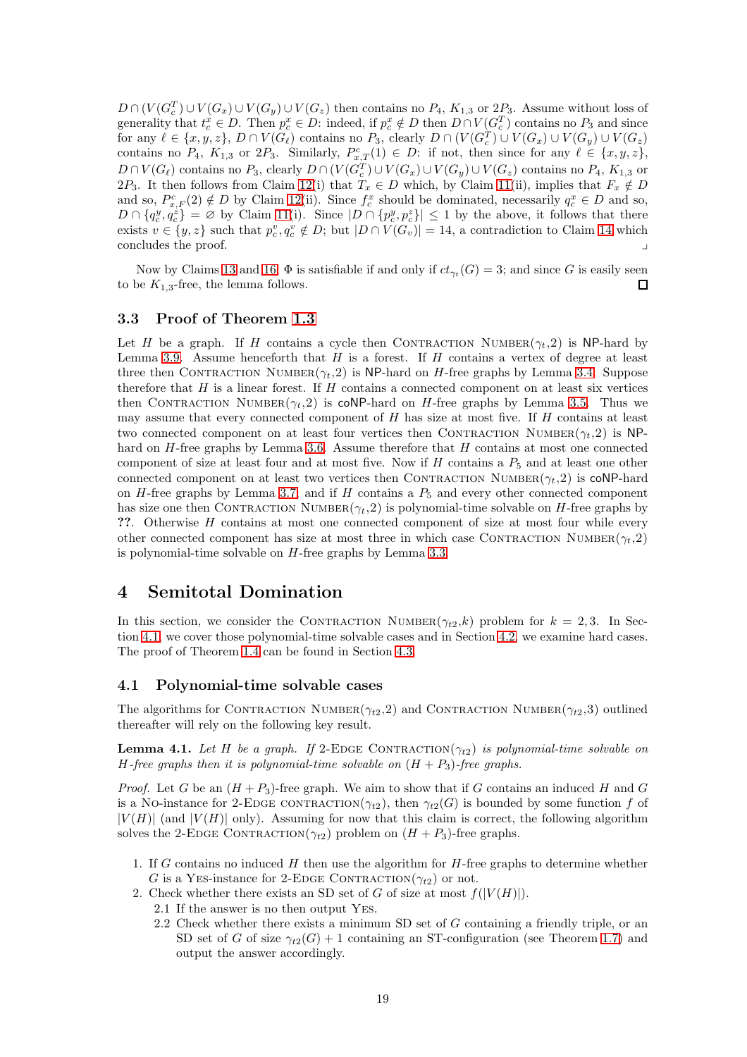$D \cap (V(G_c^T) \cup V(G_x) \cup V(G_y) \cup V(G_z)$ then contains no $P_4$, $K_{1,3}$ or $2P_3$. Assume without loss of generality that $t_c^x \in D$. Then $p_c^x \in D$: indeed, if $p_c^x \notin D$ then $D \cap V(G_c^T)$ contains no $P_3$ and since for any $\ell \in \{x, y, z\}$, $D \cap V(G_\ell)$ contains no $P_3$, clearly $D \cap (V(G_c^T) \cup V(G_x) \cup V(G_y) \cup V(G_z)$ contains no $P_4$, $K_{1,3}$ or $2P_3$. Similarly, $P_{x,T}^c(1) \in D$: if not, then since for any $\ell \in \{x, y, z\}$, $D \cap V(G_\ell)$ contains no $P_3$, clearly $D \cap (V(G_c^T) \cup V(G_x) \cup V(G_y) \cup V(G_z)$ contains no $P_4$, $K_{1,3}$ or $2P_3$. It then follows from Claim 12(i) that $T_x \in D$ which, by Claim 11(ii), implies that $F_x \notin D$ and so, $P_{x,F}^c(2) \notin D$ by Claim 12(ii). Since $f_c^x$ should be dominated, necessarily $q_c^x \in D$ and so, $D \cap \{q_c^y, q_c^z\} = \varnothing$ by Claim 11(i). Since $|D \cap \{p_c^y, p_c^z\}| \leq 1$ by the above, it follows that there exists $v \in \{y, z\}$ such that $p_c^v, q_c^v \notin D$; but $|D \cap V(G_v)| = 14$, a contradiction to Claim 14 which concludes the proof. ⌟

Now by Claims 13 and 16, $\Phi$ is satisfiable if and only if $ct_{\gamma_t}(G) = 3$; and since $G$ is easily seen to be $K_{1,3}$-free, the lemma follows. □

### 3.3 Proof of Theorem 1.3

Let $H$ be a graph. If $H$ contains a cycle then Contraction Number($\gamma_t$,2) is NP-hard by Lemma 3.9. Assume henceforth that $H$ is a forest. If $H$ contains a vertex of degree at least three then Contraction Number($\gamma_t$,2) is NP-hard on $H$-free graphs by Lemma 3.4. Suppose therefore that $H$ is a linear forest. If $H$ contains a connected component on at least six vertices then Contraction Number($\gamma_t$,2) is coNP-hard on $H$-free graphs by Lemma 3.5. Thus we may assume that every connected component of $H$ has size at most five. If $H$ contains at least two connected component on at least four vertices then Contraction Number($\gamma_t$,2) is NP-hard on $H$-free graphs by Lemma 3.6. Assume therefore that $H$ contains at most one connected component of size at least four and at most five. Now if $H$ contains a $P_5$ and at least one other connected component on at least two vertices then Contraction Number($\gamma_t$,2) is coNP-hard on $H$-free graphs by Lemma 3.7, and if $H$ contains a $P_5$ and every other connected component has size one then Contraction Number($\gamma_t$,2) is polynomial-time solvable on $H$-free graphs by ??. Otherwise $H$ contains at most one connected component of size at most four while every other connected component has size at most three in which case Contraction Number($\gamma_t$,2) is polynomial-time solvable on $H$-free graphs by Lemma 3.3.

## 4 Semitotal Domination

In this section, we consider the Contraction Number($\gamma_{t2}$,$k$) problem for $k = 2, 3$. In Section 4.1, we cover those polynomial-time solvable cases and in Section 4.2, we examine hard cases. The proof of Theorem 1.4 can be found in Section 4.3.

### 4.1 Polynomial-time solvable cases

The algorithms for Contraction Number($\gamma_{t2}$,2) and Contraction Number($\gamma_{t2}$,3) outlined thereafter will rely on the following key result.

**Lemma 4.1.** *Let $H$ be a graph. If 2-Edge Contraction($\gamma_{t2}$) is polynomial-time solvable on $H$-free graphs then it is polynomial-time solvable on $(H + P_3)$-free graphs.*

*Proof.* Let $G$ be an $(H + P_3)$-free graph. We aim to show that if $G$ contains an induced $H$ and $G$ is a No-instance for 2-Edge contraction($\gamma_{t2}$), then $\gamma_{t2}(G)$ is bounded by some function $f$ of $|V(H)|$ (and $|V(H)|$ only). Assuming for now that this claim is correct, the following algorithm solves the 2-Edge Contraction($\gamma_{t2}$) problem on $(H + P_3)$-free graphs.

1. If $G$ contains no induced $H$ then use the algorithm for $H$-free graphs to determine whether $G$ is a Yes-instance for 2-Edge Contraction($\gamma_{t2}$) or not.
2. Check whether there exists an SD set of $G$ of size at most $f(|V(H)|)$.
   - 2.1 If the answer is no then output Yes.
   - 2.2 Check whether there exists a minimum SD set of $G$ containing a friendly triple, or an SD set of $G$ of size $\gamma_{t2}(G) + 1$ containing an ST-configuration (see Theorem 1.7) and output the answer accordingly.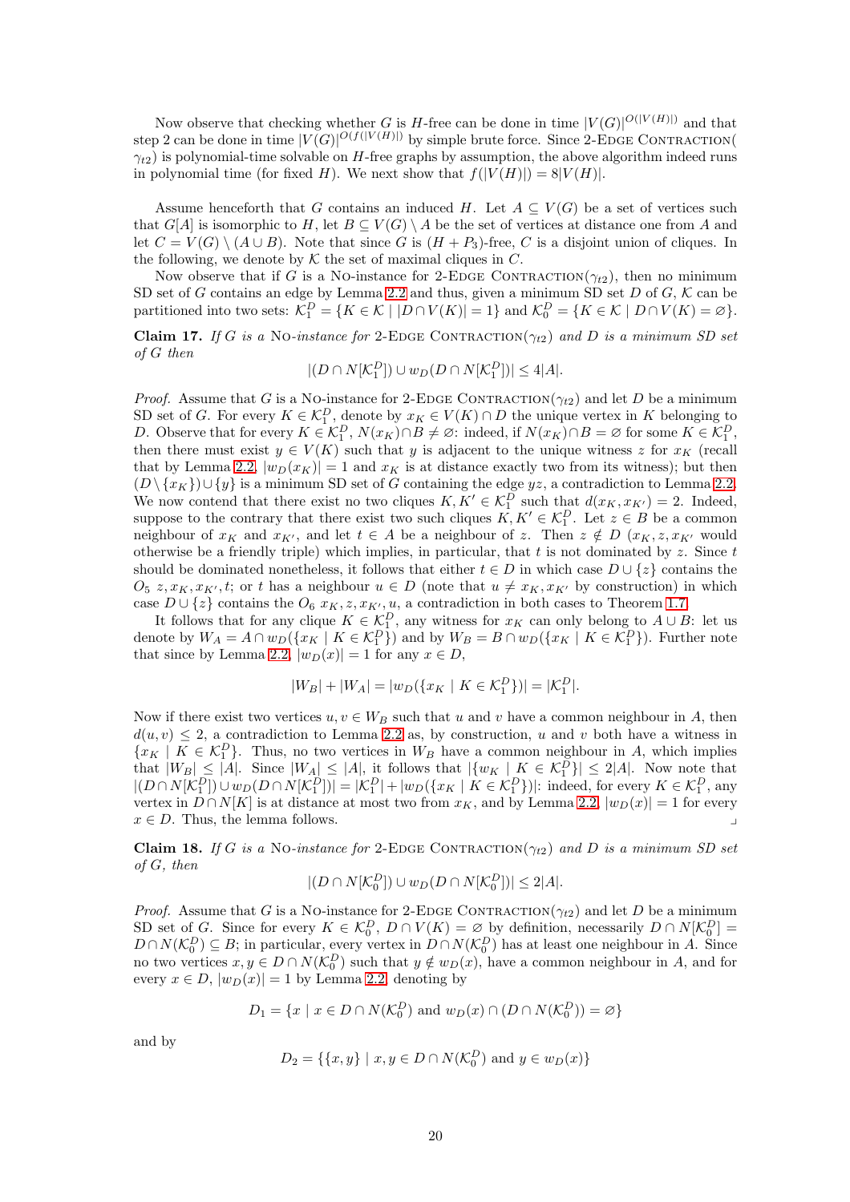Now observe that checking whether $G$ is $H$-free can be done in time $|V(G)|^{O(|V(H)|)}$ and that step 2 can be done in time $|V(G)|^{O(f(|V(H)|))}$ by simple brute force. Since 2-Edge Contraction($\gamma_{t2}$) is polynomial-time solvable on $H$-free graphs by assumption, the above algorithm indeed runs in polynomial time (for fixed $H$). We next show that $f(|V(H)|) = 8|V(H)|$.

Assume henceforth that $G$ contains an induced $H$. Let $A \subseteq V(G)$ be a set of vertices such that $G[A]$ is isomorphic to $H$, let $B \subseteq V(G) \setminus A$ be the set of vertices at distance one from $A$ and let $C = V(G) \setminus (A \cup B)$. Note that since $G$ is $(H + P_3)$-free, $C$ is a disjoint union of cliques. In the following, we denote by $\mathcal{K}$ the set of maximal cliques in $C$.

Now observe that if $G$ is a No-instance for 2-Edge Contraction($\gamma_{t2}$), then no minimum SD set of $G$ contains an edge by Lemma 2.2 and thus, given a minimum SD set $D$ of $G$, $\mathcal{K}$ can be partitioned into two sets: $\mathcal{K}_1^D = \{K \in \mathcal{K} \mid |D \cap V(K)| = 1\}$ and $\mathcal{K}_0^D = \{K \in \mathcal{K} \mid D \cap V(K) = \varnothing\}$.

**Claim 17.** *If $G$ is a* No*-instance for* 2-Edge Contraction($\gamma_{t2}$) *and $D$ is a minimum SD set of $G$ then*

$$|(D \cap N[\mathcal{K}_1^D]) \cup w_D(D \cap N[\mathcal{K}_1^D])| \leq 4|A|.$$

*Proof.* Assume that $G$ is a No-instance for 2-Edge Contraction($\gamma_{t2}$) and let $D$ be a minimum SD set of $G$. For every $K \in \mathcal{K}_1^D$, denote by $x_K \in V(K) \cap D$ the unique vertex in $K$ belonging to $D$. Observe that for every $K \in \mathcal{K}_1^D$, $N(x_K) \cap B \neq \varnothing$: indeed, if $N(x_K) \cap B = \varnothing$ for some $K \in \mathcal{K}_1^D$, then there must exist $y \in V(K)$ such that $y$ is adjacent to the unique witness $z$ for $x_K$ (recall that by Lemma 2.2, $|w_D(x_K)| = 1$ and $x_K$ is at distance exactly two from its witness); but then $(D \setminus \{x_K\}) \cup \{y\}$ is a minimum SD set of $G$ containing the edge $yz$, a contradiction to Lemma 2.2. We now contend that there exist no two cliques $K, K' \in \mathcal{K}_1^D$ such that $d(x_K, x_{K'}) = 2$. Indeed, suppose to the contrary that there exist two such cliques $K, K' \in \mathcal{K}_1^D$. Let $z \in B$ be a common neighbour of $x_K$ and $x_{K'}$, and let $t \in A$ be a neighbour of $z$. Then $z \notin D$ ($x_K, z, x_{K'}$ would otherwise be a friendly triple) which implies, in particular, that $t$ is not dominated by $z$. Since $t$ should be dominated nonetheless, it follows that either $t \in D$ in which case $D \cup \{z\}$ contains the $O_5$ $z, x_K, x_{K'}, t$; or $t$ has a neighbour $u \in D$ (note that $u \neq x_K, x_{K'}$ by construction) in which case $D \cup \{z\}$ contains the $O_6$ $x_K, z, x_{K'}, u$, a contradiction in both cases to Theorem 1.7.

It follows that for any clique $K \in \mathcal{K}_1^D$, any witness for $x_K$ can only belong to $A \cup B$: let us denote by $W_A = A \cap w_D(\{x_K \mid K \in \mathcal{K}_1^D\})$ and by $W_B = B \cap w_D(\{x_K \mid K \in \mathcal{K}_1^D\})$. Further note that since by Lemma 2.2, $|w_D(x)| = 1$ for any $x \in D$,

$$|W_B| + |W_A| = |w_D(\{x_K \mid K \in \mathcal{K}_1^D\})| = |\mathcal{K}_1^D|.$$

Now if there exist two vertices $u, v \in W_B$ such that $u$ and $v$ have a common neighbour in $A$, then $d(u, v) \leq 2$, a contradiction to Lemma 2.2 as, by construction, $u$ and $v$ both have a witness in $\{x_K \mid K \in \mathcal{K}_1^D\}$. Thus, no two vertices in $W_B$ have a common neighbour in $A$, which implies that $|W_B| \leq |A|$. Since $|W_A| \leq |A|$, it follows that $|\{w_K \mid K \in \mathcal{K}_1^D\}| \leq 2|A|$. Now note that $|(D \cap N[\mathcal{K}_1^D]) \cup w_D(D \cap N[\mathcal{K}_1^D])| = |\mathcal{K}_1^D| + |w_D(\{x_K \mid K \in \mathcal{K}_1^D\})|$: indeed, for every $K \in \mathcal{K}_1^D$, any vertex in $D \cap N[K]$ is at distance at most two from $x_K$, and by Lemma 2.2, $|w_D(x)| = 1$ for every $x \in D$. Thus, the lemma follows. ⌟

**Claim 18.** *If $G$ is a* No*-instance for* 2-Edge Contraction($\gamma_{t2}$) *and $D$ is a minimum SD set of $G$, then*

$$|(D \cap N[\mathcal{K}_0^D]) \cup w_D(D \cap N[\mathcal{K}_0^D])| \leq 2|A|.$$

*Proof.* Assume that $G$ is a No-instance for 2-Edge Contraction($\gamma_{t2}$) and let $D$ be a minimum SD set of $G$. Since for every $K \in \mathcal{K}_0^D$, $D \cap V(K) = \varnothing$ by definition, necessarily $D \cap N[\mathcal{K}_0^D] = D \cap N(\mathcal{K}_0^D) \subseteq B$; in particular, every vertex in $D \cap N(\mathcal{K}_0^D)$ has at least one neighbour in $A$. Since no two vertices $x, y \in D \cap N(\mathcal{K}_0^D)$ such that $y \notin w_D(x)$, have a common neighbour in $A$, and for every $x \in D$, $|w_D(x)| = 1$ by Lemma 2.2, denoting by

$$D_1 = \{x \mid x \in D \cap N(\mathcal{K}_0^D) \text{ and } w_D(x) \cap (D \cap N(\mathcal{K}_0^D)) = \varnothing\}$$

and by

$$D_2 = \{\{x, y\} \mid x, y \in D \cap N(\mathcal{K}_0^D) \text{ and } y \in w_D(x)\}$$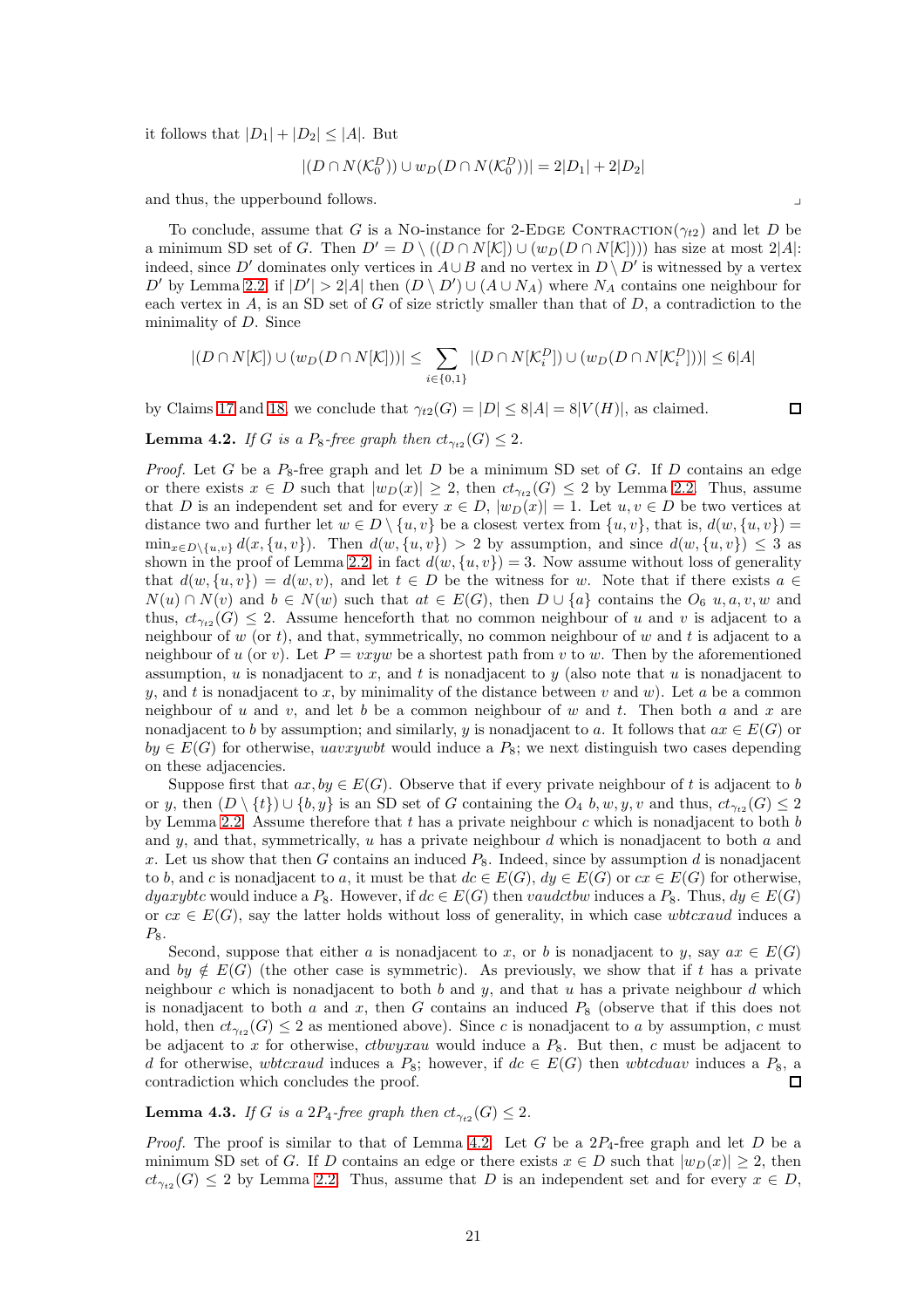it follows that $|D_1| + |D_2| \leq |A|$. But

$$|(D \cap N(\mathcal{K}_0^D)) \cup w_D(D \cap N(\mathcal{K}_0^D))| = 2|D_1| + 2|D_2|$$

and thus, the upperbound follows. ⌟

To conclude, assume that $G$ is a No-instance for 2-Edge Contraction($\gamma_{t2}$) and let $D$ be a minimum SD set of $G$. Then $D' = D \setminus ((D \cap N[\mathcal{K}]) \cup (w_D(D \cap N[\mathcal{K}])))$ has size at most $2|A|$: indeed, since $D'$ dominates only vertices in $A \cup B$ and no vertex in $D \setminus D'$ is witnessed by a vertex $D'$ by Lemma 2.2, if $|D'| > 2|A|$ then $(D \setminus D') \cup (A \cup N_A)$ where $N_A$ contains one neighbour for each vertex in $A$, is an SD set of $G$ of size strictly smaller than that of $D$, a contradiction to the minimality of $D$. Since

$$|(D \cap N[\mathcal{K}]) \cup (w_D(D \cap N[\mathcal{K}]))| \leq \sum_{i \in \{0,1\}} |(D \cap N[\mathcal{K}_i^D]) \cup (w_D(D \cap N[\mathcal{K}_i^D]))| \leq 6|A|$$

by Claims 17 and 18, we conclude that $\gamma_{t2}(G) = |D| \leq 8|A| = 8|V(H)|$, as claimed. ◻

**Lemma 4.2.** *If $G$ is a $P_8$-free graph then $ct_{\gamma_{t2}}(G) \leq 2$.*

*Proof.* Let $G$ be a $P_8$-free graph and let $D$ be a minimum SD set of $G$. If $D$ contains an edge or there exists $x \in D$ such that $|w_D(x)| \geq 2$, then $ct_{\gamma_{t2}}(G) \leq 2$ by Lemma 2.2. Thus, assume that $D$ is an independent set and for every $x \in D$, $|w_D(x)| = 1$. Let $u, v \in D$ be two vertices at distance two and further let $w \in D \setminus \{u, v\}$ be a closest vertex from $\{u, v\}$, that is, $d(w, \{u, v\}) = \min_{x \in D \setminus \{u,v\}} d(x, \{u, v\})$. Then $d(w, \{u, v\}) > 2$ by assumption, and since $d(w, \{u, v\}) \leq 3$ as shown in the proof of Lemma 2.2, in fact $d(w, \{u, v\}) = 3$. Now assume without loss of generality that $d(w, \{u, v\}) = d(w, v)$, and let $t \in D$ be the witness for $w$. Note that if there exists $a \in N(u) \cap N(v)$ and $b \in N(w)$ such that $at \in E(G)$, then $D \cup \{a\}$ contains the $O_6$ $u, a, v, w$ and thus, $ct_{\gamma_{t2}}(G) \leq 2$. Assume henceforth that no common neighbour of $u$ and $v$ is adjacent to a neighbour of $w$ (or $t$), and that, symmetrically, no common neighbour of $w$ and $t$ is adjacent to a neighbour of $u$ (or $v$). Let $P = vxyw$ be a shortest path from $v$ to $w$. Then by the aforementioned assumption, $u$ is nonadjacent to $x$, and $t$ is nonadjacent to $y$ (also note that $u$ is nonadjacent to $y$, and $t$ is nonadjacent to $x$, by minimality of the distance between $v$ and $w$). Let $a$ be a common neighbour of $u$ and $v$, and let $b$ be a common neighbour of $w$ and $t$. Then both $a$ and $x$ are nonadjacent to $b$ by assumption; and similarly, $y$ is nonadjacent to $a$. It follows that $ax \in E(G)$ or $by \in E(G)$ for otherwise, $uavxywbt$ would induce a $P_8$; we next distinguish two cases depending on these adjacencies.

Suppose first that $ax, by \in E(G)$. Observe that if every private neighbour of $t$ is adjacent to $b$ or $y$, then $(D \setminus \{t\}) \cup \{b, y\}$ is an SD set of $G$ containing the $O_4$ $b, w, y, v$ and thus, $ct_{\gamma_{t2}}(G) \leq 2$ by Lemma 2.2. Assume therefore that $t$ has a private neighbour $c$ which is nonadjacent to both $b$ and $y$, and that, symmetrically, $u$ has a private neighbour $d$ which is nonadjacent to both $a$ and $x$. Let us show that then $G$ contains an induced $P_8$. Indeed, since by assumption $d$ is nonadjacent to $b$, and $c$ is nonadjacent to $a$, it must be that $dc \in E(G)$, $dy \in E(G)$ or $cx \in E(G)$ for otherwise, $dyaxybtc$ would induce a $P_8$. However, if $dc \in E(G)$ then $vaudctbw$ induces a $P_8$. Thus, $dy \in E(G)$ or $cx \in E(G)$, say the latter holds without loss of generality, in which case $wbtcxaud$ induces a $P_8$.

Second, suppose that either $a$ is nonadjacent to $x$, or $b$ is nonadjacent to $y$, say $ax \in E(G)$ and $by \notin E(G)$ (the other case is symmetric). As previously, we show that if $t$ has a private neighbour $c$ which is nonadjacent to both $b$ and $y$, and that $u$ has a private neighbour $d$ which is nonadjacent to both $a$ and $x$, then $G$ contains an induced $P_8$ (observe that if this does not hold, then $ct_{\gamma_{t2}}(G) \leq 2$ as mentioned above). Since $c$ is nonadjacent to $a$ by assumption, $c$ must be adjacent to $x$ for otherwise, $ctbwyxau$ would induce a $P_8$. But then, $c$ must be adjacent to $d$ for otherwise, $wbtcxaud$ induces a $P_8$; however, if $dc \in E(G)$ then $wbtcduav$ induces a $P_8$, a contradiction which concludes the proof. ◻

**Lemma 4.3.** *If $G$ is a $2P_4$-free graph then $ct_{\gamma_{t2}}(G) \leq 2$.*

*Proof.* The proof is similar to that of Lemma 4.2. Let $G$ be a $2P_4$-free graph and let $D$ be a minimum SD set of $G$. If $D$ contains an edge or there exists $x \in D$ such that $|w_D(x)| \geq 2$, then $ct_{\gamma_{t2}}(G) \leq 2$ by Lemma 2.2. Thus, assume that $D$ is an independent set and for every $x \in D$,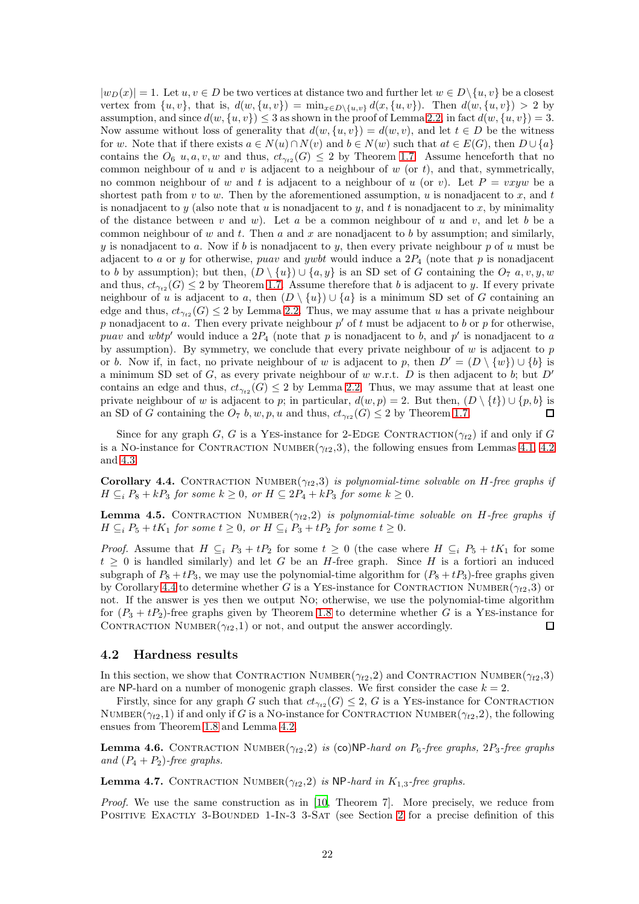$|w_D(x)| = 1$. Let $u, v \in D$ be two vertices at distance two and further let $w \in D \setminus \{u, v\}$ be a closest vertex from $\{u, v\}$, that is, $d(w, \{u, v\}) = \min_{x \in D \setminus \{u,v\}} d(x, \{u, v\})$. Then $d(w, \{u, v\}) > 2$ by assumption, and since $d(w, \{u, v\}) \leq 3$ as shown in the proof of Lemma 2.2, in fact $d(w, \{u, v\}) = 3$. Now assume without loss of generality that $d(w, \{u, v\}) = d(w, v)$, and let $t \in D$ be the witness for $w$. Note that if there exists $a \in N(u) \cap N(v)$ and $b \in N(w)$ such that $at \in E(G)$, then $D \cup \{a\}$ contains the $O_6$ $u, a, v, w$ and thus, $ct_{\gamma_{t2}}(G) \leq 2$ by Theorem 1.7. Assume henceforth that no common neighbour of $u$ and $v$ is adjacent to a neighbour of $w$ (or $t$), and that, symmetrically, no common neighbour of $w$ and $t$ is adjacent to a neighbour of $u$ (or $v$). Let $P = vxyw$ be a shortest path from $v$ to $w$. Then by the aforementioned assumption, $u$ is nonadjacent to $x$, and $t$ is nonadjacent to $y$ (also note that $u$ is nonadjacent to $y$, and $t$ is nonadjacent to $x$, by minimality of the distance between $v$ and $w$). Let $a$ be a common neighbour of $u$ and $v$, and let $b$ be a common neighbour of $w$ and $t$. Then $a$ and $x$ are nonadjacent to $b$ by assumption; and similarly, $y$ is nonadjacent to $a$. Now if $b$ is nonadjacent to $y$, then every private neighbour $p$ of $u$ must be adjacent to $a$ or $y$ for otherwise, $puav$ and $ywbt$ would induce a $2P_4$ (note that $p$ is nonadjacent to $b$ by assumption); but then, $(D \setminus \{u\}) \cup \{a, y\}$ is an SD set of $G$ containing the $O_7$ $a, v, y, w$ and thus, $ct_{\gamma_{t2}}(G) \leq 2$ by Theorem 1.7. Assume therefore that $b$ is adjacent to $y$. If every private neighbour of $u$ is adjacent to $a$, then $(D \setminus \{u\}) \cup \{a\}$ is a minimum SD set of $G$ containing an edge and thus, $ct_{\gamma_{t2}}(G) \leq 2$ by Lemma 2.2. Thus, we may assume that $u$ has a private neighbour $p$ nonadjacent to $a$. Then every private neighbour $p'$ of $t$ must be adjacent to $b$ or $p$ for otherwise, $puav$ and $wbtp'$ would induce a $2P_4$ (note that $p$ is nonadjacent to $b$, and $p'$ is nonadjacent to $a$ by assumption). By symmetry, we conclude that every private neighbour of $w$ is adjacent to $p$ or $b$. Now if, in fact, no private neighbour of $w$ is adjacent to $p$, then $D' = (D \setminus \{w\}) \cup \{b\}$ is a minimum SD set of $G$, as every private neighbour of $w$ w.r.t. $D$ is then adjacent to $b$; but $D'$ contains an edge and thus, $ct_{\gamma_{t2}}(G) \leq 2$ by Lemma 2.2. Thus, we may assume that at least one private neighbour of $w$ is adjacent to $p$; in particular, $d(w, p) = 2$. But then, $(D \setminus \{t\}) \cup \{p, b\}$ is an SD of $G$ containing the $O_7$ $b, w, p, u$ and thus, $ct_{\gamma_{t2}}(G) \leq 2$ by Theorem 1.7. ◻

Since for any graph $G$, $G$ is a Yes-instance for 2-Edge Contraction($\gamma_{t2}$) if and only if $G$ is a No-instance for Contraction Number($\gamma_{t2}$,3), the following ensues from Lemmas 4.1, 4.2 and 4.3.

**Corollary 4.4.** *Contraction Number($\gamma_{t2}$,3) is polynomial-time solvable on $H$-free graphs if $H \subseteq_i P_8 + kP_3$ for some $k \geq 0$, or $H \subseteq 2P_4 + kP_3$ for some $k \geq 0$.*

**Lemma 4.5.** *Contraction Number($\gamma_{t2}$,2) is polynomial-time solvable on $H$-free graphs if $H \subseteq_i P_5 + tK_1$ for some $t \geq 0$, or $H \subseteq_i P_3 + tP_2$ for some $t \geq 0$.*

*Proof.* Assume that $H \subseteq_i P_3 + tP_2$ for some $t \geq 0$ (the case where $H \subseteq_i P_5 + tK_1$ for some $t \geq 0$ is handled similarly) and let $G$ be an $H$-free graph. Since $H$ is a fortiori an induced subgraph of $P_8 + tP_3$, we may use the polynomial-time algorithm for $(P_8 + tP_3)$-free graphs given by Corollary 4.4 to determine whether $G$ is a Yes-instance for Contraction Number($\gamma_{t2}$,3) or not. If the answer is yes then we output No; otherwise, we use the polynomial-time algorithm for $(P_3 + tP_2)$-free graphs given by Theorem 1.8 to determine whether $G$ is a Yes-instance for Contraction Number($\gamma_{t2}$,1) or not, and output the answer accordingly. ◻

## 4.2 Hardness results

In this section, we show that Contraction Number($\gamma_{t2}$,2) and Contraction Number($\gamma_{t2}$,3) are NP-hard on a number of monogenic graph classes. We first consider the case $k = 2$.

Firstly, since for any graph $G$ such that $ct_{\gamma_{t2}}(G) \leq 2$, $G$ is a Yes-instance for Contraction Number($\gamma_{t2}$,1) if and only if $G$ is a No-instance for Contraction Number($\gamma_{t2}$,2), the following ensues from Theorem 1.8 and Lemma 4.2.

**Lemma 4.6.** *Contraction Number($\gamma_{t2}$,2) is (co)NP-hard on $P_6$-free graphs, $2P_3$-free graphs and $(P_4 + P_2)$-free graphs.*

**Lemma 4.7.** *Contraction Number($\gamma_{t2}$,2) is NP-hard in $K_{1,3}$-free graphs.*

*Proof.* We use the same construction as in [10, Theorem 7]. More precisely, we reduce from Positive Exactly 3-Bounded 1-In-3 3-Sat (see Section 2 for a precise definition of this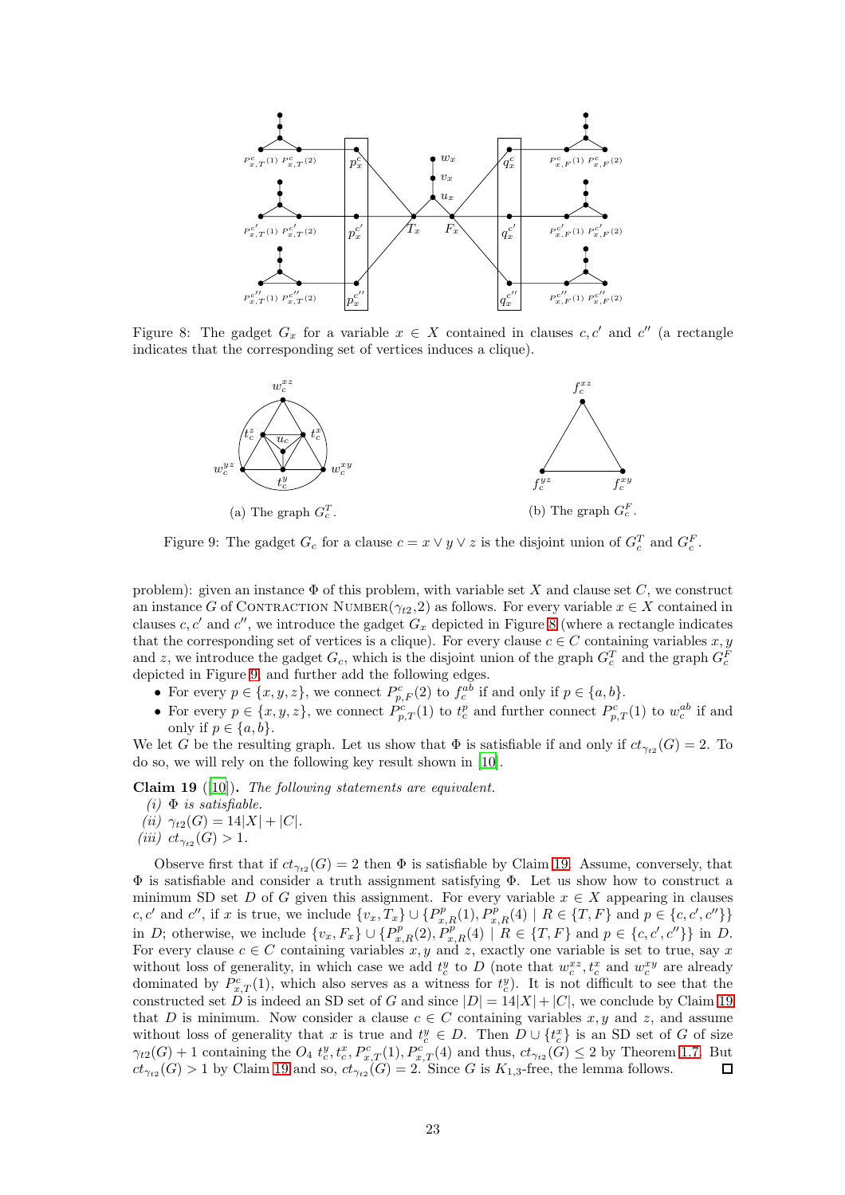Figure 8: The gadget $G_x$ for a variable $x \in X$ contained in clauses $c, c'$ and $c''$ (a rectangle indicates that the corresponding set of vertices induces a clique).

(a) The graph $G_c^T$.

(b) The graph $G_c^F$.

Figure 9: The gadget $G_c$ for a clause $c = x \vee y \vee z$ is the disjoint union of $G_c^T$ and $G_c^F$.

problem): given an instance $\Phi$ of this problem, with variable set $X$ and clause set $C$, we construct an instance $G$ of Contraction Number($\gamma_{t2}$,2) as follows. For every variable $x \in X$ contained in clauses $c, c'$ and $c''$, we introduce the gadget $G_x$ depicted in Figure 8 (where a rectangle indicates that the corresponding set of vertices is a clique). For every clause $c \in C$ containing variables $x, y$ and $z$, we introduce the gadget $G_c$, which is the disjoint union of the graph $G_c^T$ and the graph $G_c^F$ depicted in Figure 9, and further add the following edges.

- For every $p \in \{x, y, z\}$, we connect $P_{p,F}^c(2)$ to $f_c^{ab}$ if and only if $p \in \{a, b\}$.
- For every $p \in \{x, y, z\}$, we connect $P_{p,T}^c(1)$ to $t_c^p$ and further connect $P_{p,T}^c(1)$ to $w_c^{ab}$ if and only if $p \in \{a, b\}$.

We let $G$ be the resulting graph. Let us show that $\Phi$ is satisfiable if and only if $ct_{\gamma_{t2}}(G) = 2$. To do so, we will rely on the following key result shown in [10].

**Claim 19** ([10]). *The following statements are equivalent.*

*(i)* $\Phi$ *is satisfiable.*
*(ii)* $\gamma_{t2}(G) = 14|X| + |C|$.
*(iii)* $ct_{\gamma_{t2}}(G) > 1$.

Observe first that if $ct_{\gamma_{t2}}(G) = 2$ then $\Phi$ is satisfiable by Claim 19. Assume, conversely, that $\Phi$ is satisfiable and consider a truth assignment satisfying $\Phi$. Let us show how to construct a minimum SD set $D$ of $G$ given this assignment. For every variable $x \in X$ appearing in clauses $c, c'$ and $c''$, if $x$ is true, we include $\{v_x, T_x\} \cup \{P_{x,R}^p(1), P_{x,R}^p(4) \mid R \in \{T, F\}$ and $p \in \{c, c', c''\}\}$ in $D$; otherwise, we include $\{v_x, F_x\} \cup \{P_{x,R}^p(2), P_{x,R}^p(4) \mid R \in \{T, F\}$ and $p \in \{c, c', c''\}\}$ in $D$. For every clause $c \in C$ containing variables $x, y$ and $z$, exactly one variable is set to true, say $x$ without loss of generality, in which case we add $t_c^y$ to $D$ (note that $w_c^{xz}, t_c^x$ and $w_c^{xy}$ are already dominated by $P_{x,T}^c(1)$, which also serves as a witness for $t_c^y$). It is not difficult to see that the constructed set $D$ is indeed an SD set of $G$ and since $|D| = 14|X| + |C|$, we conclude by Claim 19 that $D$ is minimum. Now consider a clause $c \in C$ containing variables $x, y$ and $z$, and assume without loss of generality that $x$ is true and $t_c^y \in D$. Then $D \cup \{t_c^x\}$ is an SD set of $G$ of size $\gamma_{t2}(G) + 1$ containing the $O_4$ $t_c^y, t_c^x, P_{x,T}^c(1), P_{x,T}^c(4)$ and thus, $ct_{\gamma_{t2}}(G) \leq 2$ by Theorem 1.7. But $ct_{\gamma_{t2}}(G) > 1$ by Claim 19 and so, $ct_{\gamma_{t2}}(G) = 2$. Since $G$ is $K_{1,3}$-free, the lemma follows. □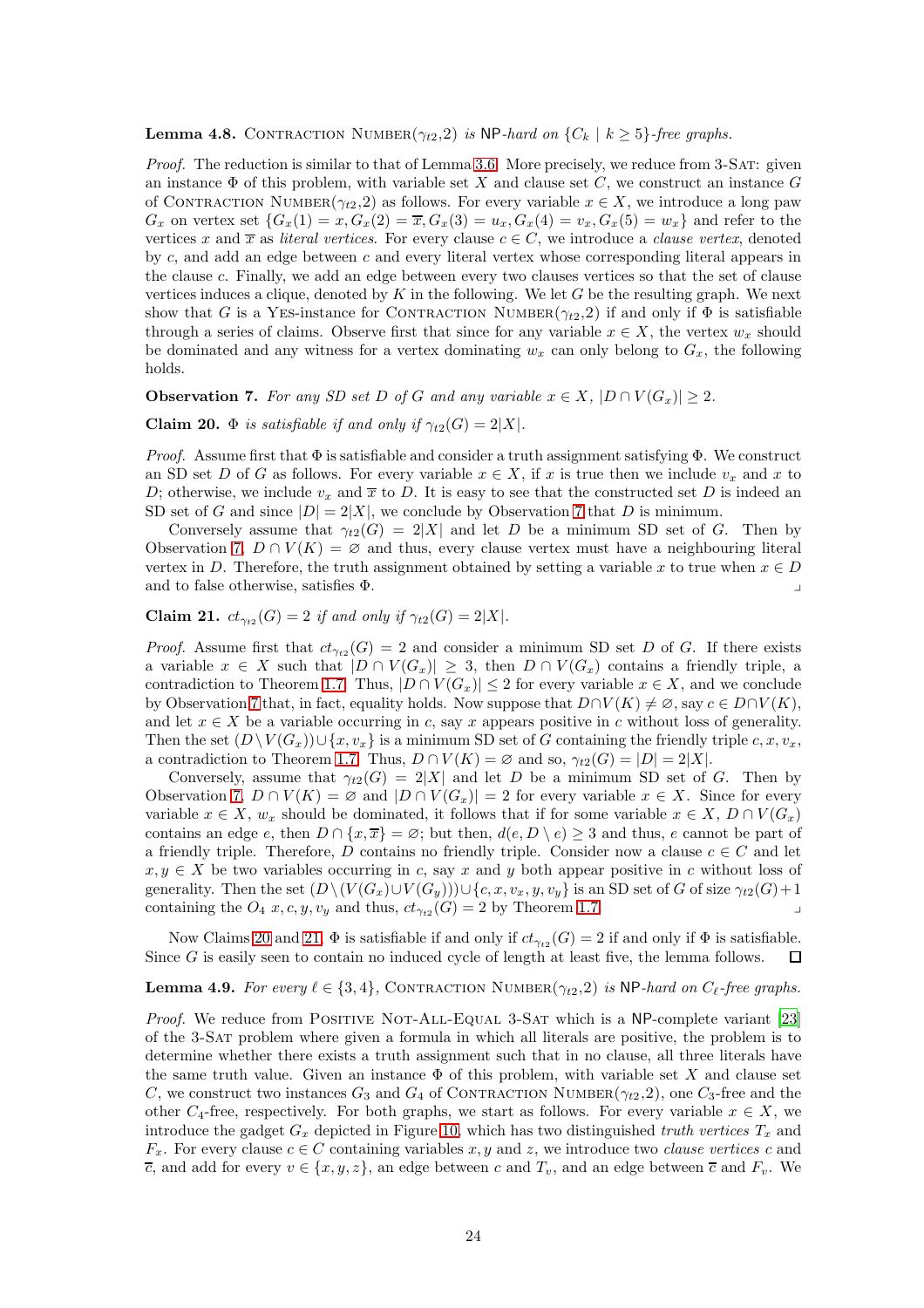**Lemma 4.8.** Contraction Number($\gamma_{t2}$,2) *is* NP*-hard on* $\{C_k \mid k \geq 5\}$*-free graphs.*

*Proof.* The reduction is similar to that of Lemma 3.6. More precisely, we reduce from 3-Sat: given an instance $\Phi$ of this problem, with variable set $X$ and clause set $C$, we construct an instance $G$ of Contraction Number($\gamma_{t2}$,2) as follows. For every variable $x \in X$, we introduce a long paw $G_x$ on vertex set $\{G_x(1) = x, G_x(2) = \overline{x}, G_x(3) = u_x, G_x(4) = v_x, G_x(5) = w_x\}$ and refer to the vertices $x$ and $\overline{x}$ as *literal vertices*. For every clause $c \in C$, we introduce a *clause vertex*, denoted by $c$, and add an edge between $c$ and every literal vertex whose corresponding literal appears in the clause $c$. Finally, we add an edge between every two clauses vertices so that the set of clause vertices induces a clique, denoted by $K$ in the following. We let $G$ be the resulting graph. We next show that $G$ is a Yes-instance for Contraction Number($\gamma_{t2}$,2) if and only if $\Phi$ is satisfiable through a series of claims. Observe first that since for any variable $x \in X$, the vertex $w_x$ should be dominated and any witness for a vertex dominating $w_x$ can only belong to $G_x$, the following holds.

**Observation 7.** *For any SD set $D$ of $G$ and any variable $x \in X$, $|D \cap V(G_x)| \geq 2$.*

**Claim 20.** *$\Phi$ is satisfiable if and only if $\gamma_{t2}(G) = 2|X|$.*

*Proof.* Assume first that $\Phi$ is satisfiable and consider a truth assignment satisfying $\Phi$. We construct an SD set $D$ of $G$ as follows. For every variable $x \in X$, if $x$ is true then we include $v_x$ and $x$ to $D$; otherwise, we include $v_x$ and $\overline{x}$ to $D$. It is easy to see that the constructed set $D$ is indeed an SD set of $G$ and since $|D| = 2|X|$, we conclude by Observation 7 that $D$ is minimum.

Conversely assume that $\gamma_{t2}(G) = 2|X|$ and let $D$ be a minimum SD set of $G$. Then by Observation 7, $D \cap V(K) = \varnothing$ and thus, every clause vertex must have a neighbouring literal vertex in $D$. Therefore, the truth assignment obtained by setting a variable $x$ to true when $x \in D$ and to false otherwise, satisfies $\Phi$. ⌟

**Claim 21.** *$ct_{\gamma_{t2}}(G) = 2$ if and only if $\gamma_{t2}(G) = 2|X|$.*

*Proof.* Assume first that $ct_{\gamma_{t2}}(G) = 2$ and consider a minimum SD set $D$ of $G$. If there exists a variable $x \in X$ such that $|D \cap V(G_x)| \geq 3$, then $D \cap V(G_x)$ contains a friendly triple, a contradiction to Theorem 1.7. Thus, $|D \cap V(G_x)| \leq 2$ for every variable $x \in X$, and we conclude by Observation 7 that, in fact, equality holds. Now suppose that $D \cap V(K) \neq \varnothing$, say $c \in D \cap V(K)$, and let $x \in X$ be a variable occurring in $c$, say $x$ appears positive in $c$ without loss of generality. Then the set $(D \setminus V(G_x)) \cup \{x, v_x\}$ is a minimum SD set of $G$ containing the friendly triple $c, x, v_x$, a contradiction to Theorem 1.7. Thus, $D \cap V(K) = \varnothing$ and so, $\gamma_{t2}(G) = |D| = 2|X|$.

Conversely, assume that $\gamma_{t2}(G) = 2|X|$ and let $D$ be a minimum SD set of $G$. Then by Observation 7, $D \cap V(K) = \varnothing$ and $|D \cap V(G_x)| = 2$ for every variable $x \in X$. Since for every variable $x \in X$, $w_x$ should be dominated, it follows that if for some variable $x \in X$, $D \cap V(G_x)$ contains an edge $e$, then $D \cap \{x, \overline{x}\} = \varnothing$; but then, $d(e, D \setminus e) \geq 3$ and thus, $e$ cannot be part of a friendly triple. Therefore, $D$ contains no friendly triple. Consider now a clause $c \in C$ and let $x, y \in X$ be two variables occurring in $c$, say $x$ and $y$ both appear positive in $c$ without loss of generality. Then the set $(D \setminus (V(G_x) \cup V(G_y))) \cup \{c, x, v_x, y, v_y\}$ is an SD set of $G$ of size $\gamma_{t2}(G) + 1$ containing the $O_4$ $x, c, y, v_y$ and thus, $ct_{\gamma_{t2}}(G) = 2$ by Theorem 1.7. ⌟

Now Claims 20 and 21, $\Phi$ is satisfiable if and only if $ct_{\gamma_{t2}}(G) = 2$ if and only if $\Phi$ is satisfiable. Since $G$ is easily seen to contain no induced cycle of length at least five, the lemma follows. ◻

**Lemma 4.9.** *For every $\ell \in \{3, 4\}$,* Contraction Number($\gamma_{t2}$,2) *is* NP*-hard on $C_\ell$-free graphs.*

*Proof.* We reduce from Positive Not-All-Equal 3-Sat which is a NP-complete variant [23] of the 3-Sat problem where given a formula in which all literals are positive, the problem is to determine whether there exists a truth assignment such that in no clause, all three literals have the same truth value. Given an instance $\Phi$ of this problem, with variable set $X$ and clause set $C$, we construct two instances $G_3$ and $G_4$ of Contraction Number($\gamma_{t2}$,2), one $C_3$-free and the other $C_4$-free, respectively. For both graphs, we start as follows. For every variable $x \in X$, we introduce the gadget $G_x$ depicted in Figure 10, which has two distinguished *truth vertices* $T_x$ and $F_x$. For every clause $c \in C$ containing variables $x, y$ and $z$, we introduce two *clause vertices* $c$ and $\overline{c}$, and add for every $v \in \{x, y, z\}$, an edge between $c$ and $T_v$, and an edge between $\overline{c}$ and $F_v$. We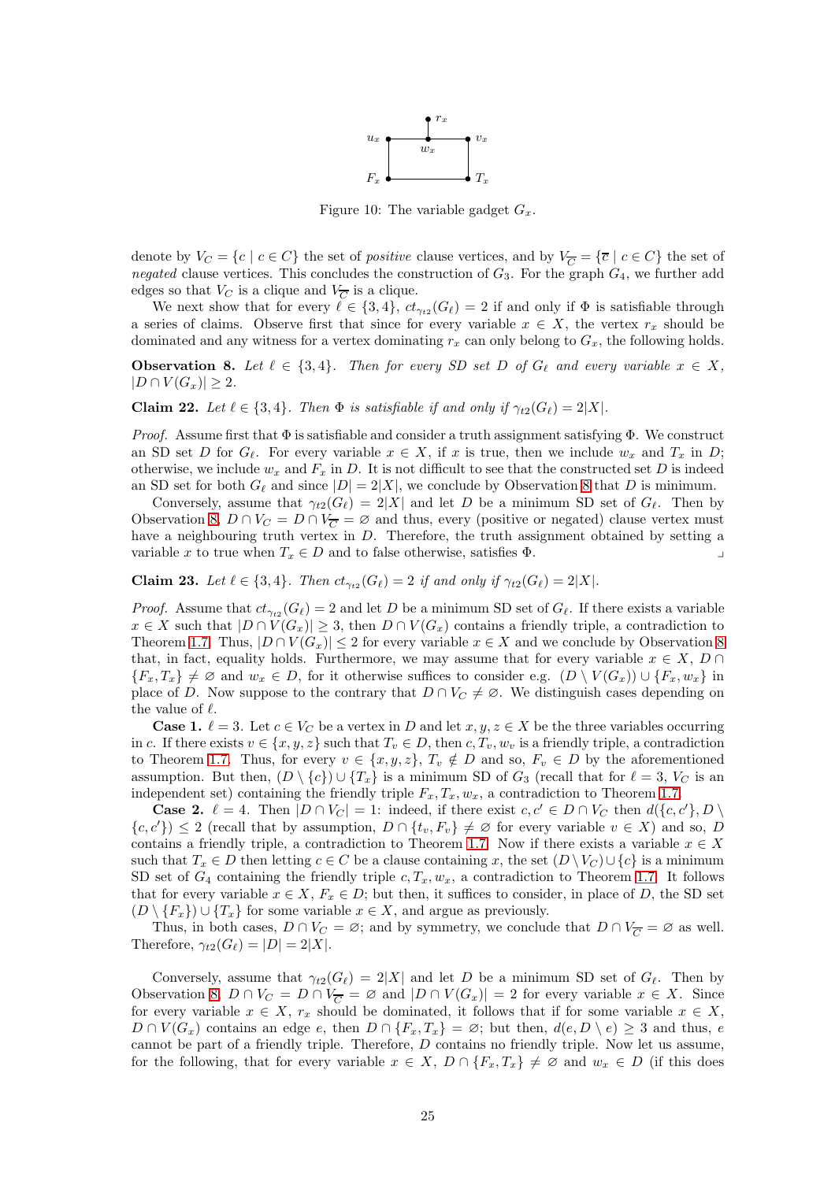Figure 10: The variable gadget $G_x$.

denote by $V_C = \{c \mid c \in C\}$ the set of *positive* clause vertices, and by $V_{\overline{C}} = \{\overline{c} \mid c \in C\}$ the set of *negated* clause vertices. This concludes the construction of $G_3$. For the graph $G_4$, we further add edges so that $V_C$ is a clique and $V_{\overline{C}}$ is a clique.

We next show that for every $\ell \in \{3, 4\}$, $ct_{\gamma_{t2}}(G_\ell) = 2$ if and only if $\Phi$ is satisfiable through a series of claims. Observe first that since for every variable $x \in X$, the vertex $r_x$ should be dominated and any witness for a vertex dominating $r_x$ can only belong to $G_x$, the following holds.

**Observation 8.** *Let $\ell \in \{3, 4\}$. Then for every SD set $D$ of $G_\ell$ and every variable $x \in X$, $|D \cap V(G_x)| \geq 2$.*

**Claim 22.** *Let $\ell \in \{3, 4\}$. Then $\Phi$ is satisfiable if and only if $\gamma_{t2}(G_\ell) = 2|X|$.*

*Proof.* Assume first that $\Phi$ is satisfiable and consider a truth assignment satisfying $\Phi$. We construct an SD set $D$ for $G_\ell$. For every variable $x \in X$, if $x$ is true, then we include $w_x$ and $T_x$ in $D$; otherwise, we include $w_x$ and $F_x$ in $D$. It is not difficult to see that the constructed set $D$ is indeed an SD set for both $G_\ell$ and since $|D| = 2|X|$, we conclude by Observation 8 that $D$ is minimum.

Conversely, assume that $\gamma_{t2}(G_\ell) = 2|X|$ and let $D$ be a minimum SD set of $G_\ell$. Then by Observation 8, $D \cap V_C = D \cap V_{\overline{C}} = \varnothing$ and thus, every (positive or negated) clause vertex must have a neighbouring truth vertex in $D$. Therefore, the truth assignment obtained by setting a variable $x$ to true when $T_x \in D$ and to false otherwise, satisfies $\Phi$. ⌟

**Claim 23.** *Let $\ell \in \{3, 4\}$. Then $ct_{\gamma_{t2}}(G_\ell) = 2$ if and only if $\gamma_{t2}(G_\ell) = 2|X|$.*

*Proof.* Assume that $ct_{\gamma_{t2}}(G_\ell) = 2$ and let $D$ be a minimum SD set of $G_\ell$. If there exists a variable $x \in X$ such that $|D \cap V(G_x)| \geq 3$, then $D \cap V(G_x)$ contains a friendly triple, a contradiction to Theorem 1.7. Thus, $|D \cap V(G_x)| \leq 2$ for every variable $x \in X$ and we conclude by Observation 8 that, in fact, equality holds. Furthermore, we may assume that for every variable $x \in X$, $D \cap \{F_x, T_x\} \neq \varnothing$ and $w_x \in D$, for it otherwise suffices to consider e.g. $(D \setminus V(G_x)) \cup \{F_x, w_x\}$ in place of $D$. Now suppose to the contrary that $D \cap V_C \neq \varnothing$. We distinguish cases depending on the value of $\ell$.

**Case 1.** $\ell = 3$. Let $c \in V_C$ be a vertex in $D$ and let $x, y, z \in X$ be the three variables occurring in $c$. If there exists $v \in \{x, y, z\}$ such that $T_v \in D$, then $c, T_v, w_v$ is a friendly triple, a contradiction to Theorem 1.7. Thus, for every $v \in \{x, y, z\}$, $T_v \notin D$ and so, $F_v \in D$ by the aforementioned assumption. But then, $(D \setminus \{c\}) \cup \{T_x\}$ is a minimum SD of $G_3$ (recall that for $\ell = 3$, $V_C$ is an independent set) containing the friendly triple $F_x, T_x, w_x$, a contradiction to Theorem 1.7.

**Case 2.** $\ell = 4$. Then $|D \cap V_C| = 1$: indeed, if there exist $c, c' \in D \cap V_C$ then $d(\{c, c'\}, D \setminus \{c, c'\}) \leq 2$ (recall that by assumption, $D \cap \{t_v, F_v\} \neq \varnothing$ for every variable $v \in X$) and so, $D$ contains a friendly triple, a contradiction to Theorem 1.7. Now if there exists a variable $x \in X$ such that $T_x \in D$ then letting $c \in C$ be a clause containing $x$, the set $(D \setminus V_C) \cup \{c\}$ is a minimum SD set of $G_4$ containing the friendly triple $c, T_x, w_x$, a contradiction to Theorem 1.7. It follows that for every variable $x \in X$, $F_x \in D$; but then, it suffices to consider, in place of $D$, the SD set $(D \setminus \{F_x\}) \cup \{T_x\}$ for some variable $x \in X$, and argue as previously.

Thus, in both cases, $D \cap V_C = \varnothing$; and by symmetry, we conclude that $D \cap V_{\overline{C}} = \varnothing$ as well. Therefore, $\gamma_{t2}(G_\ell) = |D| = 2|X|$.

Conversely, assume that $\gamma_{t2}(G_\ell) = 2|X|$ and let $D$ be a minimum SD set of $G_\ell$. Then by Observation 8, $D \cap V_C = D \cap V_{\overline{C}} = \varnothing$ and $|D \cap V(G_x)| = 2$ for every variable $x \in X$. Since for every variable $x \in X$, $r_x$ should be dominated, it follows that if for some variable $x \in X$, $D \cap V(G_x)$ contains an edge $e$, then $D \cap \{F_x, T_x\} = \varnothing$; but then, $d(e, D \setminus e) \geq 3$ and thus, $e$ cannot be part of a friendly triple. Therefore, $D$ contains no friendly triple. Now let us assume, for the following, that for every variable $x \in X$, $D \cap \{F_x, T_x\} \neq \varnothing$ and $w_x \in D$ (if this does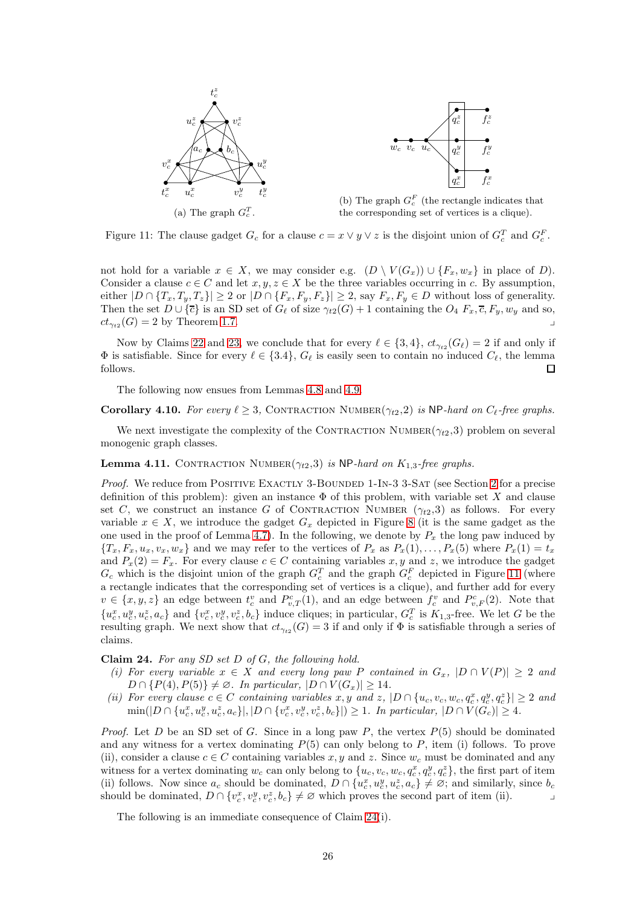(a) The graph $G_c^T$.

(b) The graph $G_c^F$ (the rectangle indicates that the corresponding set of vertices is a clique).

Figure 11: The clause gadget $G_c$ for a clause $c = x \vee y \vee z$ is the disjoint union of $G_c^T$ and $G_c^F$.

not hold for a variable $x \in X$, we may consider e.g. $(D \setminus V(G_x)) \cup \{F_x, w_x\}$ in place of $D$). Consider a clause $c \in C$ and let $x, y, z \in X$ be the three variables occurring in $c$. By assumption, either $|D \cap \{T_x, T_y, T_z\}| \geq 2$ or $|D \cap \{F_x, F_y, F_z\}| \geq 2$, say $F_x, F_y \in D$ without loss of generality. Then the set $D \cup \{\overline{c}\}$ is an SD set of $G_\ell$ of size $\gamma_{t2}(G) + 1$ containing the $O_4$ $F_x, \overline{c}, F_y, w_y$ and so, $ct_{\gamma_{t2}}(G) = 2$ by Theorem 1.7. ⌟

Now by Claims 22 and 23, we conclude that for every $\ell \in \{3, 4\}$, $ct_{\gamma_{t2}}(G_\ell) = 2$ if and only if $\Phi$ is satisfiable. Since for every $\ell \in \{3.4\}$, $G_\ell$ is easily seen to contain no induced $C_\ell$, the lemma follows. ☐

The following now ensues from Lemmas 4.8 and 4.9.

**Corollary 4.10.** *For every $\ell \geq 3$,* Contraction Number($\gamma_{t2}$,2) *is* NP*-hard on $C_\ell$-free graphs.*

We next investigate the complexity of the Contraction Number($\gamma_{t2}$,3) problem on several monogenic graph classes.

**Lemma 4.11.** Contraction Number($\gamma_{t2}$,3) *is* NP*-hard on $K_{1,3}$-free graphs.*

*Proof.* We reduce from Positive Exactly 3-Bounded 1-In-3 3-Sat (see Section 2 for a precise definition of this problem): given an instance $\Phi$ of this problem, with variable set $X$ and clause set $C$, we construct an instance $G$ of Contraction Number ($\gamma_{t2}$,3) as follows. For every variable $x \in X$, we introduce the gadget $G_x$ depicted in Figure 8 (it is the same gadget as the one used in the proof of Lemma 4.7). In the following, we denote by $P_x$ the long paw induced by $\{T_x, F_x, u_x, v_x, w_x\}$ and we may refer to the vertices of $P_x$ as $P_x(1), \ldots, P_x(5)$ where $P_x(1) = t_x$ and $P_x(2) = F_x$. For every clause $c \in C$ containing variables $x, y$ and $z$, we introduce the gadget $G_c$ which is the disjoint union of the graph $G_c^T$ and the graph $G_c^F$ depicted in Figure 11 (where a rectangle indicates that the corresponding set of vertices is a clique), and further add for every $v \in \{x, y, z\}$ an edge between $t_c^v$ and $P_{v,T}^c(1)$, and an edge between $f_c^v$ and $P_{v,F}^c(2)$. Note that $\{u_c^x, u_c^y, u_c^z, a_c\}$ and $\{v_c^x, v_c^y, v_c^z, b_c\}$ induce cliques; in particular, $G_c^T$ is $K_{1,3}$-free. We let $G$ be the resulting graph. We next show that $ct_{\gamma_{t2}}(G) = 3$ if and only if $\Phi$ is satisfiable through a series of claims.

**Claim 24.** *For any SD set $D$ of $G$, the following hold.*

*(i) For every variable $x \in X$ and every long paw $P$ contained in $G_x$, $|D \cap V(P)| \geq 2$ and $D \cap \{P(4), P(5)\} \neq \varnothing$. In particular, $|D \cap V(G_x)| \geq 14$.*

*(ii) For every clause $c \in C$ containing variables $x, y$ and $z$, $|D \cap \{u_c, v_c, w_c, q_c^x, q_c^y, q_c^z\}| \geq 2$ and $\min(|D \cap \{u_c^x, u_c^y, u_c^z, a_c\}|, |D \cap \{v_c^x, v_c^y, v_c^z, b_c\}|) \geq 1$. In particular, $|D \cap V(G_c)| \geq 4$.*

*Proof.* Let $D$ be an SD set of $G$. Since in a long paw $P$, the vertex $P(5)$ should be dominated and any witness for a vertex dominating $P(5)$ can only belong to $P$, item (i) follows. To prove (ii), consider a clause $c \in C$ containing variables $x, y$ and $z$. Since $w_c$ must be dominated and any witness for a vertex dominating $w_c$ can only belong to $\{u_c, v_c, w_c, q_c^x, q_c^y, q_c^z\}$, the first part of item (ii) follows. Now since $a_c$ should be dominated, $D \cap \{u_c^x, u_c^y, u_c^z, a_c\} \neq \varnothing$; and similarly, since $b_c$ should be dominated, $D \cap \{v_c^x, v_c^y, v_c^z, b_c\} \neq \varnothing$ which proves the second part of item (ii). ⌟

The following is an immediate consequence of Claim 24(i).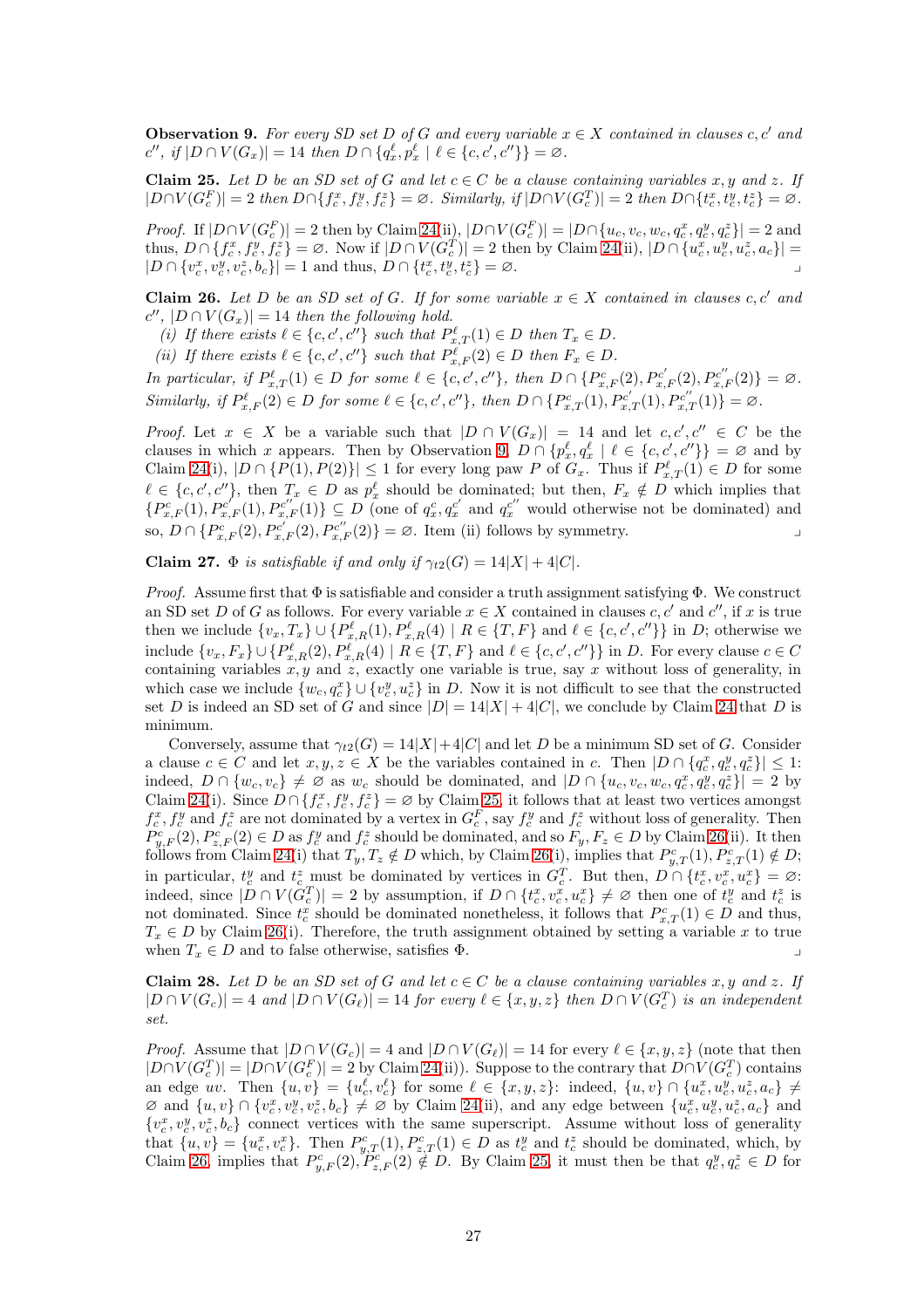**Observation 9.** *For every SD set $D$ of $G$ and every variable $x \in X$ contained in clauses $c, c'$ and $c''$, if $|D \cap V(G_x)| = 14$ then $D \cap \{q_x^\ell, p_x^\ell \mid \ell \in \{c, c', c''\}\} = \varnothing$.*

**Claim 25.** *Let $D$ be an SD set of $G$ and let $c \in C$ be a clause containing variables $x, y$ and $z$. If $|D \cap V(G_c^F)| = 2$ then $D \cap \{f_c^x, f_c^y, f_c^z\} = \varnothing$. Similarly, if $|D \cap V(G_c^T)| = 2$ then $D \cap \{t_c^x, t_c^y, t_c^z\} = \varnothing$.*

*Proof.* If $|D \cap V(G_c^F)| = 2$ then by Claim 24(ii), $|D \cap V(G_c^F)| = |D \cap \{u_c, v_c, w_c, q_c^x, q_c^y, q_c^z\}| = 2$ and thus, $D \cap \{f_c^x, f_c^y, f_c^z\} = \varnothing$. Now if $|D \cap V(G_c^T)| = 2$ then by Claim 24(ii), $|D \cap \{u_c^x, u_c^y, u_c^z, a_c\}| = |D \cap \{v_c^x, v_c^y, v_c^z, b_c\}| = 1$ and thus, $D \cap \{t_c^x, t_c^y, t_c^z\} = \varnothing$. ⌟

**Claim 26.** *Let $D$ be an SD set of $G$. If for some variable $x \in X$ contained in clauses $c, c'$ and $c''$, $|D \cap V(G_x)| = 14$ then the following hold.*

*(i) If there exists $\ell \in \{c, c', c''\}$ such that $P_{x,T}^\ell(1) \in D$ then $T_x \in D$.*

*(ii) If there exists $\ell \in \{c, c', c''\}$ such that $P_{x,F}^\ell(2) \in D$ then $F_x \in D$.*

*In particular, if $P_{x,T}^\ell(1) \in D$ for some $\ell \in \{c, c', c''\}$, then $D \cap \{P_{x,F}^c(2), P_{x,F}^{c'}(2), P_{x,F}^{c''}(2)\} = \varnothing$. Similarly, if $P_{x,F}^\ell(2) \in D$ for some $\ell \in \{c, c', c''\}$, then $D \cap \{P_{x,T}^c(1), P_{x,T}^{c'}(1), P_{x,T}^{c''}(1)\} = \varnothing$.*

*Proof.* Let $x \in X$ be a variable such that $|D \cap V(G_x)| = 14$ and let $c, c', c'' \in C$ be the clauses in which $x$ appears. Then by Observation 9, $D \cap \{p_x^\ell, q_x^\ell \mid \ell \in \{c, c', c''\}\} = \varnothing$ and by Claim 24(i), $|D \cap \{P(1), P(2)\}| \leq 1$ for every long paw $P$ of $G_x$. Thus if $P_{x,T}^\ell(1) \in D$ for some $\ell \in \{c, c', c''\}$, then $T_x \in D$ as $p_x^\ell$ should be dominated; but then, $F_x \notin D$ which implies that $\{P_{x,F}^c(1), P_{x,F}^{c'}(1), P_{x,F}^{c''}(1)\} \subseteq D$ (one of $q_x^c, q_x^{c'}$ and $q_x^{c''}$ would otherwise not be dominated) and so, $D \cap \{P_{x,F}^c(2), P_{x,F}^{c'}(2), P_{x,F}^{c''}(2)\} = \varnothing$. Item (ii) follows by symmetry. ⌟

**Claim 27.** *$\Phi$ is satisfiable if and only if $\gamma_{t2}(G) = 14|X| + 4|C|$.*

*Proof.* Assume first that $\Phi$ is satisfiable and consider a truth assignment satisfying $\Phi$. We construct an SD set $D$ of $G$ as follows. For every variable $x \in X$ contained in clauses $c, c'$ and $c''$, if $x$ is true then we include $\{v_x, T_x\} \cup \{P_{x,R}^\ell(1), P_{x,R}^\ell(4) \mid R \in \{T, F\}$ and $\ell \in \{c, c', c''\}\}$ in $D$; otherwise we include $\{v_x, F_x\} \cup \{P_{x,R}^\ell(2), P_{x,R}^\ell(4) \mid R \in \{T, F\}$ and $\ell \in \{c, c', c''\}\}$ in $D$. For every clause $c \in C$ containing variables $x, y$ and $z$, exactly one variable is true, say $x$ without loss of generality, in which case we include $\{w_c, q_c^x\} \cup \{v_c^y, u_c^z\}$ in $D$. Now it is not difficult to see that the constructed set $D$ is indeed an SD set of $G$ and since $|D| = 14|X| + 4|C|$, we conclude by Claim 24 that $D$ is minimum.

Conversely, assume that $\gamma_{t2}(G) = 14|X| + 4|C|$ and let $D$ be a minimum SD set of $G$. Consider a clause $c \in C$ and let $x, y, z \in X$ be the variables contained in $c$. Then $|D \cap \{q_c^x, q_c^y, q_c^z\}| \leq 1$: indeed, $D \cap \{w_c, v_c\} \neq \varnothing$ as $w_c$ should be dominated, and $|D \cap \{u_c, v_c, w_c, q_c^x, q_c^y, q_c^z\}| = 2$ by Claim 24(i). Since $D \cap \{f_c^x, f_c^y, f_c^z\} = \varnothing$ by Claim 25, it follows that at least two vertices amongst $f_c^x, f_c^y$ and $f_c^z$ are not dominated by a vertex in $G_c^F$, say $f_c^y$ and $f_c^z$ without loss of generality. Then $P_{y,F}^c(2), P_{z,F}^c(2) \in D$ as $f_c^y$ and $f_c^z$ should be dominated, and so $F_y, F_z \in D$ by Claim 26(ii). It then follows from Claim 24(i) that $T_y, T_z \notin D$ which, by Claim 26(i), implies that $P_{y,T}^c(1), P_{z,T}^c(1) \notin D$; in particular, $t_c^y$ and $t_c^z$ must be dominated by vertices in $G_c^T$. But then, $D \cap \{t_c^x, v_c^x, u_c^x\} = \varnothing$: indeed, since $|D \cap V(G_c^T)| = 2$ by assumption, if $D \cap \{t_c^x, v_c^x, u_c^x\} \neq \varnothing$ then one of $t_c^y$ and $t_c^z$ is not dominated. Since $t_c^x$ should be dominated nonetheless, it follows that $P_{x,T}^c(1) \in D$ and thus, $T_x \in D$ by Claim 26(i). Therefore, the truth assignment obtained by setting a variable $x$ to true when $T_x \in D$ and to false otherwise, satisfies $\Phi$. ⌟

**Claim 28.** *Let $D$ be an SD set of $G$ and let $c \in C$ be a clause containing variables $x, y$ and $z$. If $|D \cap V(G_c)| = 4$ and $|D \cap V(G_\ell)| = 14$ for every $\ell \in \{x, y, z\}$ then $D \cap V(G_c^T)$ is an independent set.*

*Proof.* Assume that $|D \cap V(G_c)| = 4$ and $|D \cap V(G_\ell)| = 14$ for every $\ell \in \{x, y, z\}$ (note that then $|D \cap V(G_c^T)| = |D \cap V(G_c^F)| = 2$ by Claim 24(ii)). Suppose to the contrary that $D \cap V(G_c^T)$ contains an edge $uv$. Then $\{u, v\} = \{u_c^\ell, v_c^\ell\}$ for some $\ell \in \{x, y, z\}$: indeed, $\{u, v\} \cap \{u_c^x, u_c^y, u_c^z, a_c\} \neq \varnothing$ and $\{u, v\} \cap \{v_c^x, v_c^y, v_c^z, b_c\} \neq \varnothing$ by Claim 24(ii), and any edge between $\{u_c^x, u_c^y, u_c^z, a_c\}$ and $\{v_c^x, v_c^y, v_c^z, b_c\}$ connect vertices with the same superscript. Assume without loss of generality that $\{u, v\} = \{u_c^x, v_c^x\}$. Then $P_{y,T}^c(1), P_{z,T}^c(1) \in D$ as $t_c^y$ and $t_c^z$ should be dominated, which, by Claim 26, implies that $P_{y,F}^c(2), P_{z,F}^c(2) \notin D$. By Claim 25, it must then be that $q_c^y, q_c^z \in D$ for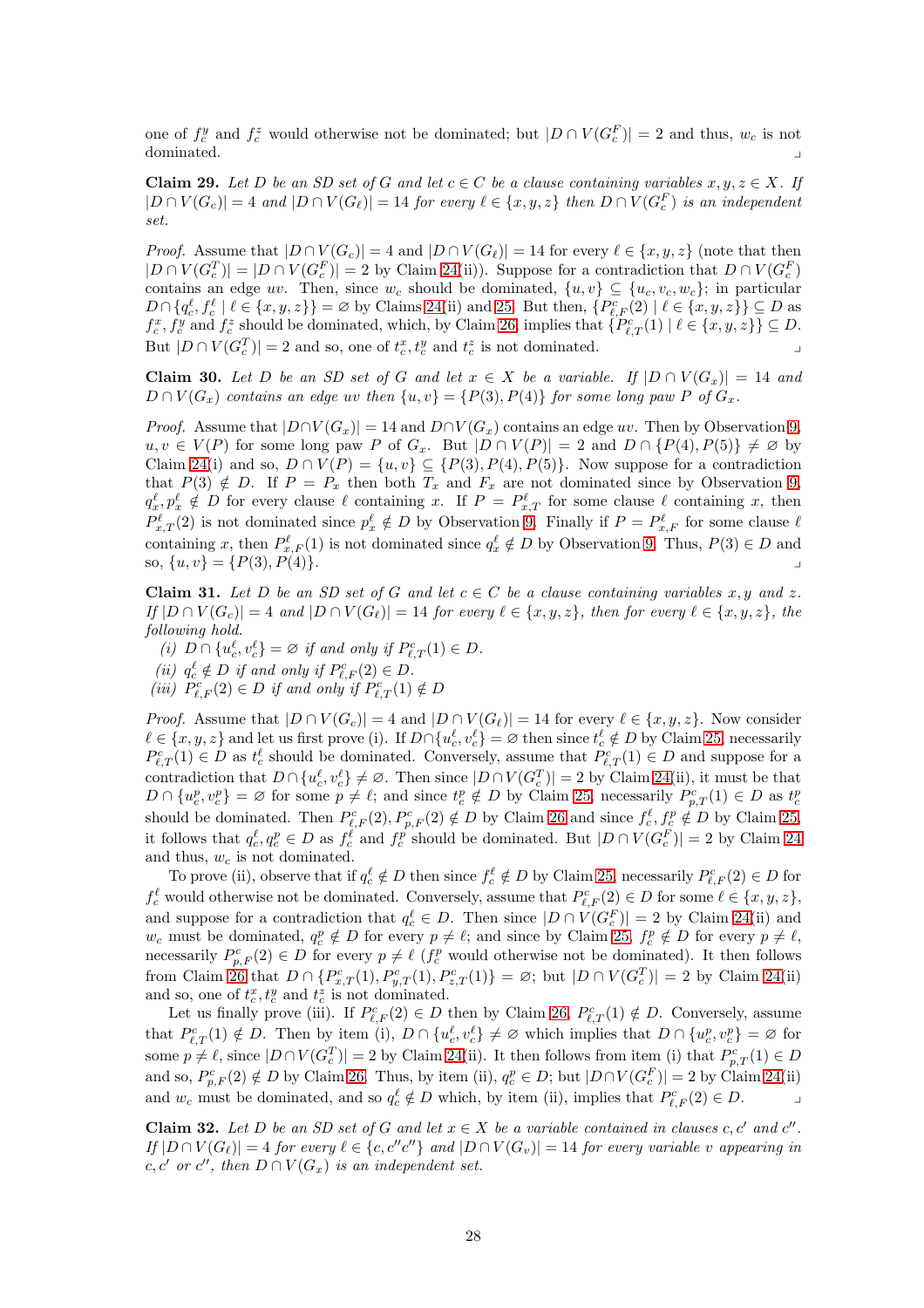one of $f_c^y$ and $f_c^z$ would otherwise not be dominated; but $|D \cap V(G_c^F)| = 2$ and thus, $w_c$ is not dominated. ⌟

**Claim 29.** *Let $D$ be an SD set of $G$ and let $c \in C$ be a clause containing variables $x, y, z \in X$. If $|D \cap V(G_c)| = 4$ and $|D \cap V(G_\ell)| = 14$ for every $\ell \in \{x, y, z\}$ then $D \cap V(G_c^F)$ is an independent set.*

*Proof.* Assume that $|D \cap V(G_c)| = 4$ and $|D \cap V(G_\ell)| = 14$ for every $\ell \in \{x, y, z\}$ (note that then $|D \cap V(G_c^T)| = |D \cap V(G_c^F)| = 2$ by Claim 24(ii)). Suppose for a contradiction that $D \cap V(G_c^F)$ contains an edge $uv$. Then, since $w_c$ should be dominated, $\{u, v\} \subseteq \{u_c, v_c, w_c\}$; in particular $D \cap \{q_c^\ell, f_c^\ell \mid \ell \in \{x, y, z\}\} = \varnothing$ by Claims 24(ii) and 25. But then, $\{P_{\ell,F}^c(2) \mid \ell \in \{x, y, z\}\} \subseteq D$ as $f_c^x, f_c^y$ and $f_c^z$ should be dominated, which, by Claim 26, implies that $\{P_{\ell,T}^c(1) \mid \ell \in \{x, y, z\}\} \subseteq D$. But $|D \cap V(G_c^T)| = 2$ and so, one of $t_c^x, t_c^y$ and $t_c^z$ is not dominated. ⌟

**Claim 30.** *Let $D$ be an SD set of $G$ and let $x \in X$ be a variable. If $|D \cap V(G_x)| = 14$ and $D \cap V(G_x)$ contains an edge $uv$ then $\{u, v\} = \{P(3), P(4)\}$ for some long paw $P$ of $G_x$.*

*Proof.* Assume that $|D \cap V(G_x)| = 14$ and $D \cap V(G_x)$ contains an edge $uv$. Then by Observation 9, $u, v \in V(P)$ for some long paw $P$ of $G_x$. But $|D \cap V(P)| = 2$ and $D \cap \{P(4), P(5)\} \neq \varnothing$ by Claim 24(i) and so, $D \cap V(P) = \{u, v\} \subseteq \{P(3), P(4), P(5)\}$. Now suppose for a contradiction that $P(3) \notin D$. If $P = P_x$ then both $T_x$ and $F_x$ are not dominated since by Observation 9, $q_x^\ell, p_x^\ell \notin D$ for every clause $\ell$ containing $x$. If $P = P_{x,T}^\ell$ for some clause $\ell$ containing $x$, then $P_{x,T}^\ell(2)$ is not dominated since $p_x^\ell \notin D$ by Observation 9. Finally if $P = P_{x,F}^\ell$ for some clause $\ell$ containing $x$, then $P_{x,F}^\ell(1)$ is not dominated since $q_x^\ell \notin D$ by Observation 9. Thus, $P(3) \in D$ and so, $\{u, v\} = \{P(3), P(4)\}$. ⌟

**Claim 31.** *Let $D$ be an SD set of $G$ and let $c \in C$ be a clause containing variables $x, y$ and $z$. If $|D \cap V(G_c)| = 4$ and $|D \cap V(G_\ell)| = 14$ for every $\ell \in \{x, y, z\}$, then for every $\ell \in \{x, y, z\}$, the following hold.*

*(i) $D \cap \{u_c^\ell, v_c^\ell\} = \varnothing$ if and only if $P_{\ell,T}^c(1) \in D$.*

*(ii) $q_c^\ell \notin D$ if and only if $P_{\ell,F}^c(2) \in D$.*

*(iii) $P_{\ell,F}^c(2) \in D$ if and only if $P_{\ell,T}^c(1) \notin D$*

*Proof.* Assume that $|D \cap V(G_c)| = 4$ and $|D \cap V(G_\ell)| = 14$ for every $\ell \in \{x, y, z\}$. Now consider $\ell \in \{x, y, z\}$ and let us first prove (i). If $D \cap \{u_c^\ell, v_c^\ell\} = \varnothing$ then since $t_c^\ell \notin D$ by Claim 25, necessarily $P_{\ell,T}^c(1) \in D$ as $t_c^\ell$ should be dominated. Conversely, assume that $P_{\ell,T}^c(1) \in D$ and suppose for a contradiction that $D \cap \{u_c^\ell, v_c^\ell\} \neq \varnothing$. Then since $|D \cap V(G_c^T)| = 2$ by Claim 24(ii), it must be that $D \cap \{u_c^p, v_c^p\} = \varnothing$ for some $p \neq \ell$; and since $t_c^p \notin D$ by Claim 25, necessarily $P_{p,T}^c(1) \in D$ as $t_c^p$ should be dominated. Then $P_{\ell,F}^c(2), P_{p,F}^c(2) \notin D$ by Claim 26 and since $f_c^\ell, f_c^p \notin D$ by Claim 25, it follows that $q_c^\ell, q_c^p \in D$ as $f_c^\ell$ and $f_c^p$ should be dominated. But $|D \cap V(G_c^F)| = 2$ by Claim 24 and thus, $w_c$ is not dominated.

To prove (ii), observe that if $q_c^\ell \notin D$ then since $f_c^\ell \notin D$ by Claim 25, necessarily $P_{\ell,F}^c(2) \in D$ for $f_c^\ell$ would otherwise not be dominated. Conversely, assume that $P_{\ell,F}^c(2) \in D$ for some $\ell \in \{x, y, z\}$, and suppose for a contradiction that $q_c^\ell \in D$. Then since $|D \cap V(G_c^F)| = 2$ by Claim 24(ii) and $w_c$ must be dominated, $q_c^p \notin D$ for every $p \neq \ell$; and since by Claim 25, $f_c^p \notin D$ for every $p \neq \ell$, necessarily $P_{p,F}^c(2) \in D$ for every $p \neq \ell$ ($f_c^p$ would otherwise not be dominated). It then follows from Claim 26 that $D \cap \{P_{x,T}^c(1), P_{y,T}^c(1), P_{z,T}^c(1)\} = \varnothing$; but $|D \cap V(G_c^T)| = 2$ by Claim 24(ii) and so, one of $t_c^x, t_c^y$ and $t_c^z$ is not dominated.

Let us finally prove (iii). If $P_{\ell,F}^c(2) \in D$ then by Claim 26, $P_{\ell,T}^c(1) \notin D$. Conversely, assume that $P_{\ell,T}^c(1) \notin D$. Then by item (i), $D \cap \{u_c^\ell, v_c^\ell\} \neq \varnothing$ which implies that $D \cap \{u_c^p, v_c^p\} = \varnothing$ for some $p \neq \ell$, since $|D \cap V(G_c^T)| = 2$ by Claim 24(ii). It then follows from item (i) that $P_{p,T}^c(1) \in D$ and so, $P_{p,F}^c(2) \notin D$ by Claim 26. Thus, by item (ii), $q_c^p \in D$; but $|D \cap V(G_c^F)| = 2$ by Claim 24(ii) and $w_c$ must be dominated, and so $q_c^\ell \notin D$ which, by item (ii), implies that $P_{\ell,F}^c(2) \in D$. ⌟

**Claim 32.** *Let $D$ be an SD set of $G$ and let $x \in X$ be a variable contained in clauses $c, c'$ and $c''$. If $|D \cap V(G_\ell)| = 4$ for every $\ell \in \{c, c''c''\}$ and $|D \cap V(G_v)| = 14$ for every variable $v$ appearing in $c, c'$ or $c''$, then $D \cap V(G_x)$ is an independent set.*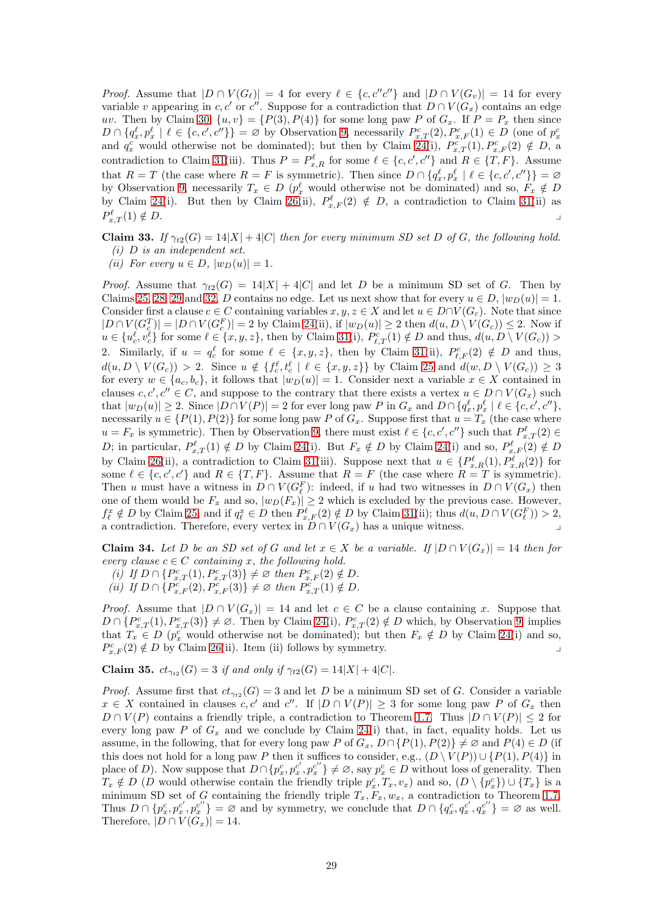*Proof.* Assume that $|D \cap V(G_\ell)| = 4$ for every $\ell \in \{c, c''c''\}$ and $|D \cap V(G_v)| = 14$ for every variable $v$ appearing in $c, c'$ or $c''$. Suppose for a contradiction that $D \cap V(G_x)$ contains an edge $uv$. Then by Claim 30, $\{u, v\} = \{P(3), P(4)\}$ for some long paw $P$ of $G_x$. If $P = P_x$ then since $D \cap \{q_x^\ell, p_x^\ell \mid \ell \in \{c, c', c''\}\} = \varnothing$ by Observation 9, necessarily $P_{x,T}^c(2), P_{x,F}^c(1) \in D$ (one of $p_x^c$ and $q_x^c$ would otherwise not be dominated); but then by Claim 24(i), $P_{x,T}^c(1), P_{x,F}^c(2) \notin D$, a contradiction to Claim 31(iii). Thus $P = P_{x,R}^\ell$ for some $\ell \in \{c, c', c''\}$ and $R \in \{T, F\}$. Assume that $R = T$ (the case where $R = F$ is symmetric). Then since $D \cap \{q_x^\ell, p_x^\ell \mid \ell \in \{c, c', c''\}\} = \varnothing$ by Observation 9, necessarily $T_x \in D$ ($p_x^\ell$ would otherwise not be dominated) and so, $F_x \notin D$ by Claim 24(i). But then by Claim 26(ii), $P_{x,F}^\ell(2) \notin D$, a contradiction to Claim 31(ii) as $P_{x,T}^\ell(1) \notin D$. ⌟

**Claim 33.** *If $\gamma_{t2}(G) = 14|X| + 4|C|$ then for every minimum SD set $D$ of $G$, the following hold.*
*(i) $D$ is an independent set.*
*(ii) For every $u \in D$, $|w_D(u)| = 1$.*

*Proof.* Assume that $\gamma_{t2}(G) = 14|X| + 4|C|$ and let $D$ be a minimum SD set of $G$. Then by Claims 25, 28, 29 and 32, $D$ contains no edge. Let us next show that for every $u \in D$, $|w_D(u)| = 1$. Consider first a clause $c \in C$ containing variables $x, y, z \in X$ and let $u \in D \cap V(G_c)$. Note that since $|D \cap V(G_c^T)| = |D \cap V(G_c^F)| = 2$ by Claim 24(ii), if $|w_D(u)| \geq 2$ then $d(u, D \setminus V(G_c)) \leq 2$. Now if $u \in \{u_c^\ell, v_c^\ell\}$ for some $\ell \in \{x, y, z\}$, then by Claim 31(i), $P_{\ell,T}^c(1) \notin D$ and thus, $d(u, D \setminus V(G_c)) > 2$. Similarly, if $u = q_c^\ell$ for some $\ell \in \{x, y, z\}$, then by Claim 31(ii), $P_{\ell,F}^c(2) \notin D$ and thus, $d(u, D \setminus V(G_c)) > 2$. Since $u \notin \{f_c^\ell, t_c^\ell \mid \ell \in \{x, y, z\}\}$ by Claim 25 and $d(w, D \setminus V(G_c)) \geq 3$ for every $w \in \{a_c, b_c\}$, it follows that $|w_D(u)| = 1$. Consider next a variable $x \in X$ contained in clauses $c, c', c'' \in C$, and suppose to the contrary that there exists a vertex $u \in D \cap V(G_x)$ such that $|w_D(u)| \geq 2$. Since $|D \cap V(P)| = 2$ for ever long paw $P$ in $G_x$ and $D \cap \{q_x^\ell, p_x^\ell \mid \ell \in \{c, c', c''\}$, necessarily $u \in \{P(1), P(2)\}$ for some long paw $P$ of $G_x$. Suppose first that $u = T_x$ (the case where $u = F_x$ is symmetric). Then by Observation 9, there must exist $\ell \in \{c, c', c''\}$ such that $P_{x,T}^\ell(2) \in D$; in particular, $P_{x,T}^\ell(1) \notin D$ by Claim 24(i). But $F_x \notin D$ by Claim 24(i) and so, $P_{x,F}^\ell(2) \notin D$ by Claim 26(ii), a contradiction to Claim 31(iii). Suppose next that $u \in \{P_{x,R}^\ell(1), P_{x,R}^\ell(2)\}$ for some $\ell \in \{c, c', c'\}$ and $R \in \{T, F\}$. Assume that $R = F$ (the case where $R = T$ is symmetric). Then $u$ must have a witness in $D \cap V(G_\ell^F)$: indeed, if $u$ had two witnesses in $D \cap V(G_x)$ then one of them would be $F_x$ and so, $|w_D(F_x)| \geq 2$ which is excluded by the previous case. However, $f_\ell^x \notin D$ by Claim 25, and if $q_\ell^x \in D$ then $P_{x,F}^\ell(2) \notin D$ by Claim 31(ii); thus $d(u, D \cap V(G_\ell^F)) > 2$, a contradiction. Therefore, every vertex in $D \cap V(G_x)$ has a unique witness. ⌟

**Claim 34.** *Let $D$ be an SD set of $G$ and let $x \in X$ be a variable. If $|D \cap V(G_x)| = 14$ then for every clause $c \in C$ containing $x$, the following hold.*
*(i) If $D \cap \{P_{x,T}^c(1), P_{x,T}^c(3)\} \neq \varnothing$ then $P_{x,F}^c(2) \notin D$.*
*(ii) If $D \cap \{P_{x,F}^c(2), P_{x,F}^c(3)\} \neq \varnothing$ then $P_{x,T}^c(1) \notin D$.*

*Proof.* Assume that $|D \cap V(G_x)| = 14$ and let $c \in C$ be a clause containing $x$. Suppose that $D \cap \{P_{x,T}^c(1), P_{x,T}^c(3)\} \neq \varnothing$. Then by Claim 24(i), $P_{x,T}^c(2) \notin D$ which, by Observation 9, implies that $T_x \in D$ ($p_x^c$ would otherwise not be dominated); but then $F_x \notin D$ by Claim 24(i) and so, $P_{x,F}^c(2) \notin D$ by Claim 26(ii). Item (ii) follows by symmetry. ⌟

**Claim 35.** $ct_{\gamma_{t2}}(G) = 3$ *if and only if* $\gamma_{t2}(G) = 14|X| + 4|C|$.

*Proof.* Assume first that $ct_{\gamma_{t2}}(G) = 3$ and let $D$ be a minimum SD set of $G$. Consider a variable $x \in X$ contained in clauses $c, c'$ and $c''$. If $|D \cap V(P)| \geq 3$ for some long paw $P$ of $G_x$ then $D \cap V(P)$ contains a friendly triple, a contradiction to Theorem 1.7. Thus $|D \cap V(P)| \leq 2$ for every long paw $P$ of $G_x$ and we conclude by Claim 24(i) that, in fact, equality holds. Let us assume, in the following, that for every long paw $P$ of $G_x$, $D \cap \{P(1), P(2)\} \neq \varnothing$ and $P(4) \in D$ (if this does not hold for a long paw $P$ then it suffices to consider, e.g., $(D \setminus V(P)) \cup \{P(1), P(4)\}$ in place of $D$). Now suppose that $D \cap \{p_x^c, p_x^{c'}, p_x^{c''}\} \neq \varnothing$, say $p_x^c \in D$ without loss of generality. Then $T_x \notin D$ ($D$ would otherwise contain the friendly triple $p_x^c, T_x, v_x$) and so, $(D \setminus \{p_x^c\}) \cup \{T_x\}$ is a minimum SD set of $G$ containing the friendly triple $T_x, F_x, w_x$, a contradiction to Theorem 1.7. Thus $D \cap \{p_x^c, p_x^{c'}, p_x^{c''}\} = \varnothing$ and by symmetry, we conclude that $D \cap \{q_x^c, q_x^{c'}, q_x^{c''}\} = \varnothing$ as well. Therefore, $|D \cap V(G_x)| = 14$.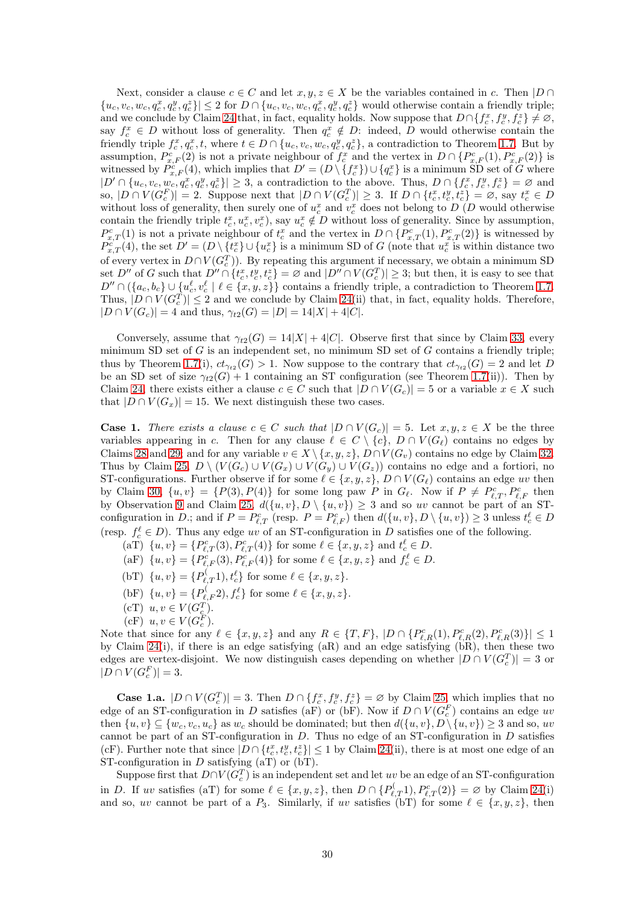Next, consider a clause $c \in C$ and let $x, y, z \in X$ be the variables contained in $c$. Then $|D \cap \{u_c, v_c, w_c, q_c^x, q_c^y, q_c^z\}| \leq 2$ for $D \cap \{u_c, v_c, w_c, q_c^x, q_c^y, q_c^z\}$ would otherwise contain a friendly triple; and we conclude by Claim 24 that, in fact, equality holds. Now suppose that $D \cap \{f_c^x, f_c^y, f_c^z\} \neq \varnothing$, say $f_c^x \in D$ without loss of generality. Then $q_c^x \notin D$: indeed, $D$ would otherwise contain the friendly triple $f_c^x, q_c^x, t$, where $t \in D \cap \{u_c, v_c, w_c, q_c^y, q_c^z\}$, a contradiction to Theorem 1.7. But by assumption, $P_{x,F}^c(2)$ is not a private neighbour of $f_c^x$ and the vertex in $D \cap \{P_{x,F}^c(1), P_{x,F}^c(2)\}$ is witnessed by $P_{x,F}^c(4)$, which implies that $D' = (D \setminus \{f_c^x\}) \cup \{q_c^x\}$ is a minimum SD set of $G$ where $|D' \cap \{u_c, v_c, w_c, q_c^x, q_c^y, q_c^z\}| \geq 3$, a contradiction to the above. Thus, $D \cap \{f_c^x, f_c^y, f_c^z\} = \varnothing$ and so, $|D \cap V(G_c^F)| = 2$. Suppose next that $|D \cap V(G_c^T)| \geq 3$. If $D \cap \{t_c^x, t_c^y, t_c^z\} = \varnothing$, say $t_c^x \in D$ without loss of generality, then surely one of $u_c^x$ and $v_c^x$ does not belong to $D$ ($D$ would otherwise contain the friendly triple $t_c^x, u_c^x, v_c^x$), say $u_c^x \notin D$ without loss of generality. Since by assumption, $P_{x,T}^c(1)$ is not a private neighbour of $t_c^x$ and the vertex in $D \cap \{P_{x,T}^c(1), P_{x,T}^c(2)\}$ is witnessed by $P_{x,T}^c(4)$, the set $D' = (D \setminus \{t_c^x\}) \cup \{u_c^x\}$ is a minimum SD of $G$ (note that $u_c^x$ is within distance two of every vertex in $D \cap V(G_c^T)$). By repeating this argument if necessary, we obtain a minimum SD set $D''$ of $G$ such that $D'' \cap \{t_c^x, t_c^y, t_c^z\} = \varnothing$ and $|D'' \cap V(G_c^T)| \geq 3$; but then, it is easy to see that $D'' \cap (\{a_c, b_c\} \cup \{u_c^\ell, v_c^\ell \mid \ell \in \{x, y, z\})$ contains a friendly triple, a contradiction to Theorem 1.7. Thus, $|D \cap V(G_c^T)| \leq 2$ and we conclude by Claim 24(ii) that, in fact, equality holds. Therefore, $|D \cap V(G_c)| = 4$ and thus, $\gamma_{t2}(G) = |D| = 14|X| + 4|C|$.

Conversely, assume that $\gamma_{t2}(G) = 14|X| + 4|C|$. Observe first that since by Claim 33, every minimum SD set of $G$ is an independent set, no minimum SD set of $G$ contains a friendly triple; thus by Theorem 1.7(i), $ct_{\gamma_{t2}}(G) > 1$. Now suppose to the contrary that $ct_{\gamma_{t2}}(G) = 2$ and let $D$ be an SD set of size $\gamma_{t2}(G) + 1$ containing an ST configuration (see Theorem 1.7(ii)). Then by Claim 24, there exists either a clause $c \in C$ such that $|D \cap V(G_c)| = 5$ or a variable $x \in X$ such that $|D \cap V(G_x)| = 15$. We next distinguish these two cases.

**Case 1.** *There exists a clause $c \in C$ such that $|D \cap V(G_c)| = 5$.* Let $x, y, z \in X$ be the three variables appearing in $c$. Then for any clause $\ell \in C \setminus \{c\}$, $D \cap V(G_\ell)$ contains no edges by Claims 28 and 29; and for any variable $v \in X \setminus \{x, y, z\}$, $D \cap V(G_v)$ contains no edge by Claim 32. Thus by Claim 25, $D \setminus (V(G_c) \cup V(G_x) \cup V(G_y) \cup V(G_z))$ contains no edge and a fortiori, no ST-configurations. Further observe if for some $\ell \in \{x, y, z\}$, $D \cap V(G_\ell)$ contains an edge $uv$ then by Claim 30, $\{u, v\} = \{P(3), P(4)\}$ for some long paw $P$ in $G_\ell$. Now if $P \neq P_{\ell,T}^c, P_{\ell,F}^c$ then by Observation 9 and Claim 25, $d(\{u, v\}, D \setminus \{u, v\}) \geq 3$ and so $uv$ cannot be part of an ST-configuration in $D$.; and if $P = P_{\ell,T}^c$ (resp. $P = P_{\ell,F}^c$) then $d(\{u, v\}, D \setminus \{u, v\}) \geq 3$ unless $t_c^\ell \in D$ (resp. $f_c^\ell \in D$). Thus any edge $uv$ of an ST-configuration in $D$ satisfies one of the following.

- (aT) $\{u, v\} = \{P_{\ell,T}^c(3), P_{\ell,T}^c(4)\}$ for some $\ell \in \{x, y, z\}$ and $t_c^\ell \in D$.
- (aF) $\{u, v\} = \{P_{\ell,F}^c(3), P_{\ell,F}^c(4)\}$ for some $\ell \in \{x, y, z\}$ and $f_c^\ell \in D$.
- (bT) $\{u, v\} = \{P_{\ell,T}^c(1), t_c^\ell\}$ for some $\ell \in \{x, y, z\}$.
- (bF) $\{u, v\} = \{P_{\ell,F}^c(2), f_c^\ell\}$ for some $\ell \in \{x, y, z\}$.
- (cT) $u, v \in V(G_c^T)$.
- (cF) $u, v \in V(G_c^F)$.

Note that since for any $\ell \in \{x, y, z\}$ and any $R \in \{T, F\}$, $|D \cap \{P_{\ell,R}^c(1), P_{\ell,R}^c(2), P_{\ell,R}^c(3)\}| \leq 1$ by Claim 24(i), if there is an edge satisfying (aR) and an edge satisfying (bR), then these two edges are vertex-disjoint. We now distinguish cases depending on whether $|D \cap V(G_c^T)| = 3$ or $|D \cap V(G_c^F)| = 3$.

**Case 1.a.** $|D \cap V(G_c^T)| = 3$. Then $D \cap \{f_c^x, f_c^y, f_c^z\} = \varnothing$ by Claim 25, which implies that no edge of an ST-configuration in $D$ satisfies (aF) or (bF). Now if $D \cap V(G_c^F)$ contains an edge $uv$ then $\{u, v\} \subseteq \{w_c, v_c, u_c\}$ as $w_c$ should be dominated; but then $d(\{u, v\}, D \setminus \{u, v\}) \geq 3$ and so, $uv$ cannot be part of an ST-configuration in $D$. Thus no edge of an ST-configuration in $D$ satisfies (cF). Further note that since $|D \cap \{t_c^x, t_c^y, t_c^z\}| \leq 1$ by Claim 24(ii), there is at most one edge of an ST-configuration in $D$ satisfying (aT) or (bT).

Suppose first that $D \cap V(G_c^T)$ is an independent set and let $uv$ be an edge of an ST-configuration in $D$. If $uv$ satisfies (aT) for some $\ell \in \{x, y, z\}$, then $D \cap \{P_{\ell,T}^c(1), P_{\ell,T}^c(2)\} = \varnothing$ by Claim 24(i) and so, $uv$ cannot be part of a $P_3$. Similarly, if $uv$ satisfies (bT) for some $\ell \in \{x, y, z\}$, then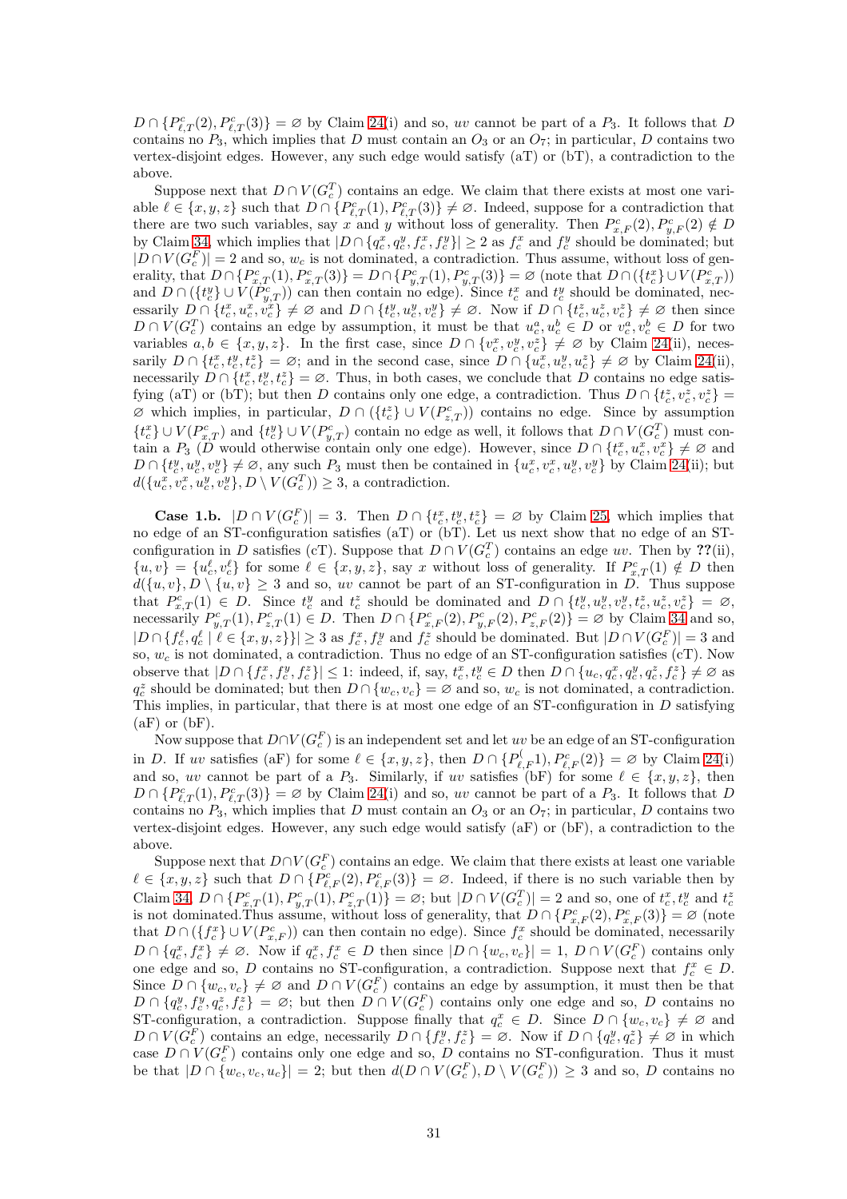$D \cap \{P^c_{\ell,T}(2), P^c_{\ell,T}(3)\} = \varnothing$ by Claim 24(i) and so, $uv$ cannot be part of a $P_3$. It follows that $D$ contains no $P_3$, which implies that $D$ must contain an $O_3$ or an $O_7$; in particular, $D$ contains two vertex-disjoint edges. However, any such edge would satisfy (aT) or (bT), a contradiction to the above.

Suppose next that $D \cap V(G^T_c)$ contains an edge. We claim that there exists at most one variable $\ell \in \{x, y, z\}$ such that $D \cap \{P^c_{\ell,T}(1), P^c_{\ell,T}(3)\} \neq \varnothing$. Indeed, suppose for a contradiction that there are two such variables, say $x$ and $y$ without loss of generality. Then $P^c_{x,F}(2), P^c_{y,F}(2) \notin D$ by Claim 34, which implies that $|D \cap \{q^x_c, q^y_c, f^x_c, f^y_c\}| \geq 2$ as $f^x_c$ and $f^y_c$ should be dominated; but $|D \cap V(G^F_c)| = 2$ and so, $w_c$ is not dominated, a contradiction. Thus assume, without loss of generality, that $D \cap \{P^c_{x,T}(1), P^c_{x,T}(3)\} = D \cap \{P^c_{y,T}(1), P^c_{y,T}(3)\} = \varnothing$ (note that $D \cap (\{t^x_c\} \cup V(P^c_{x,T}))$ and $D \cap (\{t^y_c\} \cup V(P^c_{y,T}))$ can then contain no edge). Since $t^x_c$ and $t^y_c$ should be dominated, necessarily $D \cap \{t^x_c, u^x_c, v^x_c\} \neq \varnothing$ and $D \cap \{t^y_c, u^y_c, v^y_c\} \neq \varnothing$. Now if $D \cap \{t^z_c, u^z_c, v^z_c\} \neq \varnothing$ then since $D \cap V(G^T_c)$ contains an edge by assumption, it must be that $u^a_c, u^b_c \in D$ or $v^a_c, v^b_c \in D$ for two variables $a, b \in \{x, y, z\}$. In the first case, since $D \cap \{v^x_c, v^y_c, v^z_c\} \neq \varnothing$ by Claim 24(ii), necessarily $D \cap \{t^x_c, t^y_c, t^z_c\} = \varnothing$; and in the second case, since $D \cap \{u^x_c, u^y_c, u^z_c\} \neq \varnothing$ by Claim 24(ii), necessarily $D \cap \{t^x_c, t^y_c, t^z_c\} = \varnothing$. Thus, in both cases, we conclude that $D$ contains no edge satisfying (aT) or (bT); but then $D$ contains only one edge, a contradiction. Thus $D \cap \{t^z_c, v^z_c, v^z_c\} = \varnothing$ which implies, in particular, $D \cap (\{t^z_c\} \cup V(P^c_{z,T}))$ contains no edge. Since by assumption $\{t^x_c\} \cup V(P^c_{x,T})$ and $\{t^y_c\} \cup V(P^c_{y,T})$ contain no edge as well, it follows that $D \cap V(G^T_c)$ must contain a $P_3$ ($D$ would otherwise contain only one edge). However, since $D \cap \{t^x_c, u^x_c, v^x_c\} \neq \varnothing$ and $D \cap \{t^y_c, u^y_c, v^y_c\} \neq \varnothing$, any such $P_3$ must then be contained in $\{u^x_c, v^x_c, u^y_c, v^y_c\}$ by Claim 24(ii); but $d(\{u^x_c, v^x_c, u^y_c, v^y_c\}, D \setminus V(G^T_c)) \geq 3$, a contradiction.

**Case 1.b.** $|D \cap V(G^F_c)| = 3$. Then $D \cap \{t^x_c, t^y_c, t^z_c\} = \varnothing$ by Claim 25, which implies that no edge of an ST-configuration satisfies (aT) or (bT). Let us next show that no edge of an ST-configuration in $D$ satisfies (cT). Suppose that $D \cap V(G^T_c)$ contains an edge $uv$. Then by **??**(ii), $\{u, v\} = \{u^\ell_c, v^\ell_c\}$ for some $\ell \in \{x, y, z\}$, say $x$ without loss of generality. If $P^c_{x,T}(1) \notin D$ then $d(\{u, v\}, D \setminus \{u, v\}) \geq 3$ and so, $uv$ cannot be part of an ST-configuration in $D$. Thus suppose that $P^c_{x,T}(1) \in D$. Since $t^y_c$ and $t^z_c$ should be dominated and $D \cap \{t^y_c, u^y_c, v^y_c, t^z_c, u^z_c, v^z_c\} = \varnothing$, necessarily $P^c_{y,T}(1), P^c_{z,T}(1) \in D$. Then $D \cap \{P^c_{x,F}(2), P^c_{y,F}(2), P^c_{z,F}(2)\} = \varnothing$ by Claim 34 and so, $|D \cap \{f^\ell_c, q^\ell_c \mid \ell \in \{x, y, z\}\}| \geq 3$ as $f^x_c, f^y_c$ and $f^z_c$ should be dominated. But $|D \cap V(G^F_c)| = 3$ and so, $w_c$ is not dominated, a contradiction. Thus no edge of an ST-configuration satisfies (cT). Now observe that $|D \cap \{f^x_c, f^y_c, f^z_c\}| \leq 1$: indeed, if, say, $t^x_c, t^y_c \in D$ then $D \cap \{u_c, q^x_c, q^y_c, q^z_c, f^z_c\} \neq \varnothing$ as $q^z_c$ should be dominated; but then $D \cap \{w_c, v_c\} = \varnothing$ and so, $w_c$ is not dominated, a contradiction. This implies, in particular, that there is at most one edge of an ST-configuration in $D$ satisfying (aF) or (bF).

Now suppose that $D \cap V(G^F_c)$ is an independent set and let $uv$ be an edge of an ST-configuration in $D$. If $uv$ satisfies (aF) for some $\ell \in \{x, y, z\}$, then $D \cap \{P^{(}_{\ell,F}1), P^c_{\ell,F}(2)\} = \varnothing$ by Claim 24(i) and so, $uv$ cannot be part of a $P_3$. Similarly, if $uv$ satisfies (bF) for some $\ell \in \{x, y, z\}$, then $D \cap \{P^c_{\ell,T}(1), P^c_{\ell,T}(3)\} = \varnothing$ by Claim 24(i) and so, $uv$ cannot be part of a $P_3$. It follows that $D$ contains no $P_3$, which implies that $D$ must contain an $O_3$ or an $O_7$; in particular, $D$ contains two vertex-disjoint edges. However, any such edge would satisfy (aF) or (bF), a contradiction to the above.

Suppose next that $D \cap V(G^F_c)$ contains an edge. We claim that there exists at least one variable $\ell \in \{x, y, z\}$ such that $D \cap \{P^c_{\ell,F}(2), P^c_{\ell,F}(3)\} = \varnothing$. Indeed, if there is no such variable then by Claim 34, $D \cap \{P^c_{x,T}(1), P^c_{y,T}(1), P^c_{z,T}(1)\} = \varnothing$; but $|D \cap V(G^T_c)| = 2$ and so, one of $t^x_c, t^y_c$ and $t^z_c$ is not dominated.Thus assume, without loss of generality, that $D \cap \{P^c_{x,F}(2), P^c_{x,F}(3)\} = \varnothing$ (note that $D \cap (\{f^x_c\} \cup V(P^c_{x,F}))$ can then contain no edge). Since $f^x_c$ should be dominated, necessarily $D \cap \{q^x_c, f^x_c\} \neq \varnothing$. Now if $q^x_c, f^x_c \in D$ then since $|D \cap \{w_c, v_c\}| = 1$, $D \cap V(G^F_c)$ contains only one edge and so, $D$ contains no ST-configuration, a contradiction. Suppose next that $f^x_c \in D$. Since $D \cap \{w_c, v_c\} \neq \varnothing$ and $D \cap V(G^F_c)$ contains an edge by assumption, it must then be that $D \cap \{q^y_c, f^y_c, q^z_c, f^z_c\} = \varnothing$; but then $D \cap V(G^F_c)$ contains only one edge and so, $D$ contains no ST-configuration, a contradiction. Suppose finally that $q^x_c \in D$. Since $D \cap \{w_c, v_c\} \neq \varnothing$ and $D \cap V(G^F_c)$ contains an edge, necessarily $D \cap \{f^y_c, f^z_c\} = \varnothing$. Now if $D \cap \{q^y_c, q^z_c\} \neq \varnothing$ in which case $D \cap V(G^F_c)$ contains only one edge and so, $D$ contains no ST-configuration. Thus it must be that $|D \cap \{w_c, v_c, u_c\}| = 2$; but then $d(D \cap V(G^F_c), D \setminus V(G^F_c)) \geq 3$ and so, $D$ contains no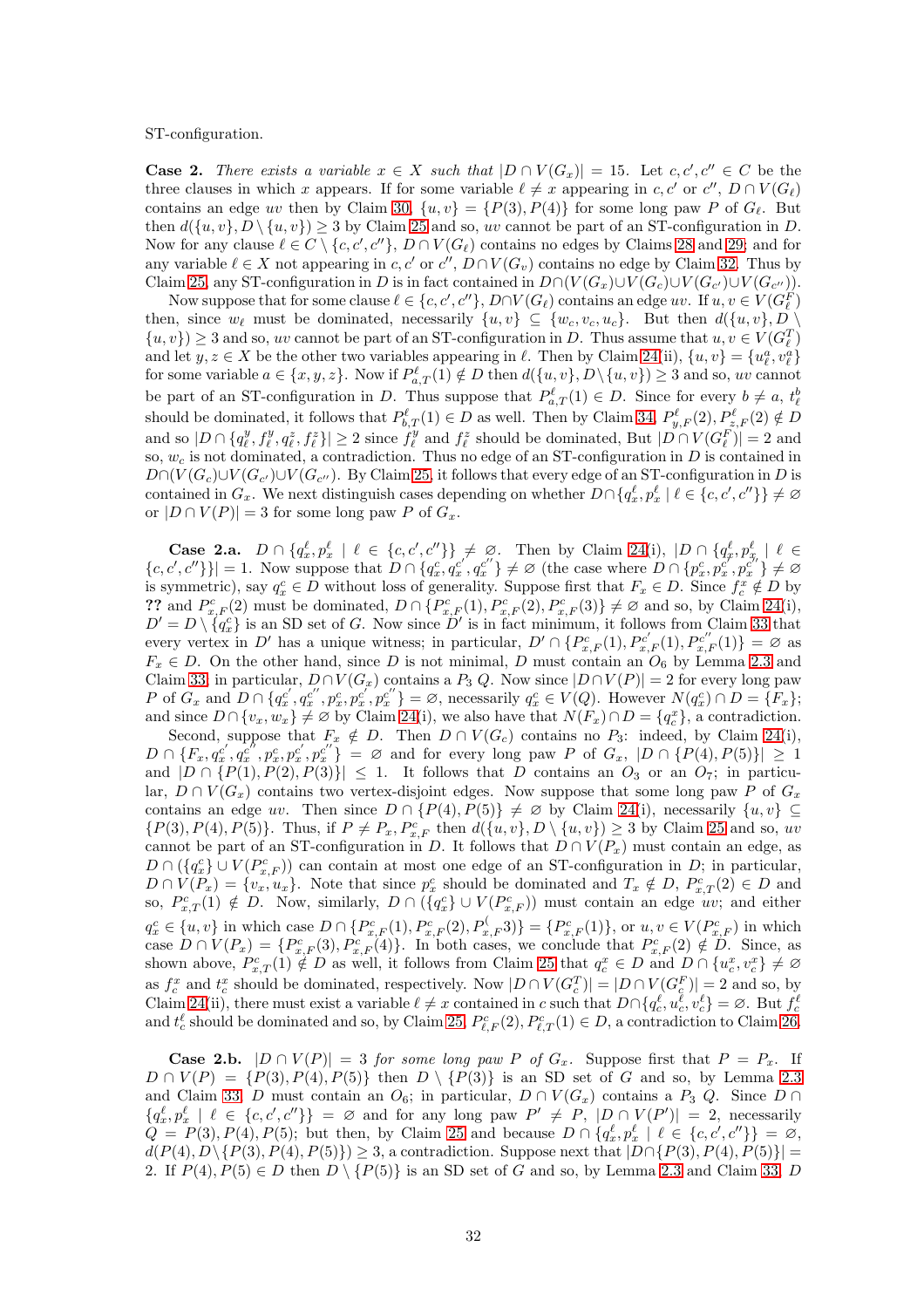ST-configuration.

**Case 2.** *There exists a variable $x \in X$ such that $|D \cap V(G_x)| = 15$.* Let $c, c', c'' \in C$ be the three clauses in which $x$ appears. If for some variable $\ell \neq x$ appearing in $c, c'$ or $c''$, $D \cap V(G_\ell)$ contains an edge $uv$ then by Claim 30, $\{u, v\} = \{P(3), P(4)\}$ for some long paw $P$ of $G_\ell$. But then $d(\{u, v\}, D \setminus \{u, v\}) \geq 3$ by Claim 25 and so, $uv$ cannot be part of an ST-configuration in $D$. Now for any clause $\ell \in C \setminus \{c, c', c''\}$, $D \cap V(G_\ell)$ contains no edges by Claims 28 and 29; and for any variable $\ell \in X$ not appearing in $c, c'$ or $c''$, $D \cap V(G_v)$ contains no edge by Claim 32. Thus by Claim 25, any ST-configuration in $D$ is in fact contained in $D \cap (V(G_x) \cup V(G_c) \cup V(G_{c'}) \cup V(G_{c''}))$.

Now suppose that for some clause $\ell \in \{c, c', c''\}$, $D \cap V(G_\ell)$ contains an edge $uv$. If $u, v \in V(G_\ell^F)$ then, since $w_\ell$ must be dominated, necessarily $\{u, v\} \subseteq \{w_c, v_c, u_c\}$. But then $d(\{u, v\}, D \setminus \{u, v\}) \geq 3$ and so, $uv$ cannot be part of an ST-configuration in $D$. Thus assume that $u, v \in V(G_\ell^T)$ and let $y, z \in X$ be the other two variables appearing in $\ell$. Then by Claim 24(ii), $\{u, v\} = \{u_\ell^a, v_\ell^a\}$ for some variable $a \in \{x, y, z\}$. Now if $P_{a,T}^\ell(1) \notin D$ then $d(\{u, v\}, D \setminus \{u, v\}) \geq 3$ and so, $uv$ cannot be part of an ST-configuration in $D$. Thus suppose that $P_{a,T}^\ell(1) \in D$. Since for every $b \neq a$, $t_\ell^b$ should be dominated, it follows that $P_{b,T}^\ell(1) \in D$ as well. Then by Claim 34, $P_{y,F}^\ell(2), P_{z,F}^\ell(2) \notin D$ and so $|D \cap \{q_\ell^y, f_\ell^y, q_\ell^z, f_\ell^z\}| \geq 2$ since $f_\ell^y$ and $f_\ell^z$ should be dominated, But $|D \cap V(G_\ell^F)| = 2$ and so, $w_c$ is not dominated, a contradiction. Thus no edge of an ST-configuration in $D$ is contained in $D \cap (V(G_c) \cup V(G_{c'}) \cup V(G_{c''})$. By Claim 25, it follows that every edge of an ST-configuration in $D$ is contained in $G_x$. We next distinguish cases depending on whether $D \cap \{q_x^\ell, p_x^\ell \mid \ell \in \{c, c', c''\}\} \neq \varnothing$ or $|D \cap V(P)| = 3$ for some long paw $P$ of $G_x$.

**Case 2.a.** $D \cap \{q_x^\ell, p_x^\ell \mid \ell \in \{c, c', c''\}\} \neq \varnothing$. Then by Claim 24(i), $|D \cap \{q_x^\ell, p_x^\ell \mid \ell \in \{c, c', c''\}\}| = 1$. Now suppose that $D \cap \{q_x^c, q_x^{c'}, q_x^{c''}\} \neq \varnothing$ (the case where $D \cap \{p_x^c, p_x^{c'}, p_x^{c''}\} \neq \varnothing$ is symmetric), say $q_x^c \in D$ without loss of generality. Suppose first that $F_x \in D$. Since $f_c^x \notin D$ by **??** and $P_{x,F}^c(2)$ must be dominated, $D \cap \{P_{x,F}^c(1), P_{x,F}^c(2), P_{x,F}^c(3)\} \neq \varnothing$ and so, by Claim 24(i), $D' = D \setminus \{q_x^c\}$ is an SD set of $G$. Now since $D'$ is in fact minimum, it follows from Claim 33 that every vertex in $D'$ has a unique witness; in particular, $D' \cap \{P_{x,F}^c(1), P_{x,F}^{c'}(1), P_{x,F}^{c''}(1)\} = \varnothing$ as $F_x \in D$. On the other hand, since $D$ is not minimal, $D$ must contain an $O_6$ by Lemma 2.3 and Claim 33; in particular, $D \cap V(G_x)$ contains a $P_3$ $Q$. Now since $|D \cap V(P)| = 2$ for every long paw $P$ of $G_x$ and $D \cap \{q_x^{c'}, q_x^{c''}, p_x^c, p_x^{c'}, p_x^{c''}\} = \varnothing$, necessarily $q_x^c \in V(Q)$. However $N(q_x^c) \cap D = \{F_x\}$; and since $D \cap \{v_x, w_x\} \neq \varnothing$ by Claim 24(i), we also have that $N(F_x) \cap D = \{q_x^c\}$, a contradiction.

Second, suppose that $F_x \notin D$. Then $D \cap V(G_c)$ contains no $P_3$: indeed, by Claim 24(i), $D \cap \{F_x, q_x^{c'}, q_x^{c''}, p_x^c, p_x^{c'}, p_x^{c''}\} = \varnothing$ and for every long paw $P$ of $G_x$, $|D \cap \{P(4), P(5)\}| \geq 1$ and $|D \cap \{P(1), P(2), P(3)\}| \leq 1$. It follows that $D$ contains an $O_3$ or an $O_7$; in particular, $D \cap V(G_x)$ contains two vertex-disjoint edges. Now suppose that some long paw $P$ of $G_x$ contains an edge $uv$. Then since $D \cap \{P(4), P(5)\} \neq \varnothing$ by Claim 24(i), necessarily $\{u, v\} \subseteq \{P(3), P(4), P(5)\}$. Thus, if $P \neq P_x, P_{x,F}^c$ then $d(\{u, v\}, D \setminus \{u, v\}) \geq 3$ by Claim 25 and so, $uv$ cannot be part of an ST-configuration in $D$. It follows that $D \cap V(P_x)$ must contain an edge, as $D \cap (\{q_x^c\} \cup V(P_{x,F}^c))$ can contain at most one edge of an ST-configuration in $D$; in particular, $D \cap V(P_x) = \{v_x, u_x\}$. Note that since $p_x^c$ should be dominated and $T_x \notin D$, $P_{x,T}^c(2) \in D$ and so, $P_{x,T}^c(1) \notin D$. Now, similarly, $D \cap (\{q_x^c\} \cup V(P_{x,F}^c))$ must contain an edge $uv$; and either $q_x^c \in \{u, v\}$ in which case $D \cap \{P_{x,F}^c(1), P_{x,F}^c(2), P_{x,F}^(3)\} = \{P_{x,F}^c(1)\}$, or $u, v \in V(P_{x,F}^c)$ in which case $D \cap V(P_x) = \{P_{x,F}^c(3), P_{x,F}^c(4)\}$. In both cases, we conclude that $P_{x,F}^c(2) \notin D$. Since, as shown above, $P_{x,T}^c(1) \notin D$ as well, it follows from Claim 25 that $q_c^x \in D$ and $D \cap \{u_c^x, v_c^x\} \neq \varnothing$ as $f_c^x$ and $t_c^x$ should be dominated, respectively. Now $|D \cap V(G_c^T)| = |D \cap V(G_c^F)| = 2$ and so, by Claim 24(ii), there must exist a variable $\ell \neq x$ contained in $c$ such that $D \cap \{q_c^\ell, u_c^\ell, v_c^\ell\} = \varnothing$. But $f_c^\ell$ and $t_c^\ell$ should be dominated and so, by Claim 25, $P_{\ell,F}^c(2), P_{\ell,T}^c(1) \in D$, a contradiction to Claim 26.

**Case 2.b.** $|D \cap V(P)| = 3$ *for some long paw $P$ of $G_x$.* Suppose first that $P = P_x$. If $D \cap V(P) = \{P(3), P(4), P(5)\}$ then $D \setminus \{P(3)\}$ is an SD set of $G$ and so, by Lemma 2.3 and Claim 33, $D$ must contain an $O_6$; in particular, $D \cap V(G_x)$ contains a $P_3$ $Q$. Since $D \cap \{q_x^\ell, p_x^\ell \mid \ell \in \{c, c', c''\}\} = \varnothing$ and for any long paw $P' \neq P$, $|D \cap V(P')| = 2$, necessarily $Q = P(3), P(4), P(5)$; but then, by Claim 25 and because $D \cap \{q_x^\ell, p_x^\ell \mid \ell \in \{c, c', c''\}\} = \varnothing$, $d(P(4), D \setminus \{P(3), P(4), P(5)\}) \geq 3$, a contradiction. Suppose next that $|D \cap \{P(3), P(4), P(5)\}| = 2$. If $P(4), P(5) \in D$ then $D \setminus \{P(5)\}$ is an SD set of $G$ and so, by Lemma 2.3 and Claim 33, $D$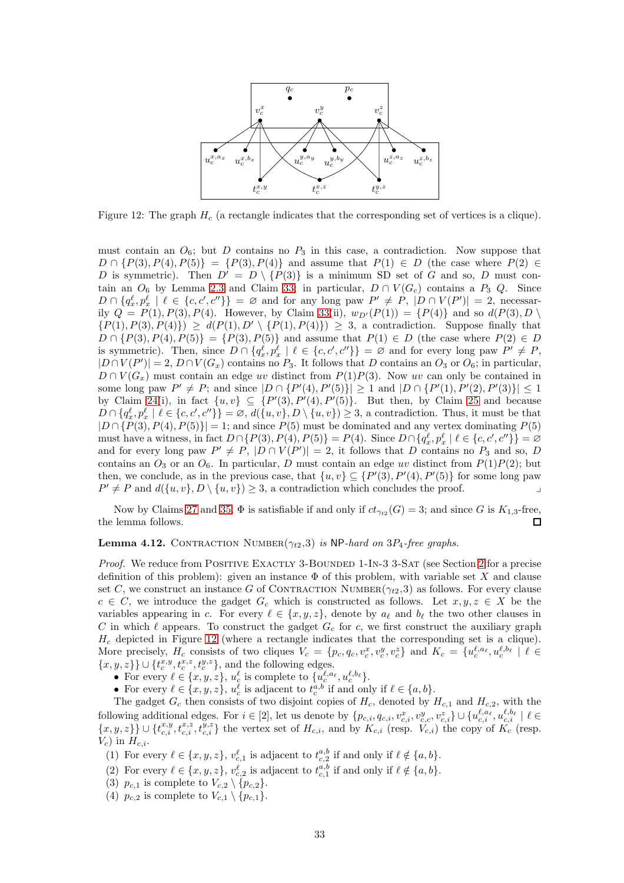Figure 12: The graph $H_c$ (a rectangle indicates that the corresponding set of vertices is a clique).

must contain an $O_6$; but $D$ contains no $P_3$ in this case, a contradiction. Now suppose that $D \cap \{P(3), P(4), P(5)\} = \{P(3), P(4)\}$ and assume that $P(1) \in D$ (the case where $P(2) \in D$ is symmetric). Then $D' = D \setminus \{P(3)\}$ is a minimum SD set of $G$ and so, $D$ must contain an $O_6$ by Lemma 2.3 and Claim 33; in particular, $D \cap V(G_c)$ contains a $P_3$ $Q$. Since $D \cap \{q_x^\ell, p_x^\ell \mid \ell \in \{c, c', c''\}\} = \varnothing$ and for every long paw $P' \neq P$, $|D \cap V(P')| = 2$, necessarily $Q = P(1), P(3), P(4)$. However, by Claim 33(ii), $w_{D'}(P(1)) = \{P(4)\}$ and so $d(P(3), D \setminus \{P(1), P(3), P(4)\}) \geq d(P(1), D' \setminus \{P(1), P(4)\}) \geq 3$, a contradiction. Suppose finally that $D \cap \{P(3), P(4), P(5)\} = \{P(3), P(5)\}$ and assume that $P(1) \in D$ (the case where $P(2) \in D$ is symmetric). Then, since $D \cap \{q_x^\ell, p_x^\ell \mid \ell \in \{c, c', c''\}\} = \varnothing$ and for every long paw $P' \neq P$, $|D \cap V(P')| = 2$, $D \cap V(G_x)$ contains no $P_3$. It follows that $D$ contains an $O_3$ or $O_6$; in particular, $D \cap V(G_x)$ must contain an edge $uv$ distinct from $P(1)P(3)$. Now $uv$ can only be contained in some long paw $P' \neq P$; and since $|D \cap \{P'(4), P'(5)\}| \geq 1$ and $|D \cap \{P'(1), P'(2), P'(3)\}| \leq 1$ by Claim 24(i), in fact $\{u, v\} \subseteq \{P'(3), P'(4), P'(5)\}$. But then, by Claim 25 and because $D \cap \{q_c^\ell, p_c^\ell \mid \ell \in \{c, c', c''\}\} = \varnothing$, $d(\{u, v\}, D \setminus \{u, v\}) \geq 3$, a contradiction. Thus, it must be that $|D \cap \{P(3), P(4), P(5)\}| = 1$; and since $P(5)$ must be dominated and any vertex dominating $P(5)$ must have a witness, in fact $D \cap \{P(3), P(4), P(5)\} = P(4)$. Since $D \cap \{q_x^\ell, p_x^\ell \mid \ell \in \{c, c', c''\}\} = \varnothing$ and for every long paw $P' \neq P$, $|D \cap V(P')| = 2$, it follows that $D$ contains no $P_3$ and so, $D$ contains an $O_3$ or an $O_6$. In particular, $D$ must contain an edge $uv$ distinct from $P(1)P(2)$; but then, we conclude, as in the previous case, that $\{u, v\} \subseteq \{P'(3), P'(4), P'(5)\}$ for some long paw $P' \neq P$ and $d(\{u, v\}, D \setminus \{u, v\}) \geq 3$, a contradiction which concludes the proof. ⌟

Now by Claims 27 and 35, $\Phi$ is satisfiable if and only if $ct_{\gamma_{t2}}(G) = 3$; and since $G$ is $K_{1,3}$-free, the lemma follows. □

**Lemma 4.12.** Contraction Number($\gamma_{t2}$,3) *is* NP*-hard on* $3P_4$*-free graphs.*

*Proof.* We reduce from Positive Exactly 3-Bounded 1-In-3 3-Sat (see Section 2 for a precise definition of this problem): given an instance $\Phi$ of this problem, with variable set $X$ and clause set $C$, we construct an instance $G$ of Contraction Number($\gamma_{t2}$,3) as follows. For every clause $c \in C$, we introduce the gadget $G_c$ which is constructed as follows. Let $x, y, z \in X$ be the variables appearing in $c$. For every $\ell \in \{x, y, z\}$, denote by $a_\ell$ and $b_\ell$ the two other clauses in $C$ in which $\ell$ appears. To construct the gadget $G_c$ for $c$, we first construct the auxiliary graph $H_c$ depicted in Figure 12 (where a rectangle indicates that the corresponding set is a clique). More precisely, $H_c$ consists of two cliques $V_c = \{p_c, q_c, v_c^x, v_c^y, v_c^z\}$ and $K_c = \{u_c^{\ell, a_\ell}, u_c^{\ell, b_\ell} \mid \ell \in \{x, y, z\}\} \cup \{t_c^{x,y}, t_c^{x,z}, t_c^{y,z}\}$, and the following edges.

- For every $\ell \in \{x, y, z\}$, $u_c^\ell$ is complete to $\{u_c^{\ell, a_\ell}, u_c^{\ell, b_\ell}\}$.
- For every $\ell \in \{x, y, z\}$, $u_c^\ell$ is adjacent to $t_c^{a,b}$ if and only if $\ell \in \{a, b\}$.

The gadget $G_c$ then consists of two disjoint copies of $H_c$, denoted by $H_{c,1}$ and $H_{c,2}$, with the following additional edges. For $i \in [2]$, let us denote by $\{p_{c,i}, q_{c,i}, v_{c,i}^x, v_{c,c}^y, v_{c,i}^z\} \cup \{u_{c,i}^{\ell, a_\ell}, u_{c,i}^{\ell, b_\ell} \mid \ell \in \{x, y, z\}\} \cup \{t_{c,i}^{x,y}, t_{c,i}^{x,z}, t_{c,i}^{y,z}\}$ the vertex set of $H_{c,i}$, and by $K_{c,i}$ (resp. $V_{c,i}$) the copy of $K_c$ (resp. $V_c$) in $H_{c,i}$.

1. For every $\ell \in \{x, y, z\}$, $v_{c,1}^\ell$ is adjacent to $t_{c,2}^{a,b}$ if and only if $\ell \notin \{a, b\}$.
2. For every $\ell \in \{x, y, z\}$, $v_{c,2}^\ell$ is adjacent to $t_{c,1}^{a,b}$ if and only if $\ell \notin \{a, b\}$.
3. $p_{c,1}$ is complete to $V_{c,2} \setminus \{p_{c,2}\}$.
4. $p_{c,2}$ is complete to $V_{c,1} \setminus \{p_{c,1}\}$.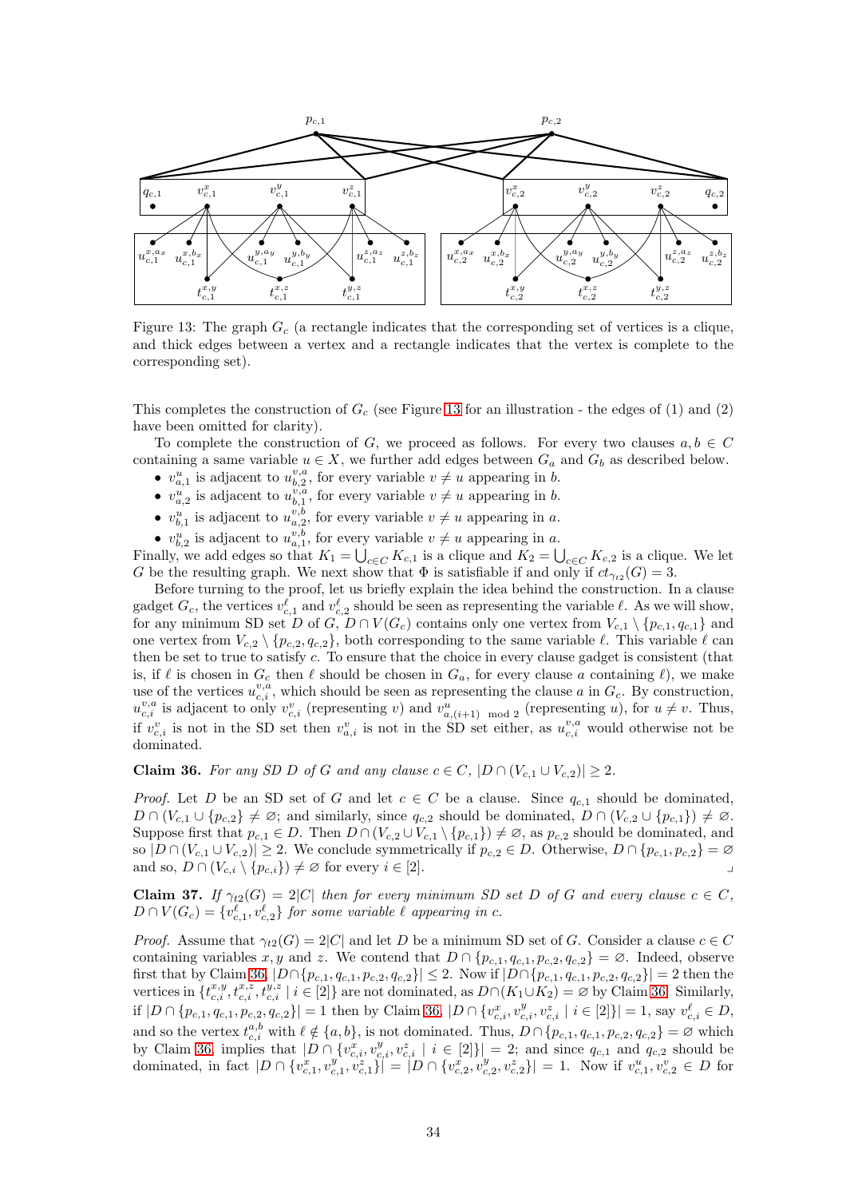Figure 13: The graph $G_c$ (a rectangle indicates that the corresponding set of vertices is a clique, and thick edges between a vertex and a rectangle indicates that the vertex is complete to the corresponding set).

This completes the construction of $G_c$ (see Figure 13 for an illustration - the edges of (1) and (2) have been omitted for clarity).

To complete the construction of $G$, we proceed as follows. For every two clauses $a, b \in C$ containing a same variable $u \in X$, we further add edges between $G_a$ and $G_b$ as described below.

- $v^u_{a,1}$ is adjacent to $u^{v,a}_{b,2}$, for every variable $v \neq u$ appearing in $b$.
- $v^u_{a,2}$ is adjacent to $u^{v,a}_{b,1}$, for every variable $v \neq u$ appearing in $b$.
- $v^u_{b,1}$ is adjacent to $u^{v,b}_{a,2}$, for every variable $v \neq u$ appearing in $a$.
- $v^u_{b,2}$ is adjacent to $u^{v,b}_{a,1}$, for every variable $v \neq u$ appearing in $a$.

Finally, we add edges so that $K_1 = \bigcup_{c \in C} K_{c,1}$ is a clique and $K_2 = \bigcup_{c \in C} K_{c,2}$ is a clique. We let $G$ be the resulting graph. We next show that $\Phi$ is satisfiable if and only if $ct_{\gamma_{t2}}(G) = 3$.

Before turning to the proof, let us briefly explain the idea behind the construction. In a clause gadget $G_c$, the vertices $v^\ell_{c,1}$ and $v^\ell_{c,2}$ should be seen as representing the variable $\ell$. As we will show, for any minimum SD set $D$ of $G$, $D \cap V(G_c)$ contains only one vertex from $V_{c,1} \setminus \{p_{c,1}, q_{c,1}\}$ and one vertex from $V_{c,2} \setminus \{p_{c,2}, q_{c,2}\}$, both corresponding to the same variable $\ell$. This variable $\ell$ can then be set to true to satisfy $c$. To ensure that the choice in every clause gadget is consistent (that is, if $\ell$ is chosen in $G_c$ then $\ell$ should be chosen in $G_a$, for every clause $a$ containing $\ell$), we make use of the vertices $u^{v,a}_{c,i}$, which should be seen as representing the clause $a$ in $G_c$. By construction, $u^{v,a}_{c,i}$ is adjacent to only $v^v_{c,i}$ (representing $v$) and $v^u_{a,(i+1) \bmod 2}$ (representing $u$), for $u \neq v$. Thus, if $v^v_{c,i}$ is not in the SD set then $v^v_{a,i}$ is not in the SD set either, as $u^{v,a}_{c,i}$ would otherwise not be dominated.

**Claim 36.** *For any SD $D$ of $G$ and any clause $c \in C$, $|D \cap (V_{c,1} \cup V_{c,2})| \geq 2$.*

*Proof.* Let $D$ be an SD set of $G$ and let $c \in C$ be a clause. Since $q_{c,1}$ should be dominated, $D \cap (V_{c,1} \cup \{p_{c,2}\} \neq \varnothing$; and similarly, since $q_{c,2}$ should be dominated, $D \cap (V_{c,2} \cup \{p_{c,1}\}) \neq \varnothing$. Suppose first that $p_{c,1} \in D$. Then $D \cap (V_{c,2} \cup V_{c,1} \setminus \{p_{c,1}\}) \neq \varnothing$, as $p_{c,2}$ should be dominated, and so $|D \cap (V_{c,1} \cup V_{c,2})| \geq 2$. We conclude symmetrically if $p_{c,2} \in D$. Otherwise, $D \cap \{p_{c,1}, p_{c,2}\} = \varnothing$ and so, $D \cap (V_{c,i} \setminus \{p_{c,i}\}) \neq \varnothing$ for every $i \in [2]$. ⌟

**Claim 37.** *If $\gamma_{t2}(G) = 2|C|$ then for every minimum SD set $D$ of $G$ and every clause $c \in C$, $D \cap V(G_c) = \{v^\ell_{c,1}, v^\ell_{c,2}\}$ for some variable $\ell$ appearing in $c$.*

*Proof.* Assume that $\gamma_{t2}(G) = 2|C|$ and let $D$ be a minimum SD set of $G$. Consider a clause $c \in C$ containing variables $x, y$ and $z$. We contend that $D \cap \{p_{c,1}, q_{c,1}, p_{c,2}, q_{c,2}\} = \varnothing$. Indeed, observe first that by Claim 36, $|D \cap \{p_{c,1}, q_{c,1}, p_{c,2}, q_{c,2}\}| \leq 2$. Now if $|D \cap \{p_{c,1}, q_{c,1}, p_{c,2}, q_{c,2}\}| = 2$ then the vertices in $\{t^{x,y}_{c,i}, t^{x,z}_{c,i}, t^{y,z}_{c,i} \mid i \in [2]\}$ are not dominated, as $D \cap (K_1 \cup K_2) = \varnothing$ by Claim 36. Similarly, if $|D \cap \{p_{c,1}, q_{c,1}, p_{c,2}, q_{c,2}\}| = 1$ then by Claim 36, $|D \cap \{v^x_{c,i}, v^y_{c,i}, v^z_{c,i} \mid i \in [2]\}| = 1$, say $v^\ell_{c,i} \in D$, and so the vertex $t^{a,b}_{c,i}$ with $\ell \notin \{a, b\}$, is not dominated. Thus, $D \cap \{p_{c,1}, q_{c,1}, p_{c,2}, q_{c,2}\} = \varnothing$ which by Claim 36, implies that $|D \cap \{v^x_{c,i}, v^y_{c,i}, v^z_{c,i} \mid i \in [2]\}| = 2$; and since $q_{c,1}$ and $q_{c,2}$ should be dominated, in fact $|D \cap \{v^x_{c,1}, v^y_{c,1}, v^z_{c,1}\}| = |D \cap \{v^x_{c,2}, v^y_{c,2}, v^z_{c,2}\}| = 1$. Now if $v^u_{c,1}, v^v_{c,2} \in D$ for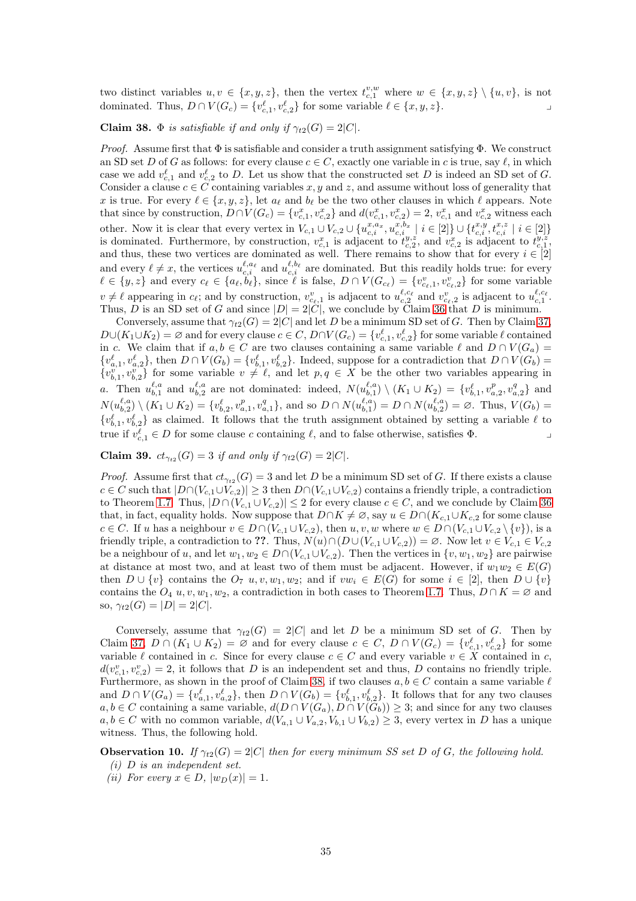two distinct variables $u, v \in \{x, y, z\}$, then the vertex $t^{v,w}_{c,1}$ where $w \in \{x, y, z\} \setminus \{u, v\}$, is not dominated. Thus, $D \cap V(G_c) = \{v^\ell_{c,1}, v^\ell_{c,2}\}$ for some variable $\ell \in \{x, y, z\}$. ⌟

**Claim 38.** *$\Phi$ is satisfiable if and only if $\gamma_{t2}(G) = 2|C|$.*

*Proof.* Assume first that $\Phi$ is satisfiable and consider a truth assignment satisfying $\Phi$. We construct an SD set $D$ of $G$ as follows: for every clause $c \in C$, exactly one variable in $c$ is true, say $\ell$, in which case we add $v^\ell_{c,1}$ and $v^\ell_{c,2}$ to $D$. Let us show that the constructed set $D$ is indeed an SD set of $G$. Consider a clause $c \in C$ containing variables $x, y$ and $z$, and assume without loss of generality that $x$ is true. For every $\ell \in \{x, y, z\}$, let $a_\ell$ and $b_\ell$ be the two other clauses in which $\ell$ appears. Note that since by construction, $D \cap V(G_c) = \{v^x_{c,1}, v^x_{c,2}\}$ and $d(v^x_{c,1}, v^x_{c,2}) = 2$, $v^x_{c,1}$ and $v^x_{c,2}$ witness each other. Now it is clear that every vertex in $V_{c,1} \cup V_{c,2} \cup \{u^{x,a_x}_{c,i}, u^{x,b_x}_{c,i} \mid i \in [2]\} \cup \{t^{x,y}_{c,i}, t^{x,z}_{c,i} \mid i \in [2]\}$ is dominated. Furthermore, by construction, $v^x_{c,1}$ is adjacent to $t^{y,z}_{c,2}$, and $v^x_{c,2}$ is adjacent to $t^{y,z}_{c,1}$, and thus, these two vertices are dominated as well. There remains to show that for every $i \in [2]$ and every $\ell \neq x$, the vertices $u^{\ell,a_\ell}_{c,i}$ and $u^{\ell,b_\ell}_{c,i}$ are dominated. But this readily holds true: for every $\ell \in \{y, z\}$ and every $c_\ell \in \{a_\ell, b_\ell\}$, since $\ell$ is false, $D \cap V(G_{c_\ell}) = \{v^v_{c_\ell,1}, v^v_{c_\ell,2}\}$ for some variable $v \neq \ell$ appearing in $c_\ell$; and by construction, $v^v_{c_\ell,1}$ is adjacent to $u^{\ell,c_\ell}_{c,2}$ and $v^v_{c_\ell,2}$ is adjacent to $u^{\ell,c_\ell}_{c,1}$. Thus, $D$ is an SD set of $G$ and since $|D| = 2|C|$, we conclude by Claim 36 that $D$ is minimum.

Conversely, assume that $\gamma_{t2}(G) = 2|C|$ and let $D$ be a minimum SD set of $G$. Then by Claim 37, $D \cup (K_1 \cup K_2) = \varnothing$ and for every clause $c \in C$, $D \cap V(G_c) = \{v^\ell_{c,1}, v^\ell_{c,2}\}$ for some variable $\ell$ contained in $c$. We claim that if $a, b \in C$ are two clauses containing a same variable $\ell$ and $D \cap V(G_a) = \{v^\ell_{a,1}, v^\ell_{a,2}\}$, then $D \cap V(G_b) = \{v^\ell_{b,1}, v^\ell_{b,2}\}$. Indeed, suppose for a contradiction that $D \cap V(G_b) = \{v^v_{b,1}, v^v_{b,2}\}$ for some variable $v \neq \ell$, and let $p, q \in X$ be the other two variables appearing in $a$. Then $u^{\ell,a}_{b,1}$ and $u^{\ell,a}_{b,2}$ are not dominated: indeed, $N(u^{\ell,a}_{b,1}) \setminus (K_1 \cup K_2) = \{v^\ell_{b,1}, v^p_{a,2}, v^q_{a,2}\}$ and $N(u^{\ell,a}_{b,2}) \setminus (K_1 \cup K_2) = \{v^\ell_{b,2}, v^p_{a,1}, v^q_{a,1}\}$, and so $D \cap N(u^{\ell,a}_{b,1}) = D \cap N(u^{\ell,a}_{b,2}) = \varnothing$. Thus, $V(G_b) = \{v^\ell_{b,1}, v^\ell_{b,2}\}$ as claimed. It follows that the truth assignment obtained by setting a variable $\ell$ to true if $v^\ell_{c,1} \in D$ for some clause $c$ containing $\ell$, and to false otherwise, satisfies $\Phi$. ⌟

**Claim 39.** *$ct_{\gamma_{t2}}(G) = 3$ if and only if $\gamma_{t2}(G) = 2|C|$.*

*Proof.* Assume first that $ct_{\gamma_{t2}}(G) = 3$ and let $D$ be a minimum SD set of $G$. If there exists a clause $c \in C$ such that $|D \cap (V_{c,1} \cup V_{c,2})| \geq 3$ then $D \cap (V_{c,1} \cup V_{c,2})$ contains a friendly triple, a contradiction to Theorem 1.7. Thus, $|D \cap (V_{c,1} \cup V_{c,2})| \leq 2$ for every clause $c \in C$, and we conclude by Claim 36 that, in fact, equality holds. Now suppose that $D \cap K \neq \varnothing$, say $u \in D \cap (K_{c,1} \cup K_{c,2})$ for some clause $c \in C$. If $u$ has a neighbour $v \in D \cap (V_{c,1} \cup V_{c,2})$, then $u, v, w$ where $w \in D \cap (V_{c,1} \cup V_{c,2} \setminus \{v\})$, is a friendly triple, a contradiction to **??**. Thus, $N(u) \cap (D \cup (V_{c,1} \cup V_{c,2})) = \varnothing$. Now let $v \in V_{c,1} \in V_{c,2}$ be a neighbour of $u$, and let $w_1, w_2 \in D \cap (V_{c,1} \cup V_{c,2})$. Then the vertices in $\{v, w_1, w_2\}$ are pairwise at distance at most two, and at least two of them must be adjacent. However, if $w_1 w_2 \in E(G)$ then $D \cup \{v\}$ contains the $O_7$ $u, v, w_1, w_2$; and if $vw_i \in E(G)$ for some $i \in [2]$, then $D \cup \{v\}$ contains the $O_4$ $u, v, w_1, w_2$, a contradiction in both cases to Theorem 1.7. Thus, $D \cap K = \varnothing$ and so, $\gamma_{t2}(G) = |D| = 2|C|$.

Conversely, assume that $\gamma_{t2}(G) = 2|C|$ and let $D$ be a minimum SD set of $G$. Then by Claim 37, $D \cap (K_1 \cup K_2) = \varnothing$ and for every clause $c \in C$, $D \cap V(G_c) = \{v^\ell_{c,1}, v^\ell_{c,2}\}$ for some variable $\ell$ contained in $c$. Since for every clause $c \in C$ and every variable $v \in X$ contained in $c$, $d(v^v_{c,1}, v^v_{c,2}) = 2$, it follows that $D$ is an independent set and thus, $D$ contains no friendly triple. Furthermore, as shown in the proof of Claim 38, if two clauses $a, b \in C$ contain a same variable $\ell$ and $D \cap V(G_a) = \{v^\ell_{a,1}, v^\ell_{a,2}\}$, then $D \cap V(G_b) = \{v^\ell_{b,1}, v^\ell_{b,2}\}$. It follows that for any two clauses $a, b \in C$ containing a same variable, $d(D \cap V(G_a), D \cap V(G_b)) \geq 3$; and since for any two clauses $a, b \in C$ with no common variable, $d(V_{a,1} \cup V_{a,2}, V_{b,1} \cup V_{b,2}) \geq 3$, every vertex in $D$ has a unique witness. Thus, the following hold.

**Observation 10.** *If $\gamma_{t2}(G) = 2|C|$ then for every minimum SS set $D$ of $G$, the following hold.*

*(i) $D$ is an independent set.*

*(ii) For every $x \in D$, $|w_D(x)| = 1$.*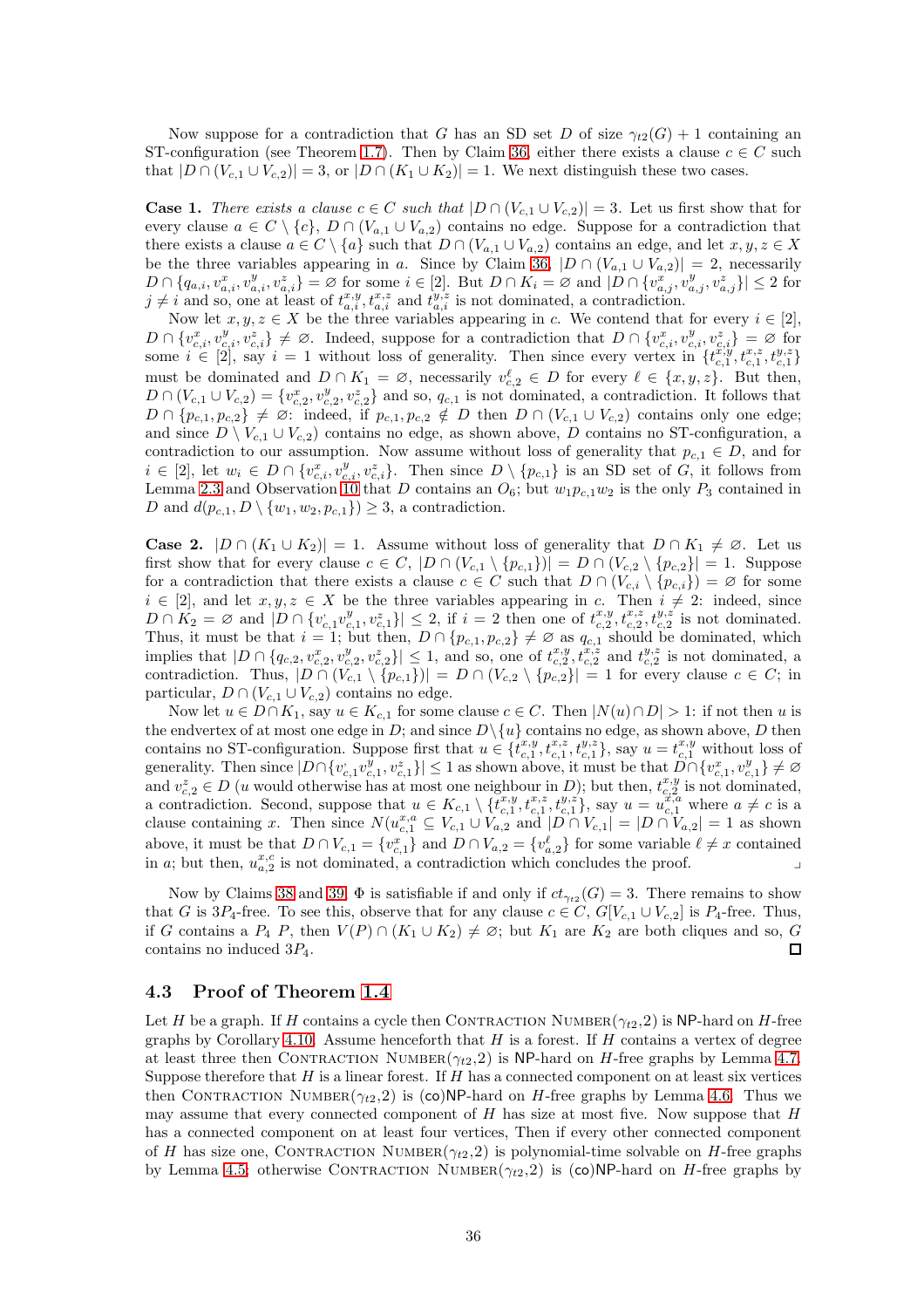Now suppose for a contradiction that $G$ has an SD set $D$ of size $\gamma_{t2}(G)+1$ containing an ST-configuration (see Theorem 1.7). Then by Claim 36, either there exists a clause $c \in C$ such that $|D \cap (V_{c,1} \cup V_{c,2})| = 3$, or $|D \cap (K_1 \cup K_2)| = 1$. We next distinguish these two cases.

**Case 1.** *There exists a clause $c \in C$ such that $|D \cap (V_{c,1} \cup V_{c,2})| = 3$.* Let us first show that for every clause $a \in C \setminus \{c\}$, $D \cap (V_{a,1} \cup V_{a,2})$ contains no edge. Suppose for a contradiction that there exists a clause $a \in C \setminus \{a\}$ such that $D \cap (V_{a,1} \cup V_{a,2})$ contains an edge, and let $x, y, z \in X$ be the three variables appearing in $a$. Since by Claim 36, $|D \cap (V_{a,1} \cup V_{a,2})| = 2$, necessarily $D \cap \{q_{a,i}, v^x_{a,i}, v^y_{a,i}, v^z_{a,i}\} = \varnothing$ for some $i \in [2]$. But $D \cap K_i = \varnothing$ and $|D \cap \{v^x_{a,j}, v^y_{a,j}, v^z_{a,j}\}| \leq 2$ for $j \neq i$ and so, one at least of $t^{x,y}_{a,i}, t^{x,z}_{a,i}$ and $t^{y,z}_{a,i}$ is not dominated, a contradiction.

Now let $x, y, z \in X$ be the three variables appearing in $c$. We contend that for every $i \in [2]$, $D \cap \{v^x_{c,i}, v^y_{c,i}, v^z_{c,i}\} \neq \varnothing$. Indeed, suppose for a contradiction that $D \cap \{v^x_{c,i}, v^y_{c,i}, v^z_{c,i}\} = \varnothing$ for some $i \in [2]$, say $i = 1$ without loss of generality. Then since every vertex in $\{t^{x,y}_{c,1}, t^{x,z}_{c,1}, t^{y,z}_{c,1}\}$ must be dominated and $D \cap K_1 = \varnothing$, necessarily $v^\ell_{c,2} \in D$ for every $\ell \in \{x, y, z\}$. But then, $D \cap (V_{c,1} \cup V_{c,2}) = \{v^x_{c,2}, v^y_{c,2}, v^z_{c,2}\}$ and so, $q_{c,1}$ is not dominated, a contradiction. It follows that $D \cap \{p_{c,1}, p_{c,2}\} \neq \varnothing$: indeed, if $p_{c,1}, p_{c,2} \notin D$ then $D \cap (V_{c,1} \cup V_{c,2})$ contains only one edge; and since $D \setminus V_{c,1} \cup V_{c,2})$ contains no edge, as shown above, $D$ contains no ST-configuration, a contradiction to our assumption. Now assume without loss of generality that $p_{c,1} \in D$, and for $i \in [2]$, let $w_i \in D \cap \{v^x_{c,i}, v^y_{c,i}, v^z_{c,i}\}$. Then since $D \setminus \{p_{c,1}\}$ is an SD set of $G$, it follows from Lemma 2.3 and Observation 10 that $D$ contains an $O_6$; but $w_1 p_{c,1} w_2$ is the only $P_3$ contained in $D$ and $d(p_{c,1}, D \setminus \{w_1, w_2, p_{c,1}\}) \geq 3$, a contradiction.

**Case 2.** $|D \cap (K_1 \cup K_2)| = 1$. Assume without loss of generality that $D \cap K_1 \neq \varnothing$. Let us first show that for every clause $c \in C$, $|D \cap (V_{c,1} \setminus \{p_{c,1}\})| = D \cap (V_{c,2} \setminus \{p_{c,2}\}| = 1$. Suppose for a contradiction that there exists a clause $c \in C$ such that $D \cap (V_{c,i} \setminus \{p_{c,i}\}) = \varnothing$ for some $i \in [2]$, and let $x, y, z \in X$ be the three variables appearing in $c$. Then $i \neq 2$: indeed, since $D \cap K_2 = \varnothing$ and $|D \cap \{v^{\cdot}_{c,1} v^y_{c,1}, v^z_{c,1}\}| \leq 2$, if $i = 2$ then one of $t^{x,y}_{c,2}, t^{x,z}_{c,2}, t^{y,z}_{c,2}$ is not dominated. Thus, it must be that $i = 1$; but then, $D \cap \{p_{c,1}, p_{c,2}\} \neq \varnothing$ as $q_{c,1}$ should be dominated, which implies that $|D \cap \{q_{c,2}, v^x_{c,2}, v^y_{c,2}, v^z_{c,2}\}| \leq 1$, and so, one of $t^{x,y}_{c,2}, t^{x,z}_{c,2}$ and $t^{y,z}_{c,2}$ is not dominated, a contradiction. Thus, $|D \cap (V_{c,1} \setminus \{p_{c,1}\})| = D \cap (V_{c,2} \setminus \{p_{c,2}\}| = 1$ for every clause $c \in C$; in particular, $D \cap (V_{c,1} \cup V_{c,2})$ contains no edge.

Now let $u \in D \cap K_1$, say $u \in K_{c,1}$ for some clause $c \in C$. Then $|N(u) \cap D| > 1$: if not then $u$ is the endvertex of at most one edge in $D$; and since $D \setminus \{u\}$ contains no edge, as shown above, $D$ then contains no ST-configuration. Suppose first that $u \in \{t^{x,y}_{c,1}, t^{x,z}_{c,1}, t^{y,z}_{c,1}\}$, say $u = t^{x,y}_{c,1}$ without loss of generality. Then since $|D \cap \{v^{\cdot}_{c,1} v^y_{c,1}, v^z_{c,1}\}| \leq 1$ as shown above, it must be that $D \cap \{v^x_{c,1}, v^y_{c,1}\} \neq \varnothing$ and $v^z_{c,2} \in D$ ($u$ would otherwise has at most one neighbour in $D$); but then, $t^{x,y}_{c,2}$ is not dominated, a contradiction. Second, suppose that $u \in K_{c,1} \setminus \{t^{x,y}_{c,1}, t^{x,z}_{c,1}, t^{y,z}_{c,1}\}$, say $u = u^{x,a}_{c,1}$ where $a \neq c$ is a clause containing $x$. Then since $N(u^{x,a}_{c,1} \subseteq V_{c,1} \cup V_{a,2}$ and $|D \cap V_{c,1}| = |D \cap V_{a,2}| = 1$ as shown above, it must be that $D \cap V_{c,1} = \{v^x_{c,1}\}$ and $D \cap V_{a,2} = \{v^\ell_{a,2}\}$ for some variable $\ell \neq x$ contained in $a$; but then, $u^{x,c}_{a,2}$ is not dominated, a contradiction which concludes the proof. ⌟

Now by Claims 38 and 39, $\Phi$ is satisfiable if and only if $ct_{\gamma_{t2}}(G) = 3$. There remains to show that $G$ is $3P_4$-free. To see this, observe that for any clause $c \in C$, $G[V_{c,1} \cup V_{c,2}]$ is $P_4$-free. Thus, if $G$ contains a $P_4$ $P$, then $V(P) \cap (K_1 \cup K_2) \neq \varnothing$; but $K_1$ are $K_2$ are both cliques and so, $G$ contains no induced $3P_4$. □

### 4.3 Proof of Theorem 1.4

Let $H$ be a graph. If $H$ contains a cycle then Contraction Number($\gamma_{t2}$,2) is NP-hard on $H$-free graphs by Corollary 4.10. Assume henceforth that $H$ is a forest. If $H$ contains a vertex of degree at least three then Contraction Number($\gamma_{t2}$,2) is NP-hard on $H$-free graphs by Lemma 4.7. Suppose therefore that $H$ is a linear forest. If $H$ has a connected component on at least six vertices then Contraction Number($\gamma_{t2}$,2) is (co)NP-hard on $H$-free graphs by Lemma 4.6. Thus we may assume that every connected component of $H$ has size at most five. Now suppose that $H$ has a connected component on at least four vertices, Then if every other connected component of $H$ has size one, Contraction Number($\gamma_{t2}$,2) is polynomial-time solvable on $H$-free graphs by Lemma 4.5; otherwise Contraction Number($\gamma_{t2}$,2) is (co)NP-hard on $H$-free graphs by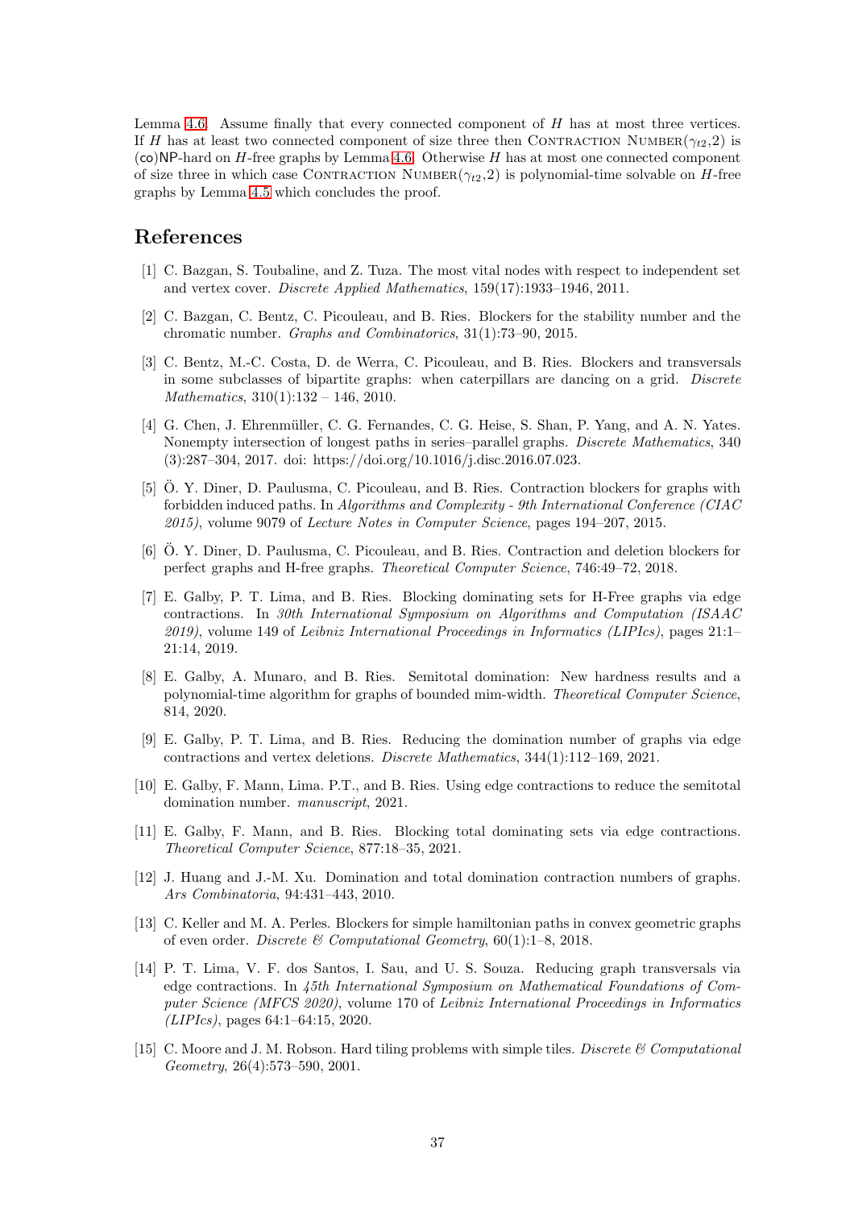Lemma 4.6. Assume finally that every connected component of $H$ has at most three vertices. If $H$ has at least two connected component of size three then CONTRACTION NUMBER($\gamma_{t2}$,2) is (co)NP-hard on $H$-free graphs by Lemma 4.6. Otherwise $H$ has at most one connected component of size three in which case CONTRACTION NUMBER($\gamma_{t2}$,2) is polynomial-time solvable on $H$-free graphs by Lemma 4.5 which concludes the proof.

## References

[1] C. Bazgan, S. Toubaline, and Z. Tuza. The most vital nodes with respect to independent set and vertex cover. *Discrete Applied Mathematics*, 159(17):1933–1946, 2011.

[2] C. Bazgan, C. Bentz, C. Picouleau, and B. Ries. Blockers for the stability number and the chromatic number. *Graphs and Combinatorics*, 31(1):73–90, 2015.

[3] C. Bentz, M.-C. Costa, D. de Werra, C. Picouleau, and B. Ries. Blockers and transversals in some subclasses of bipartite graphs: when caterpillars are dancing on a grid. *Discrete Mathematics*, 310(1):132 – 146, 2010.

[4] G. Chen, J. Ehrenmüller, C. G. Fernandes, C. G. Heise, S. Shan, P. Yang, and A. N. Yates. Nonempty intersection of longest paths in series–parallel graphs. *Discrete Mathematics*, 340 (3):287–304, 2017. doi: https://doi.org/10.1016/j.disc.2016.07.023.

[5] Ö. Y. Diner, D. Paulusma, C. Picouleau, and B. Ries. Contraction blockers for graphs with forbidden induced paths. In *Algorithms and Complexity - 9th International Conference (CIAC 2015)*, volume 9079 of *Lecture Notes in Computer Science*, pages 194–207, 2015.

[6] Ö. Y. Diner, D. Paulusma, C. Picouleau, and B. Ries. Contraction and deletion blockers for perfect graphs and H-free graphs. *Theoretical Computer Science*, 746:49–72, 2018.

[7] E. Galby, P. T. Lima, and B. Ries. Blocking dominating sets for H-Free graphs via edge contractions. In *30th International Symposium on Algorithms and Computation (ISAAC 2019)*, volume 149 of *Leibniz International Proceedings in Informatics (LIPIcs)*, pages 21:1–21:14, 2019.

[8] E. Galby, A. Munaro, and B. Ries. Semitotal domination: New hardness results and a polynomial-time algorithm for graphs of bounded mim-width. *Theoretical Computer Science*, 814, 2020.

[9] E. Galby, P. T. Lima, and B. Ries. Reducing the domination number of graphs via edge contractions and vertex deletions. *Discrete Mathematics*, 344(1):112–169, 2021.

[10] E. Galby, F. Mann, Lima. P.T., and B. Ries. Using edge contractions to reduce the semitotal domination number. *manuscript*, 2021.

[11] E. Galby, F. Mann, and B. Ries. Blocking total dominating sets via edge contractions. *Theoretical Computer Science*, 877:18–35, 2021.

[12] J. Huang and J.-M. Xu. Domination and total domination contraction numbers of graphs. *Ars Combinatoria*, 94:431–443, 2010.

[13] C. Keller and M. A. Perles. Blockers for simple hamiltonian paths in convex geometric graphs of even order. *Discrete & Computational Geometry*, 60(1):1–8, 2018.

[14] P. T. Lima, V. F. dos Santos, I. Sau, and U. S. Souza. Reducing graph transversals via edge contractions. In *45th International Symposium on Mathematical Foundations of Computer Science (MFCS 2020)*, volume 170 of *Leibniz International Proceedings in Informatics (LIPIcs)*, pages 64:1–64:15, 2020.

[15] C. Moore and J. M. Robson. Hard tiling problems with simple tiles. *Discrete & Computational Geometry*, 26(4):573–590, 2001.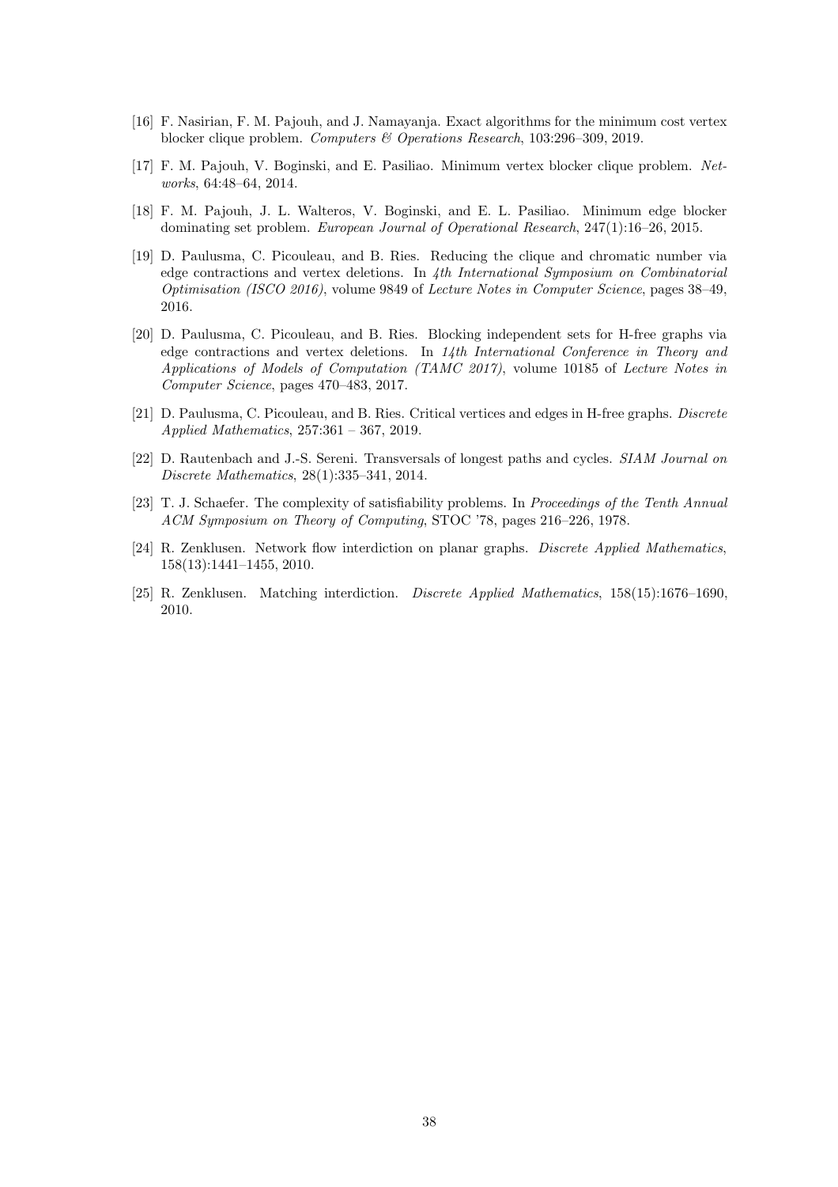[16] F. Nasirian, F. M. Pajouh, and J. Namayanja. Exact algorithms for the minimum cost vertex blocker clique problem. *Computers & Operations Research*, 103:296–309, 2019.

[17] F. M. Pajouh, V. Boginski, and E. Pasiliao. Minimum vertex blocker clique problem. *Networks*, 64:48–64, 2014.

[18] F. M. Pajouh, J. L. Walteros, V. Boginski, and E. L. Pasiliao. Minimum edge blocker dominating set problem. *European Journal of Operational Research*, 247(1):16–26, 2015.

[19] D. Paulusma, C. Picouleau, and B. Ries. Reducing the clique and chromatic number via edge contractions and vertex deletions. In *4th International Symposium on Combinatorial Optimisation (ISCO 2016)*, volume 9849 of *Lecture Notes in Computer Science*, pages 38–49, 2016.

[20] D. Paulusma, C. Picouleau, and B. Ries. Blocking independent sets for H-free graphs via edge contractions and vertex deletions. In *14th International Conference in Theory and Applications of Models of Computation (TAMC 2017)*, volume 10185 of *Lecture Notes in Computer Science*, pages 470–483, 2017.

[21] D. Paulusma, C. Picouleau, and B. Ries. Critical vertices and edges in H-free graphs. *Discrete Applied Mathematics*, 257:361 – 367, 2019.

[22] D. Rautenbach and J.-S. Sereni. Transversals of longest paths and cycles. *SIAM Journal on Discrete Mathematics*, 28(1):335–341, 2014.

[23] T. J. Schaefer. The complexity of satisfiability problems. In *Proceedings of the Tenth Annual ACM Symposium on Theory of Computing*, STOC '78, pages 216–226, 1978.

[24] R. Zenklusen. Network flow interdiction on planar graphs. *Discrete Applied Mathematics*, 158(13):1441–1455, 2010.

[25] R. Zenklusen. Matching interdiction. *Discrete Applied Mathematics*, 158(15):1676–1690, 2010.